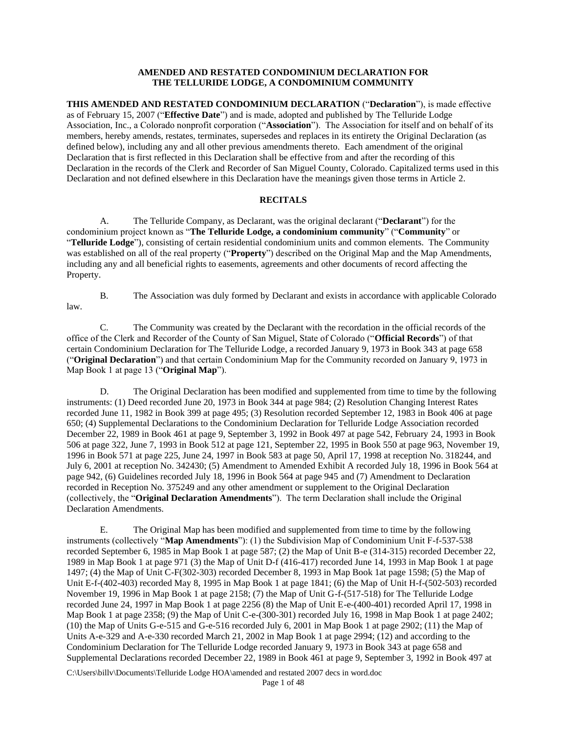# AMENDED AND RESTATED CONDOMINIUM DECLARATION FOR THE TELLURIDE LODGE, A CONDOMINIUM COMMUNITY

**THIS AMENDED AND RESTATED CONDOMINIUM DECLARATION** ("**Declaration**"), is made effective as of February 15, 2007 ("**Effective Date**") and is made, adopted and published by The Telluride Lodge Association, Inc., a Colorado nonprofit corporation ("**Association**"). The Association for itself and on behalf of its members, hereby amends, restates, terminates, supersedes and replaces in its entirety the Original Declaration (as defined below), including any and all other previous amendments thereto. Each amendment of the original Declaration that is first reflected in this Declaration shall be effective from and after the recording of this Declaration in the records of the Clerk and Recorder of San Miguel County, Colorado. Capitalized terms used in this Declaration and not defined elsewhere in this Declaration have the meanings given those terms in Article 2.

## RECITALS

A. The Telluride Company, as Declarant, was the original declarant ("**Declarant**") for the condominium project known as "**The Telluride Lodge, a condominium community**" ("**Community**" or "**Telluride Lodge**"), consisting of certain residential condominium units and common elements. The Community was established on all of the real property ("**Property**") described on the Original Map and the Map Amendments, including any and all beneficial rights to easements, agreements and other documents of record affecting the Property.

B. The Association was duly formed by Declarant and exists in accordance with applicable Colorado law.

C. The Community was created by the Declarant with the recordation in the official records of the office of the Clerk and Recorder of the County of San Miguel, State of Colorado ("**Official Records**") of that certain Condominium Declaration for The Telluride Lodge, a recorded January 9, 1973 in Book 343 at page 658 ("**Original Declaration**") and that certain Condominium Map for the Community recorded on January 9, 1973 in Map Book 1 at page 13 ("**Original Map**").

D. The Original Declaration has been modified and supplemented from time to time by the following instruments: (1) Deed recorded June 20, 1973 in Book 344 at page 984; (2) Resolution Changing Interest Rates recorded June 11, 1982 in Book 399 at page 495; (3) Resolution recorded September 12, 1983 in Book 406 at page 650; (4) Supplemental Declarations to the Condominium Declaration for Telluride Lodge Association recorded December 22, 1989 in Book 461 at page 9, September 3, 1992 in Book 497 at page 542, February 24, 1993 in Book 506 at page 322, June 7, 1993 in Book 512 at page 121, September 22, 1995 in Book 550 at page 963, November 19, 1996 in Book 571 at page 225, June 24, 1997 in Book 583 at page 50, April 17, 1998 at reception No. 318244, and July 6, 2001 at reception No. 342430; (5) Amendment to Amended Exhibit A recorded July 18, 1996 in Book 564 at page 942, (6) Guidelines recorded July 18, 1996 in Book 564 at page 945 and (7) Amendment to Declaration recorded in Reception No. 375249 and any other amendment or supplement to the Original Declaration (collectively, the "**Original Declaration Amendments**"). The term Declaration shall include the Original Declaration Amendments.

E. The Original Map has been modified and supplemented from time to time by the following instruments (collectively "**Map Amendments**"): (1) the Subdivision Map of Condominium Unit F-f-537-538 recorded September 6, 1985 in Map Book 1 at page 587; (2) the Map of Unit B-e (314-315) recorded December 22, 1989 in Map Book 1 at page 971 (3) the Map of Unit D-f (416-417) recorded June 14, 1993 in Map Book 1 at page 1497; (4) the Map of Unit C-F(302-303) recorded December 8, 1993 in Map Book 1at page 1598; (5) the Map of Unit E-f-(402-403) recorded May 8, 1995 in Map Book 1 at page 1841; (6) the Map of Unit H-f-(502-503) recorded November 19, 1996 in Map Book 1 at page 2158; (7) the Map of Unit G-f-(517-518) for The Telluride Lodge recorded June 24, 1997 in Map Book 1 at page 2256 (8) the Map of Unit E-e-(400-401) recorded April 17, 1998 in Map Book 1 at page 2358; (9) the Map of Unit C-e-(300-301) recorded July 16, 1998 in Map Book 1 at page 2402; (10) the Map of Units G-e-515 and G-e-516 recorded July 6, 2001 in Map Book 1 at page 2902; (11) the Map of Units A-e-329 and A-e-330 recorded March 21, 2002 in Map Book 1 at page 2994; (12) and according to the Condominium Declaration for The Telluride Lodge recorded January 9, 1973 in Book 343 at page 658 and Supplemental Declarations recorded December 22, 1989 in Book 461 at page 9, September 3, 1992 in Book 497 at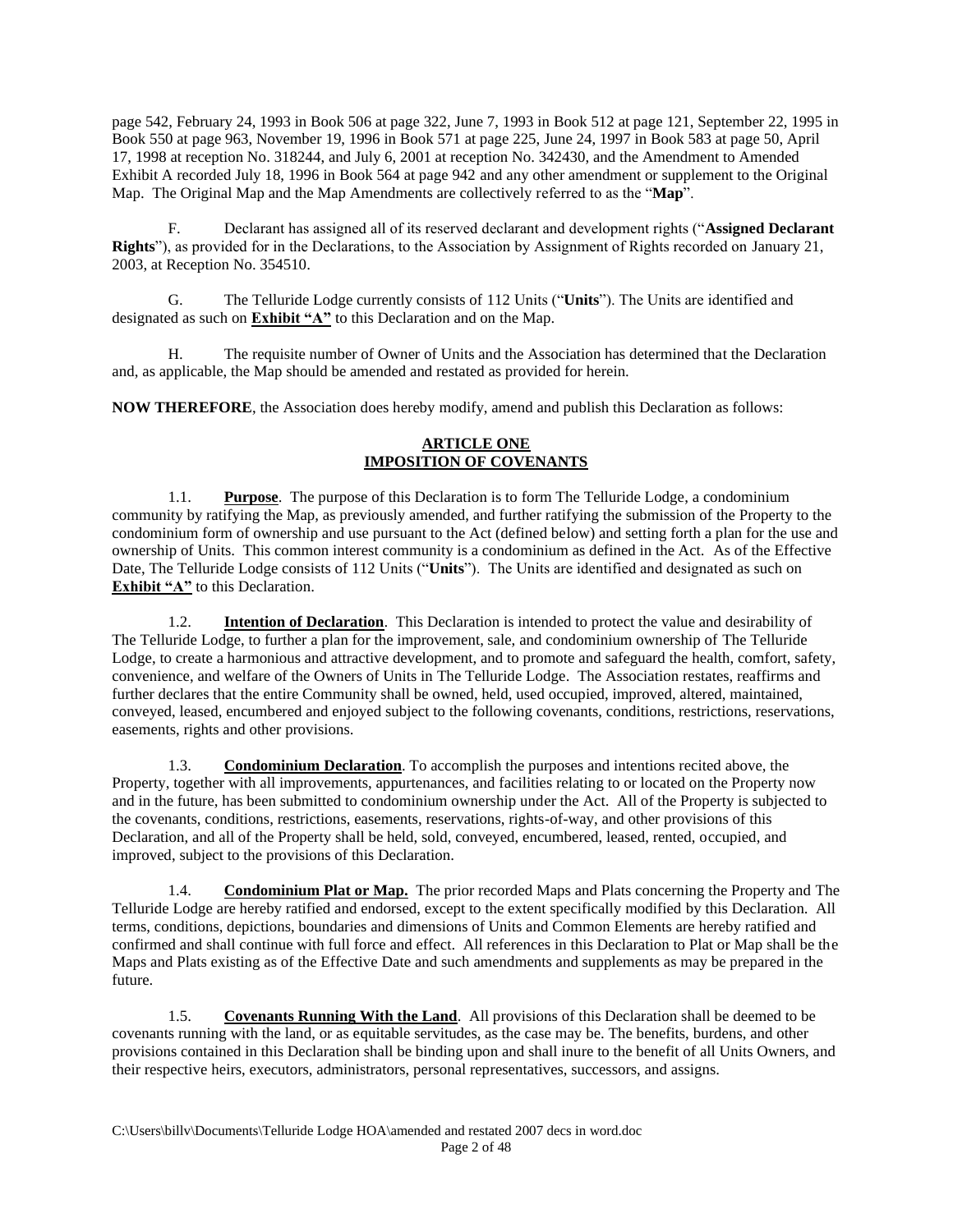page 542, February 24, 1993 in Book 506 at page 322, June 7, 1993 in Book 512 at page 121, September 22, 1995 in Book 550 at page 963, November 19, 1996 in Book 571 at page 225, June 24, 1997 in Book 583 at page 50, April 17, 1998 at reception No. 318244, and July 6, 2001 at reception No. 342430, and the Amendment to Amended Exhibit A recorded July 18, 1996 in Book 564 at page 942 and any other amendment or supplement to the Original Map. The Original Map and the Map Amendments are collectively referred to as the "**Map**".

F. Declarant has assigned all of its reserved declarant and development rights ("**Assigned Declarant Rights**"), as provided for in the Declarations, to the Association by Assignment of Rights recorded on January 21, 2003, at Reception No. 354510.

G. The Telluride Lodge currently consists of 112 Units ("**Units**"). The Units are identified and designated as such on **Exhibit "A"** to this Declaration and on the Map.

H. The requisite number of Owner of Units and the Association has determined that the Declaration and, as applicable, the Map should be amended and restated as provided for herein.

**NOW THEREFORE**, the Association does hereby modify, amend and publish this Declaration as follows:

## ARTICLE ONE
## IMPOSITION OF COVENANTS

1.1. **Purpose**. The purpose of this Declaration is to form The Telluride Lodge, a condominium community by ratifying the Map, as previously amended, and further ratifying the submission of the Property to the condominium form of ownership and use pursuant to the Act (defined below) and setting forth a plan for the use and ownership of Units. This common interest community is a condominium as defined in the Act. As of the Effective Date, The Telluride Lodge consists of 112 Units ("**Units**"). The Units are identified and designated as such on **Exhibit "A"** to this Declaration.

1.2. **Intention of Declaration**. This Declaration is intended to protect the value and desirability of The Telluride Lodge, to further a plan for the improvement, sale, and condominium ownership of The Telluride Lodge, to create a harmonious and attractive development, and to promote and safeguard the health, comfort, safety, convenience, and welfare of the Owners of Units in The Telluride Lodge. The Association restates, reaffirms and further declares that the entire Community shall be owned, held, used occupied, improved, altered, maintained, conveyed, leased, encumbered and enjoyed subject to the following covenants, conditions, restrictions, reservations, easements, rights and other provisions.

1.3. **Condominium Declaration**. To accomplish the purposes and intentions recited above, the Property, together with all improvements, appurtenances, and facilities relating to or located on the Property now and in the future, has been submitted to condominium ownership under the Act. All of the Property is subjected to the covenants, conditions, restrictions, easements, reservations, rights-of-way, and other provisions of this Declaration, and all of the Property shall be held, sold, conveyed, encumbered, leased, rented, occupied, and improved, subject to the provisions of this Declaration.

1.4. **Condominium Plat or Map.** The prior recorded Maps and Plats concerning the Property and The Telluride Lodge are hereby ratified and endorsed, except to the extent specifically modified by this Declaration. All terms, conditions, depictions, boundaries and dimensions of Units and Common Elements are hereby ratified and confirmed and shall continue with full force and effect. All references in this Declaration to Plat or Map shall be the Maps and Plats existing as of the Effective Date and such amendments and supplements as may be prepared in the future.

1.5. **Covenants Running With the Land**. All provisions of this Declaration shall be deemed to be covenants running with the land, or as equitable servitudes, as the case may be. The benefits, burdens, and other provisions contained in this Declaration shall be binding upon and shall inure to the benefit of all Units Owners, and their respective heirs, executors, administrators, personal representatives, successors, and assigns.

C:\Users\billv\Documents\Telluride Lodge HOA\amended and restated 2007 decs in word.doc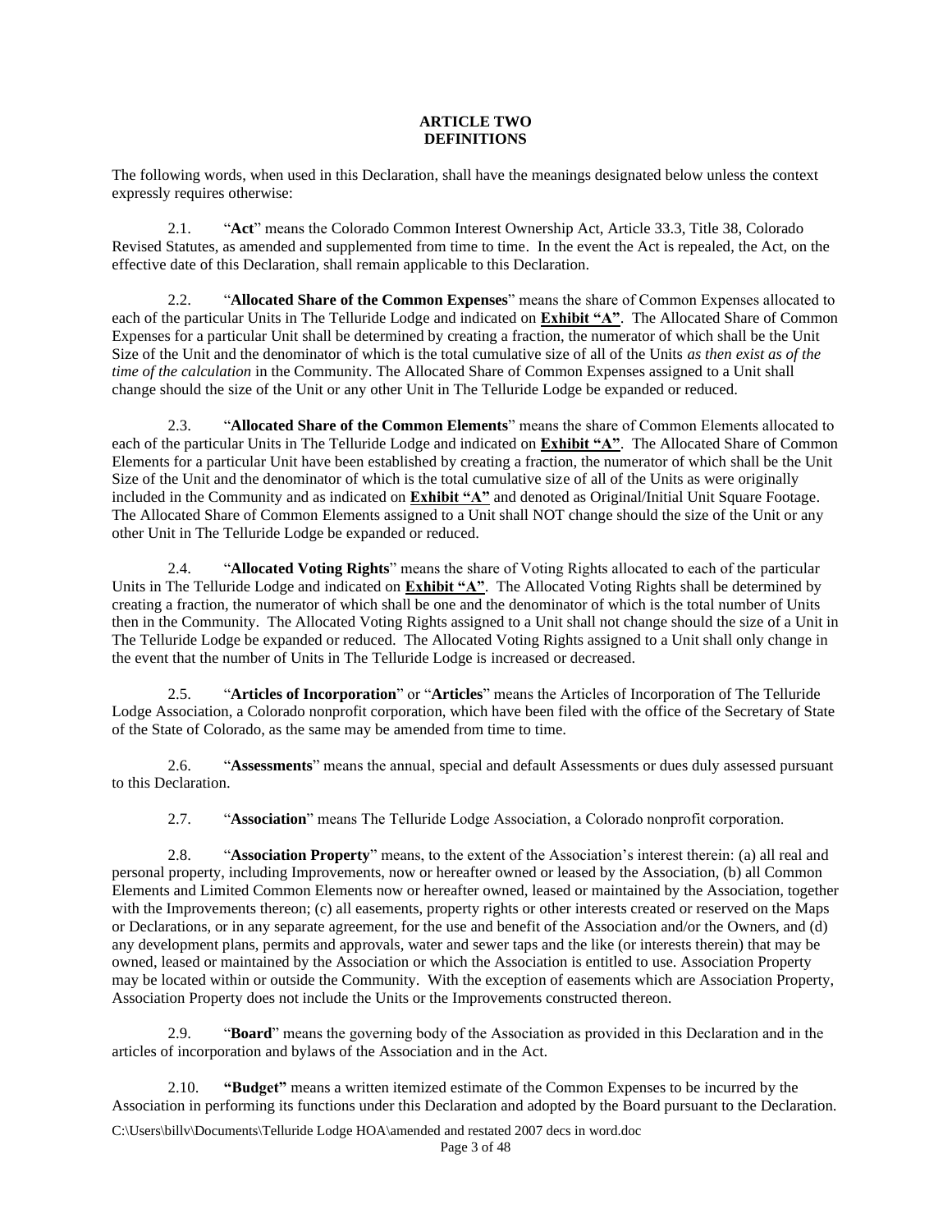# ARTICLE TWO
# DEFINITIONS

The following words, when used in this Declaration, shall have the meanings designated below unless the context expressly requires otherwise:

2.1. "**Act**" means the Colorado Common Interest Ownership Act, Article 33.3, Title 38, Colorado Revised Statutes, as amended and supplemented from time to time. In the event the Act is repealed, the Act, on the effective date of this Declaration, shall remain applicable to this Declaration.

2.2. "**Allocated Share of the Common Expenses**" means the share of Common Expenses allocated to each of the particular Units in The Telluride Lodge and indicated on **Exhibit "A"**. The Allocated Share of Common Expenses for a particular Unit shall be determined by creating a fraction, the numerator of which shall be the Unit Size of the Unit and the denominator of which is the total cumulative size of all of the Units *as then exist as of the time of the calculation* in the Community. The Allocated Share of Common Expenses assigned to a Unit shall change should the size of the Unit or any other Unit in The Telluride Lodge be expanded or reduced.

2.3. "**Allocated Share of the Common Elements**" means the share of Common Elements allocated to each of the particular Units in The Telluride Lodge and indicated on **Exhibit "A"**. The Allocated Share of Common Elements for a particular Unit have been established by creating a fraction, the numerator of which shall be the Unit Size of the Unit and the denominator of which is the total cumulative size of all of the Units as were originally included in the Community and as indicated on **Exhibit "A"** and denoted as Original/Initial Unit Square Footage. The Allocated Share of Common Elements assigned to a Unit shall NOT change should the size of the Unit or any other Unit in The Telluride Lodge be expanded or reduced.

2.4. "**Allocated Voting Rights**" means the share of Voting Rights allocated to each of the particular Units in The Telluride Lodge and indicated on **Exhibit "A"**. The Allocated Voting Rights shall be determined by creating a fraction, the numerator of which shall be one and the denominator of which is the total number of Units then in the Community. The Allocated Voting Rights assigned to a Unit shall not change should the size of a Unit in The Telluride Lodge be expanded or reduced. The Allocated Voting Rights assigned to a Unit shall only change in the event that the number of Units in The Telluride Lodge is increased or decreased.

2.5. "**Articles of Incorporation**" or "**Articles**" means the Articles of Incorporation of The Telluride Lodge Association, a Colorado nonprofit corporation, which have been filed with the office of the Secretary of State of the State of Colorado, as the same may be amended from time to time.

2.6. "**Assessments**" means the annual, special and default Assessments or dues duly assessed pursuant to this Declaration.

2.7. "**Association**" means The Telluride Lodge Association, a Colorado nonprofit corporation.

2.8. "**Association Property**" means, to the extent of the Association's interest therein: (a) all real and personal property, including Improvements, now or hereafter owned or leased by the Association, (b) all Common Elements and Limited Common Elements now or hereafter owned, leased or maintained by the Association, together with the Improvements thereon; (c) all easements, property rights or other interests created or reserved on the Maps or Declarations, or in any separate agreement, for the use and benefit of the Association and/or the Owners, and (d) any development plans, permits and approvals, water and sewer taps and the like (or interests therein) that may be owned, leased or maintained by the Association or which the Association is entitled to use. Association Property may be located within or outside the Community. With the exception of easements which are Association Property, Association Property does not include the Units or the Improvements constructed thereon.

2.9. "**Board**" means the governing body of the Association as provided in this Declaration and in the articles of incorporation and bylaws of the Association and in the Act.

2.10. **"Budget"** means a written itemized estimate of the Common Expenses to be incurred by the Association in performing its functions under this Declaration and adopted by the Board pursuant to the Declaration.

C:\Users\billv\Documents\Telluride Lodge HOA\amended and restated 2007 decs in word.doc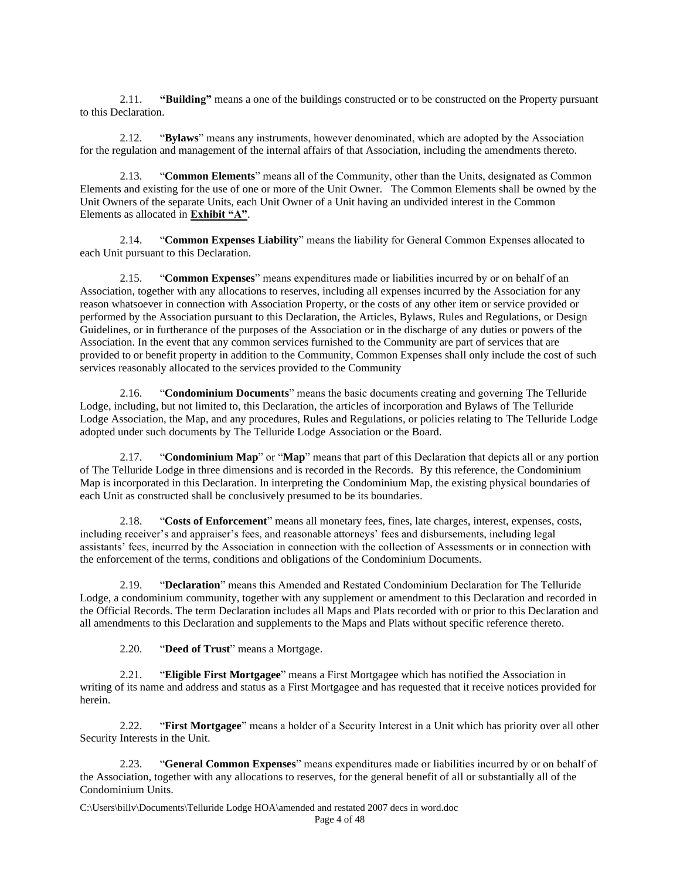2.11. **"Building"** means a one of the buildings constructed or to be constructed on the Property pursuant to this Declaration.

2.12. "**Bylaws**" means any instruments, however denominated, which are adopted by the Association for the regulation and management of the internal affairs of that Association, including the amendments thereto.

2.13. "**Common Elements**" means all of the Community, other than the Units, designated as Common Elements and existing for the use of one or more of the Unit Owner. The Common Elements shall be owned by the Unit Owners of the separate Units, each Unit Owner of a Unit having an undivided interest in the Common Elements as allocated in **Exhibit "A"**.

2.14. "**Common Expenses Liability**" means the liability for General Common Expenses allocated to each Unit pursuant to this Declaration.

2.15. "**Common Expenses**" means expenditures made or liabilities incurred by or on behalf of an Association, together with any allocations to reserves, including all expenses incurred by the Association for any reason whatsoever in connection with Association Property, or the costs of any other item or service provided or performed by the Association pursuant to this Declaration, the Articles, Bylaws, Rules and Regulations, or Design Guidelines, or in furtherance of the purposes of the Association or in the discharge of any duties or powers of the Association. In the event that any common services furnished to the Community are part of services that are provided to or benefit property in addition to the Community, Common Expenses shall only include the cost of such services reasonably allocated to the services provided to the Community

2.16. "**Condominium Documents**" means the basic documents creating and governing The Telluride Lodge, including, but not limited to, this Declaration, the articles of incorporation and Bylaws of The Telluride Lodge Association, the Map, and any procedures, Rules and Regulations, or policies relating to The Telluride Lodge adopted under such documents by The Telluride Lodge Association or the Board.

2.17. "**Condominium Map**" or "**Map**" means that part of this Declaration that depicts all or any portion of The Telluride Lodge in three dimensions and is recorded in the Records. By this reference, the Condominium Map is incorporated in this Declaration. In interpreting the Condominium Map, the existing physical boundaries of each Unit as constructed shall be conclusively presumed to be its boundaries.

2.18. "**Costs of Enforcement**" means all monetary fees, fines, late charges, interest, expenses, costs, including receiver's and appraiser's fees, and reasonable attorneys' fees and disbursements, including legal assistants' fees, incurred by the Association in connection with the collection of Assessments or in connection with the enforcement of the terms, conditions and obligations of the Condominium Documents.

2.19. "**Declaration**" means this Amended and Restated Condominium Declaration for The Telluride Lodge, a condominium community, together with any supplement or amendment to this Declaration and recorded in the Official Records. The term Declaration includes all Maps and Plats recorded with or prior to this Declaration and all amendments to this Declaration and supplements to the Maps and Plats without specific reference thereto.

2.20. "**Deed of Trust**" means a Mortgage.

2.21. "**Eligible First Mortgagee**" means a First Mortgagee which has notified the Association in writing of its name and address and status as a First Mortgagee and has requested that it receive notices provided for herein.

2.22. "**First Mortgagee**" means a holder of a Security Interest in a Unit which has priority over all other Security Interests in the Unit.

2.23. "**General Common Expenses**" means expenditures made or liabilities incurred by or on behalf of the Association, together with any allocations to reserves, for the general benefit of all or substantially all of the Condominium Units.

C:\Users\billv\Documents\Telluride Lodge HOA\amended and restated 2007 decs in word.doc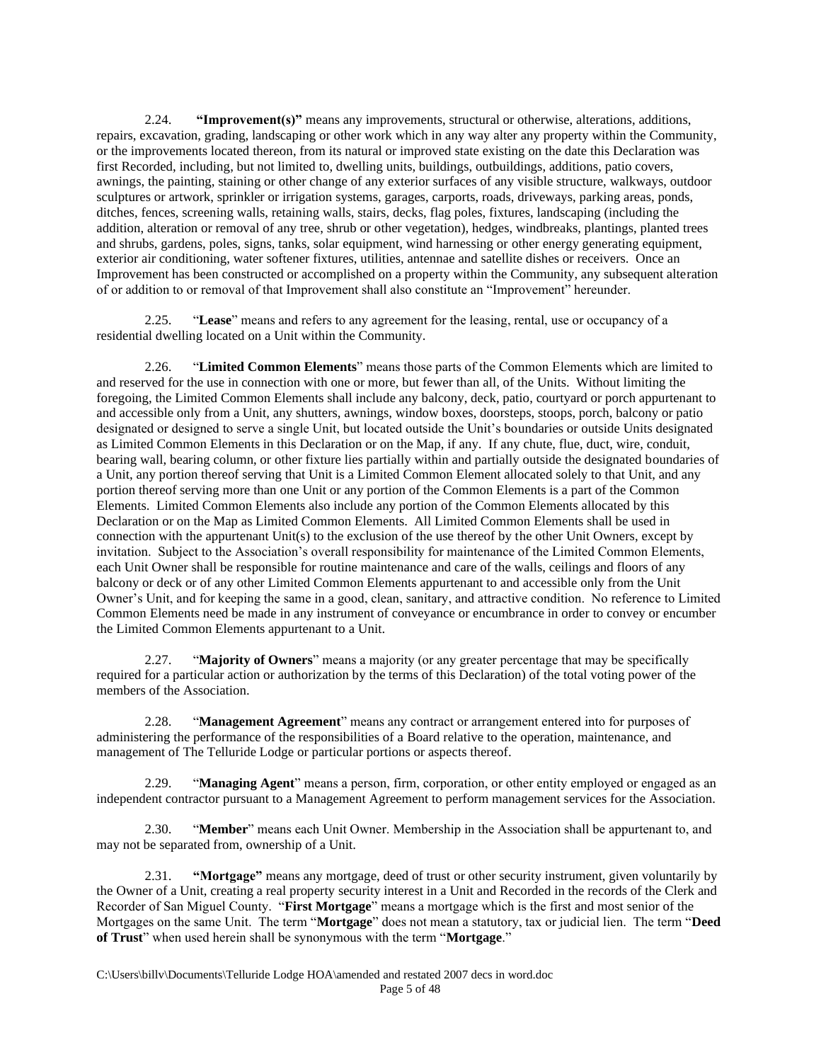2.24. **"Improvement(s)"** means any improvements, structural or otherwise, alterations, additions, repairs, excavation, grading, landscaping or other work which in any way alter any property within the Community, or the improvements located thereon, from its natural or improved state existing on the date this Declaration was first Recorded, including, but not limited to, dwelling units, buildings, outbuildings, additions, patio covers, awnings, the painting, staining or other change of any exterior surfaces of any visible structure, walkways, outdoor sculptures or artwork, sprinkler or irrigation systems, garages, carports, roads, driveways, parking areas, ponds, ditches, fences, screening walls, retaining walls, stairs, decks, flag poles, fixtures, landscaping (including the addition, alteration or removal of any tree, shrub or other vegetation), hedges, windbreaks, plantings, planted trees and shrubs, gardens, poles, signs, tanks, solar equipment, wind harnessing or other energy generating equipment, exterior air conditioning, water softener fixtures, utilities, antennae and satellite dishes or receivers. Once an Improvement has been constructed or accomplished on a property within the Community, any subsequent alteration of or addition to or removal of that Improvement shall also constitute an "Improvement" hereunder.

2.25. "**Lease**" means and refers to any agreement for the leasing, rental, use or occupancy of a residential dwelling located on a Unit within the Community.

2.26. "**Limited Common Elements**" means those parts of the Common Elements which are limited to and reserved for the use in connection with one or more, but fewer than all, of the Units. Without limiting the foregoing, the Limited Common Elements shall include any balcony, deck, patio, courtyard or porch appurtenant to and accessible only from a Unit, any shutters, awnings, window boxes, doorsteps, stoops, porch, balcony or patio designated or designed to serve a single Unit, but located outside the Unit's boundaries or outside Units designated as Limited Common Elements in this Declaration or on the Map, if any. If any chute, flue, duct, wire, conduit, bearing wall, bearing column, or other fixture lies partially within and partially outside the designated boundaries of a Unit, any portion thereof serving that Unit is a Limited Common Element allocated solely to that Unit, and any portion thereof serving more than one Unit or any portion of the Common Elements is a part of the Common Elements. Limited Common Elements also include any portion of the Common Elements allocated by this Declaration or on the Map as Limited Common Elements. All Limited Common Elements shall be used in connection with the appurtenant Unit(s) to the exclusion of the use thereof by the other Unit Owners, except by invitation. Subject to the Association's overall responsibility for maintenance of the Limited Common Elements, each Unit Owner shall be responsible for routine maintenance and care of the walls, ceilings and floors of any balcony or deck or of any other Limited Common Elements appurtenant to and accessible only from the Unit Owner's Unit, and for keeping the same in a good, clean, sanitary, and attractive condition. No reference to Limited Common Elements need be made in any instrument of conveyance or encumbrance in order to convey or encumber the Limited Common Elements appurtenant to a Unit.

2.27. "**Majority of Owners**" means a majority (or any greater percentage that may be specifically required for a particular action or authorization by the terms of this Declaration) of the total voting power of the members of the Association.

2.28. "**Management Agreement**" means any contract or arrangement entered into for purposes of administering the performance of the responsibilities of a Board relative to the operation, maintenance, and management of The Telluride Lodge or particular portions or aspects thereof.

2.29. "**Managing Agent**" means a person, firm, corporation, or other entity employed or engaged as an independent contractor pursuant to a Management Agreement to perform management services for the Association.

2.30. "**Member**" means each Unit Owner. Membership in the Association shall be appurtenant to, and may not be separated from, ownership of a Unit.

2.31. **"Mortgage"** means any mortgage, deed of trust or other security instrument, given voluntarily by the Owner of a Unit, creating a real property security interest in a Unit and Recorded in the records of the Clerk and Recorder of San Miguel County. "**First Mortgage**" means a mortgage which is the first and most senior of the Mortgages on the same Unit. The term "**Mortgage**" does not mean a statutory, tax or judicial lien. The term "**Deed of Trust**" when used herein shall be synonymous with the term "**Mortgage**."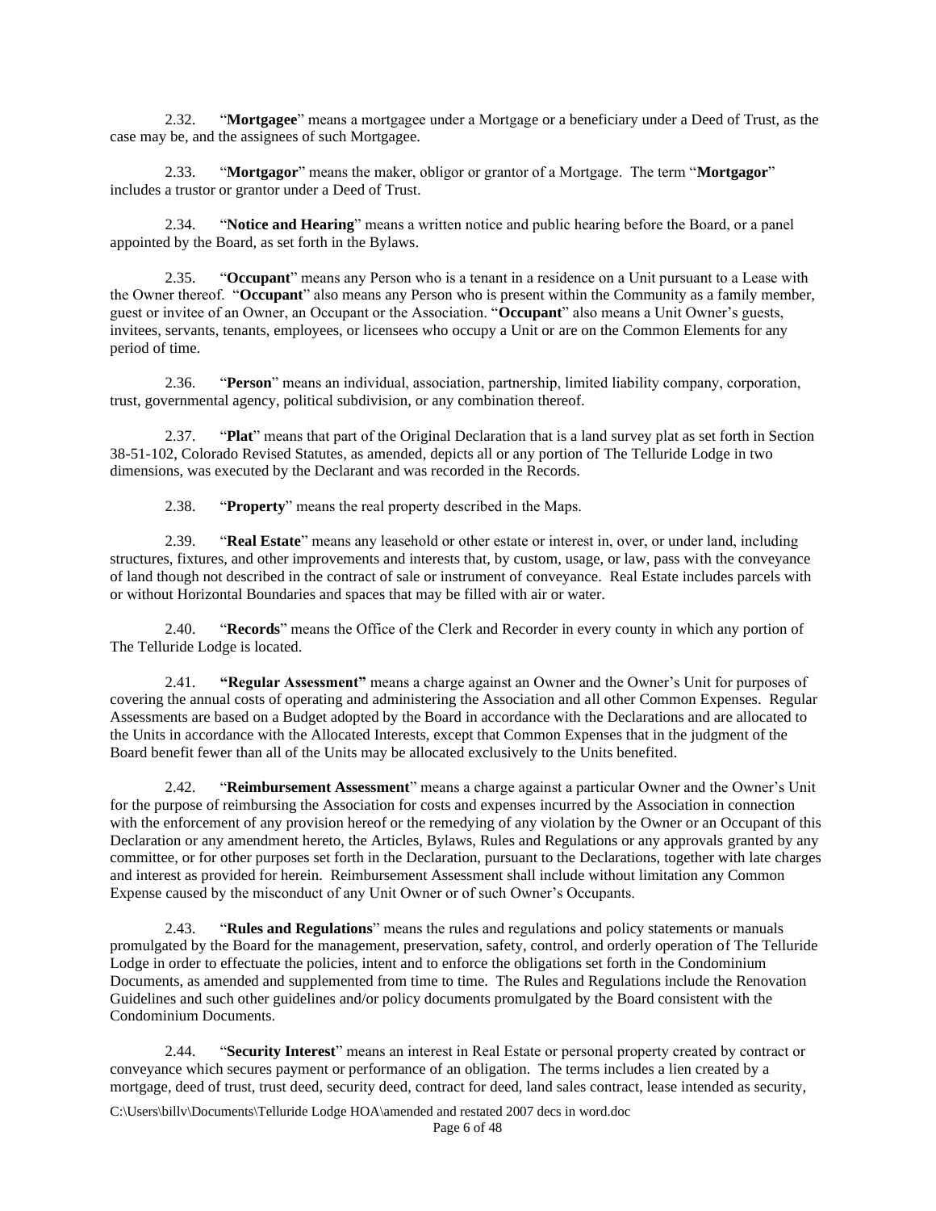2.32. "**Mortgagee**" means a mortgagee under a Mortgage or a beneficiary under a Deed of Trust, as the case may be, and the assignees of such Mortgagee.

2.33. "**Mortgagor**" means the maker, obligor or grantor of a Mortgage. The term "**Mortgagor**" includes a trustor or grantor under a Deed of Trust.

2.34. "**Notice and Hearing**" means a written notice and public hearing before the Board, or a panel appointed by the Board, as set forth in the Bylaws.

2.35. "**Occupant**" means any Person who is a tenant in a residence on a Unit pursuant to a Lease with the Owner thereof. "**Occupant**" also means any Person who is present within the Community as a family member, guest or invitee of an Owner, an Occupant or the Association. "**Occupant**" also means a Unit Owner's guests, invitees, servants, tenants, employees, or licensees who occupy a Unit or are on the Common Elements for any period of time.

2.36. "**Person**" means an individual, association, partnership, limited liability company, corporation, trust, governmental agency, political subdivision, or any combination thereof.

2.37. "**Plat**" means that part of the Original Declaration that is a land survey plat as set forth in Section 38-51-102, Colorado Revised Statutes, as amended, depicts all or any portion of The Telluride Lodge in two dimensions, was executed by the Declarant and was recorded in the Records.

2.38. "**Property**" means the real property described in the Maps.

2.39. "**Real Estate**" means any leasehold or other estate or interest in, over, or under land, including structures, fixtures, and other improvements and interests that, by custom, usage, or law, pass with the conveyance of land though not described in the contract of sale or instrument of conveyance. Real Estate includes parcels with or without Horizontal Boundaries and spaces that may be filled with air or water.

2.40. "**Records**" means the Office of the Clerk and Recorder in every county in which any portion of The Telluride Lodge is located.

2.41. **"Regular Assessment"** means a charge against an Owner and the Owner's Unit for purposes of covering the annual costs of operating and administering the Association and all other Common Expenses. Regular Assessments are based on a Budget adopted by the Board in accordance with the Declarations and are allocated to the Units in accordance with the Allocated Interests, except that Common Expenses that in the judgment of the Board benefit fewer than all of the Units may be allocated exclusively to the Units benefited.

2.42. "**Reimbursement Assessment**" means a charge against a particular Owner and the Owner's Unit for the purpose of reimbursing the Association for costs and expenses incurred by the Association in connection with the enforcement of any provision hereof or the remedying of any violation by the Owner or an Occupant of this Declaration or any amendment hereto, the Articles, Bylaws, Rules and Regulations or any approvals granted by any committee, or for other purposes set forth in the Declaration, pursuant to the Declarations, together with late charges and interest as provided for herein. Reimbursement Assessment shall include without limitation any Common Expense caused by the misconduct of any Unit Owner or of such Owner's Occupants.

2.43. "**Rules and Regulations**" means the rules and regulations and policy statements or manuals promulgated by the Board for the management, preservation, safety, control, and orderly operation of The Telluride Lodge in order to effectuate the policies, intent and to enforce the obligations set forth in the Condominium Documents, as amended and supplemented from time to time. The Rules and Regulations include the Renovation Guidelines and such other guidelines and/or policy documents promulgated by the Board consistent with the Condominium Documents.

2.44. "**Security Interest**" means an interest in Real Estate or personal property created by contract or conveyance which secures payment or performance of an obligation. The terms includes a lien created by a mortgage, deed of trust, trust deed, security deed, contract for deed, land sales contract, lease intended as security,

C:\Users\billv\Documents\Telluride Lodge HOA\amended and restated 2007 decs in word.doc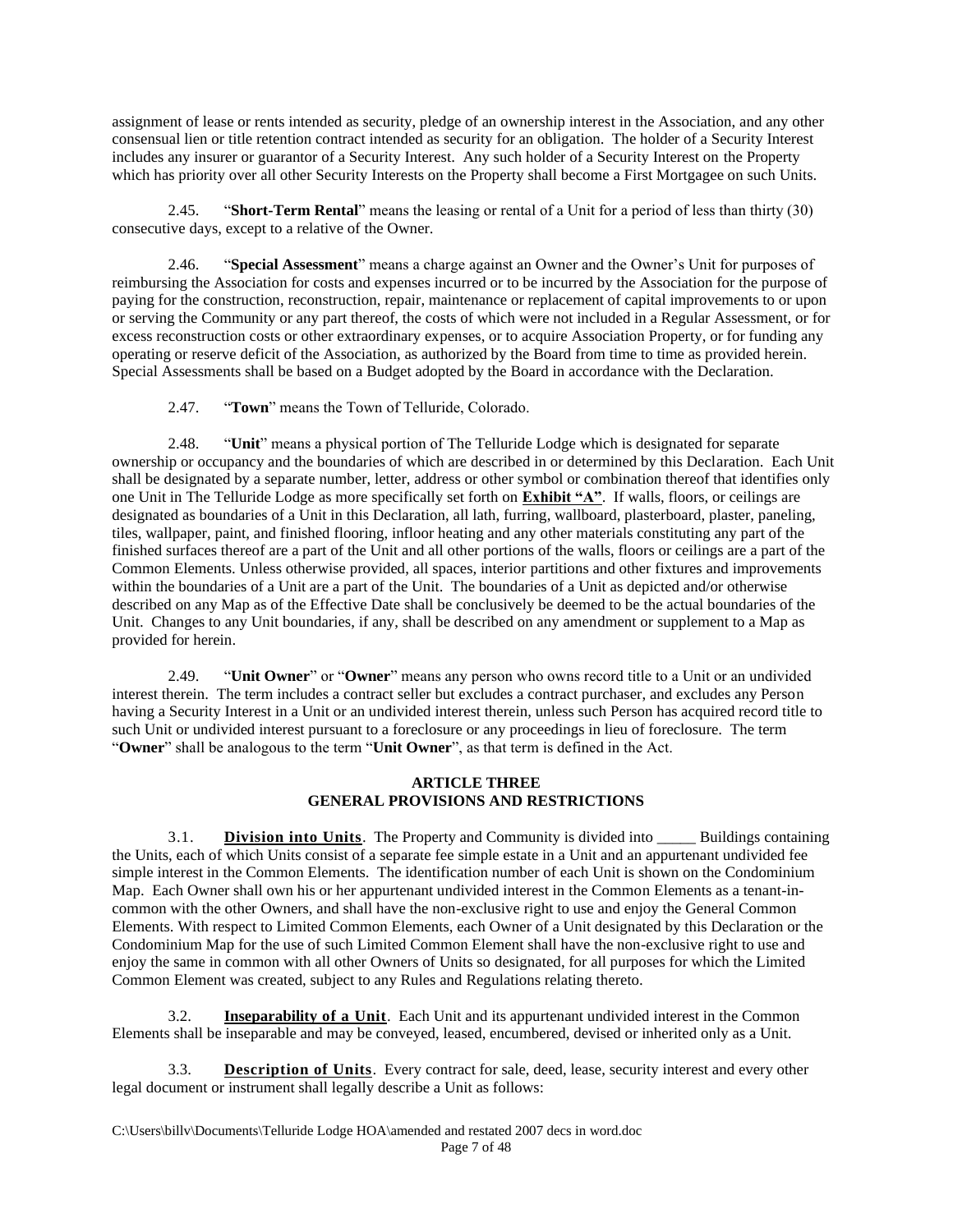assignment of lease or rents intended as security, pledge of an ownership interest in the Association, and any other consensual lien or title retention contract intended as security for an obligation. The holder of a Security Interest includes any insurer or guarantor of a Security Interest. Any such holder of a Security Interest on the Property which has priority over all other Security Interests on the Property shall become a First Mortgagee on such Units.

2.45. "**Short-Term Rental**" means the leasing or rental of a Unit for a period of less than thirty (30) consecutive days, except to a relative of the Owner.

2.46. "**Special Assessment**" means a charge against an Owner and the Owner's Unit for purposes of reimbursing the Association for costs and expenses incurred or to be incurred by the Association for the purpose of paying for the construction, reconstruction, repair, maintenance or replacement of capital improvements to or upon or serving the Community or any part thereof, the costs of which were not included in a Regular Assessment, or for excess reconstruction costs or other extraordinary expenses, or to acquire Association Property, or for funding any operating or reserve deficit of the Association, as authorized by the Board from time to time as provided herein. Special Assessments shall be based on a Budget adopted by the Board in accordance with the Declaration.

2.47. "**Town**" means the Town of Telluride, Colorado.

2.48. "**Unit**" means a physical portion of The Telluride Lodge which is designated for separate ownership or occupancy and the boundaries of which are described in or determined by this Declaration. Each Unit shall be designated by a separate number, letter, address or other symbol or combination thereof that identifies only one Unit in The Telluride Lodge as more specifically set forth on **Exhibit "A"**. If walls, floors, or ceilings are designated as boundaries of a Unit in this Declaration, all lath, furring, wallboard, plasterboard, plaster, paneling, tiles, wallpaper, paint, and finished flooring, infloor heating and any other materials constituting any part of the finished surfaces thereof are a part of the Unit and all other portions of the walls, floors or ceilings are a part of the Common Elements. Unless otherwise provided, all spaces, interior partitions and other fixtures and improvements within the boundaries of a Unit are a part of the Unit. The boundaries of a Unit as depicted and/or otherwise described on any Map as of the Effective Date shall be conclusively be deemed to be the actual boundaries of the Unit. Changes to any Unit boundaries, if any, shall be described on any amendment or supplement to a Map as provided for herein.

2.49. "**Unit Owner**" or "**Owner**" means any person who owns record title to a Unit or an undivided interest therein. The term includes a contract seller but excludes a contract purchaser, and excludes any Person having a Security Interest in a Unit or an undivided interest therein, unless such Person has acquired record title to such Unit or undivided interest pursuant to a foreclosure or any proceedings in lieu of foreclosure. The term "**Owner**" shall be analogous to the term "**Unit Owner**", as that term is defined in the Act.

## ARTICLE THREE
## GENERAL PROVISIONS AND RESTRICTIONS

3.1. **Division into Units**. The Property and Community is divided into _____ Buildings containing the Units, each of which Units consist of a separate fee simple estate in a Unit and an appurtenant undivided fee simple interest in the Common Elements. The identification number of each Unit is shown on the Condominium Map. Each Owner shall own his or her appurtenant undivided interest in the Common Elements as a tenant-in-common with the other Owners, and shall have the non-exclusive right to use and enjoy the General Common Elements. With respect to Limited Common Elements, each Owner of a Unit designated by this Declaration or the Condominium Map for the use of such Limited Common Element shall have the non-exclusive right to use and enjoy the same in common with all other Owners of Units so designated, for all purposes for which the Limited Common Element was created, subject to any Rules and Regulations relating thereto.

3.2. **Inseparability of a Unit**. Each Unit and its appurtenant undivided interest in the Common Elements shall be inseparable and may be conveyed, leased, encumbered, devised or inherited only as a Unit.

3.3. **Description of Units**. Every contract for sale, deed, lease, security interest and every other legal document or instrument shall legally describe a Unit as follows:

C:\Users\billv\Documents\Telluride Lodge HOA\amended and restated 2007 decs in word.doc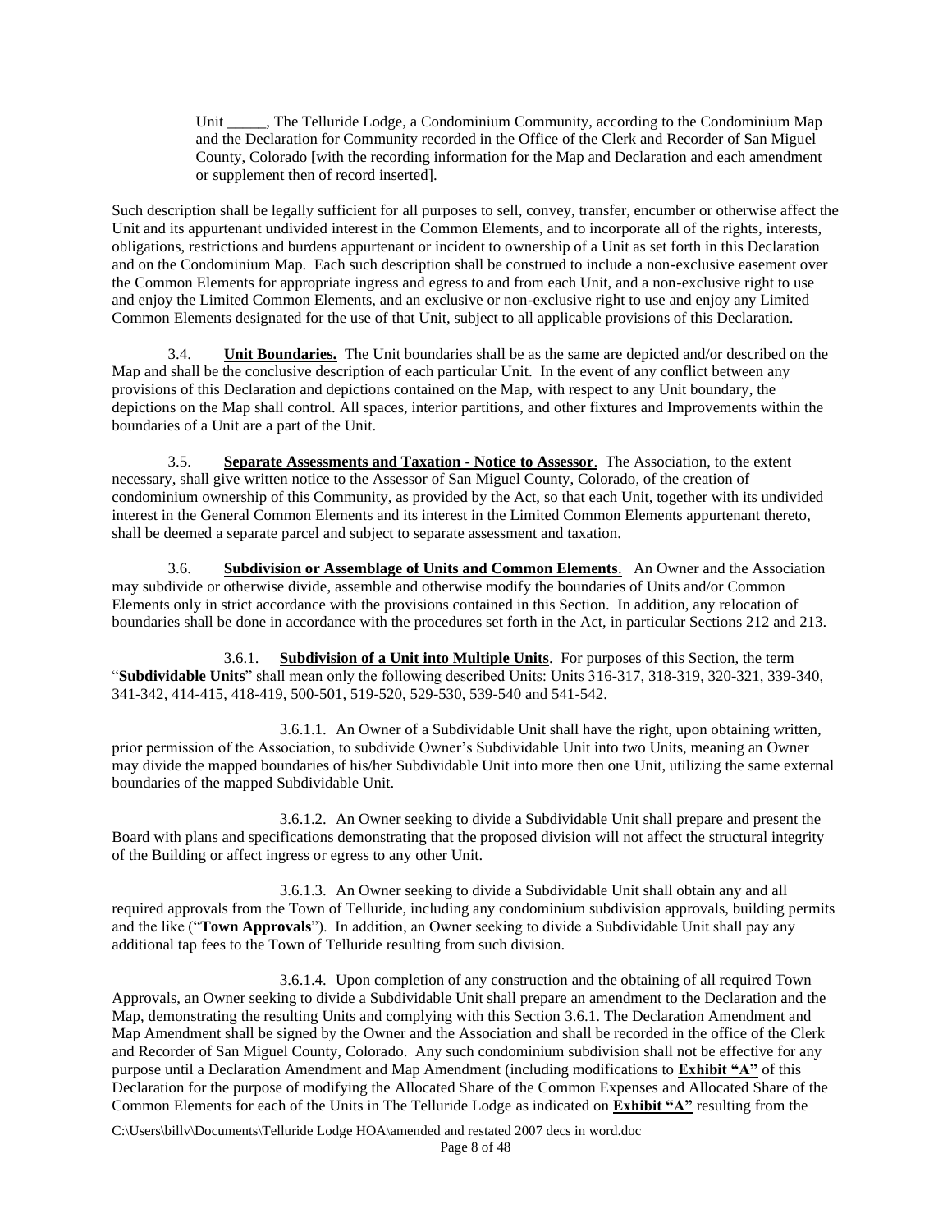Unit _____, The Telluride Lodge, a Condominium Community, according to the Condominium Map and the Declaration for Community recorded in the Office of the Clerk and Recorder of San Miguel County, Colorado [with the recording information for the Map and Declaration and each amendment or supplement then of record inserted].

Such description shall be legally sufficient for all purposes to sell, convey, transfer, encumber or otherwise affect the Unit and its appurtenant undivided interest in the Common Elements, and to incorporate all of the rights, interests, obligations, restrictions and burdens appurtenant or incident to ownership of a Unit as set forth in this Declaration and on the Condominium Map. Each such description shall be construed to include a non-exclusive easement over the Common Elements for appropriate ingress and egress to and from each Unit, and a non-exclusive right to use and enjoy the Limited Common Elements, and an exclusive or non-exclusive right to use and enjoy any Limited Common Elements designated for the use of that Unit, subject to all applicable provisions of this Declaration.

3.4. **Unit Boundaries.** The Unit boundaries shall be as the same are depicted and/or described on the Map and shall be the conclusive description of each particular Unit. In the event of any conflict between any provisions of this Declaration and depictions contained on the Map, with respect to any Unit boundary, the depictions on the Map shall control. All spaces, interior partitions, and other fixtures and Improvements within the boundaries of a Unit are a part of the Unit.

3.5. **Separate Assessments and Taxation - Notice to Assessor**. The Association, to the extent necessary, shall give written notice to the Assessor of San Miguel County, Colorado, of the creation of condominium ownership of this Community, as provided by the Act, so that each Unit, together with its undivided interest in the General Common Elements and its interest in the Limited Common Elements appurtenant thereto, shall be deemed a separate parcel and subject to separate assessment and taxation.

3.6. **Subdivision or Assemblage of Units and Common Elements**. An Owner and the Association may subdivide or otherwise divide, assemble and otherwise modify the boundaries of Units and/or Common Elements only in strict accordance with the provisions contained in this Section. In addition, any relocation of boundaries shall be done in accordance with the procedures set forth in the Act, in particular Sections 212 and 213.

3.6.1. **Subdivision of a Unit into Multiple Units**. For purposes of this Section, the term "**Subdividable Units**" shall mean only the following described Units: Units 316-317, 318-319, 320-321, 339-340, 341-342, 414-415, 418-419, 500-501, 519-520, 529-530, 539-540 and 541-542.

3.6.1.1. An Owner of a Subdividable Unit shall have the right, upon obtaining written, prior permission of the Association, to subdivide Owner's Subdividable Unit into two Units, meaning an Owner may divide the mapped boundaries of his/her Subdividable Unit into more then one Unit, utilizing the same external boundaries of the mapped Subdividable Unit.

3.6.1.2. An Owner seeking to divide a Subdividable Unit shall prepare and present the Board with plans and specifications demonstrating that the proposed division will not affect the structural integrity of the Building or affect ingress or egress to any other Unit.

3.6.1.3. An Owner seeking to divide a Subdividable Unit shall obtain any and all required approvals from the Town of Telluride, including any condominium subdivision approvals, building permits and the like ("**Town Approvals**"). In addition, an Owner seeking to divide a Subdividable Unit shall pay any additional tap fees to the Town of Telluride resulting from such division.

3.6.1.4. Upon completion of any construction and the obtaining of all required Town Approvals, an Owner seeking to divide a Subdividable Unit shall prepare an amendment to the Declaration and the Map, demonstrating the resulting Units and complying with this Section 3.6.1. The Declaration Amendment and Map Amendment shall be signed by the Owner and the Association and shall be recorded in the office of the Clerk and Recorder of San Miguel County, Colorado. Any such condominium subdivision shall not be effective for any purpose until a Declaration Amendment and Map Amendment (including modifications to **Exhibit "A"** of this Declaration for the purpose of modifying the Allocated Share of the Common Expenses and Allocated Share of the Common Elements for each of the Units in The Telluride Lodge as indicated on **Exhibit "A"** resulting from the

C:\Users\billv\Documents\Telluride Lodge HOA\amended and restated 2007 decs in word.doc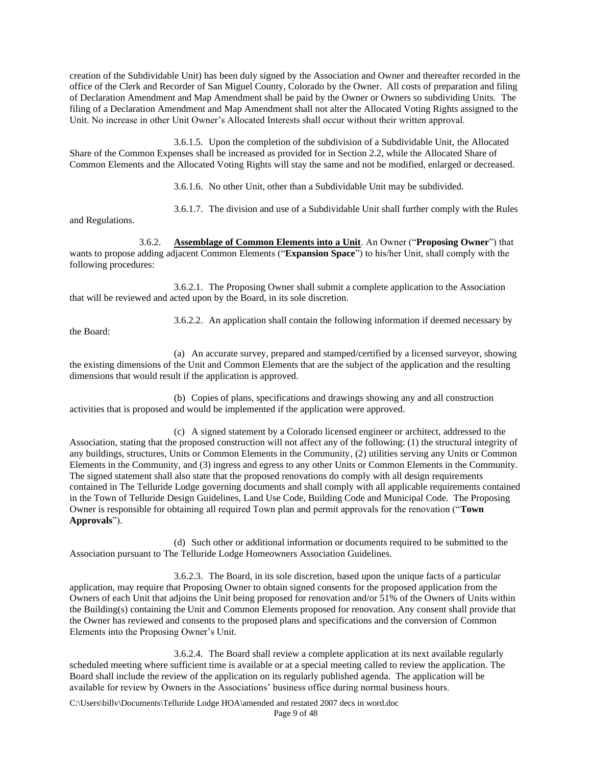creation of the Subdividable Unit) has been duly signed by the Association and Owner and thereafter recorded in the office of the Clerk and Recorder of San Miguel County, Colorado by the Owner. All costs of preparation and filing of Declaration Amendment and Map Amendment shall be paid by the Owner or Owners so subdividing Units. The filing of a Declaration Amendment and Map Amendment shall not alter the Allocated Voting Rights assigned to the Unit. No increase in other Unit Owner's Allocated Interests shall occur without their written approval.

3.6.1.5. Upon the completion of the subdivision of a Subdividable Unit, the Allocated Share of the Common Expenses shall be increased as provided for in Section 2.2, while the Allocated Share of Common Elements and the Allocated Voting Rights will stay the same and not be modified, enlarged or decreased.

3.6.1.6. No other Unit, other than a Subdividable Unit may be subdivided.

3.6.1.7. The division and use of a Subdividable Unit shall further comply with the Rules and Regulations.

3.6.2. **Assemblage of Common Elements into a Unit**. An Owner ("**Proposing Owner**") that wants to propose adding adjacent Common Elements ("**Expansion Space**") to his/her Unit, shall comply with the following procedures:

3.6.2.1. The Proposing Owner shall submit a complete application to the Association that will be reviewed and acted upon by the Board, in its sole discretion.

3.6.2.2. An application shall contain the following information if deemed necessary by the Board:

(a) An accurate survey, prepared and stamped/certified by a licensed surveyor, showing the existing dimensions of the Unit and Common Elements that are the subject of the application and the resulting dimensions that would result if the application is approved.

(b) Copies of plans, specifications and drawings showing any and all construction activities that is proposed and would be implemented if the application were approved.

(c) A signed statement by a Colorado licensed engineer or architect, addressed to the Association, stating that the proposed construction will not affect any of the following: (1) the structural integrity of any buildings, structures, Units or Common Elements in the Community, (2) utilities serving any Units or Common Elements in the Community, and (3) ingress and egress to any other Units or Common Elements in the Community. The signed statement shall also state that the proposed renovations do comply with all design requirements contained in The Telluride Lodge governing documents and shall comply with all applicable requirements contained in the Town of Telluride Design Guidelines, Land Use Code, Building Code and Municipal Code. The Proposing Owner is responsible for obtaining all required Town plan and permit approvals for the renovation ("**Town Approvals**").

(d) Such other or additional information or documents required to be submitted to the Association pursuant to The Telluride Lodge Homeowners Association Guidelines.

3.6.2.3. The Board, in its sole discretion, based upon the unique facts of a particular application, may require that Proposing Owner to obtain signed consents for the proposed application from the Owners of each Unit that adjoins the Unit being proposed for renovation and/or 51% of the Owners of Units within the Building(s) containing the Unit and Common Elements proposed for renovation. Any consent shall provide that the Owner has reviewed and consents to the proposed plans and specifications and the conversion of Common Elements into the Proposing Owner's Unit.

3.6.2.4. The Board shall review a complete application at its next available regularly scheduled meeting where sufficient time is available or at a special meeting called to review the application. The Board shall include the review of the application on its regularly published agenda. The application will be available for review by Owners in the Associations' business office during normal business hours.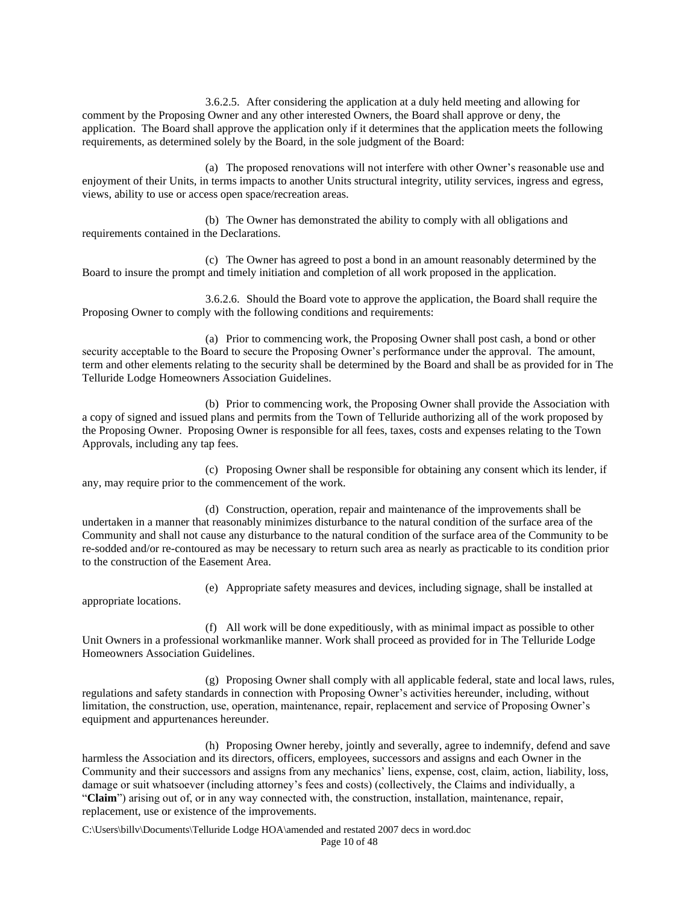3.6.2.5. After considering the application at a duly held meeting and allowing for comment by the Proposing Owner and any other interested Owners, the Board shall approve or deny, the application. The Board shall approve the application only if it determines that the application meets the following requirements, as determined solely by the Board, in the sole judgment of the Board:

(a) The proposed renovations will not interfere with other Owner's reasonable use and enjoyment of their Units, in terms impacts to another Units structural integrity, utility services, ingress and egress, views, ability to use or access open space/recreation areas.

(b) The Owner has demonstrated the ability to comply with all obligations and requirements contained in the Declarations.

(c) The Owner has agreed to post a bond in an amount reasonably determined by the Board to insure the prompt and timely initiation and completion of all work proposed in the application.

3.6.2.6. Should the Board vote to approve the application, the Board shall require the Proposing Owner to comply with the following conditions and requirements:

(a) Prior to commencing work, the Proposing Owner shall post cash, a bond or other security acceptable to the Board to secure the Proposing Owner's performance under the approval. The amount, term and other elements relating to the security shall be determined by the Board and shall be as provided for in The Telluride Lodge Homeowners Association Guidelines.

(b) Prior to commencing work, the Proposing Owner shall provide the Association with a copy of signed and issued plans and permits from the Town of Telluride authorizing all of the work proposed by the Proposing Owner. Proposing Owner is responsible for all fees, taxes, costs and expenses relating to the Town Approvals, including any tap fees.

(c) Proposing Owner shall be responsible for obtaining any consent which its lender, if any, may require prior to the commencement of the work.

(d) Construction, operation, repair and maintenance of the improvements shall be undertaken in a manner that reasonably minimizes disturbance to the natural condition of the surface area of the Community and shall not cause any disturbance to the natural condition of the surface area of the Community to be re-sodded and/or re-contoured as may be necessary to return such area as nearly as practicable to its condition prior to the construction of the Easement Area.

(e) Appropriate safety measures and devices, including signage, shall be installed at appropriate locations.

(f) All work will be done expeditiously, with as minimal impact as possible to other Unit Owners in a professional workmanlike manner. Work shall proceed as provided for in The Telluride Lodge Homeowners Association Guidelines.

(g) Proposing Owner shall comply with all applicable federal, state and local laws, rules, regulations and safety standards in connection with Proposing Owner's activities hereunder, including, without limitation, the construction, use, operation, maintenance, repair, replacement and service of Proposing Owner's equipment and appurtenances hereunder.

(h) Proposing Owner hereby, jointly and severally, agree to indemnify, defend and save harmless the Association and its directors, officers, employees, successors and assigns and each Owner in the Community and their successors and assigns from any mechanics' liens, expense, cost, claim, action, liability, loss, damage or suit whatsoever (including attorney's fees and costs) (collectively, the Claims and individually, a "**Claim**") arising out of, or in any way connected with, the construction, installation, maintenance, repair, replacement, use or existence of the improvements.

C:\Users\billv\Documents\Telluride Lodge HOA\amended and restated 2007 decs in word.doc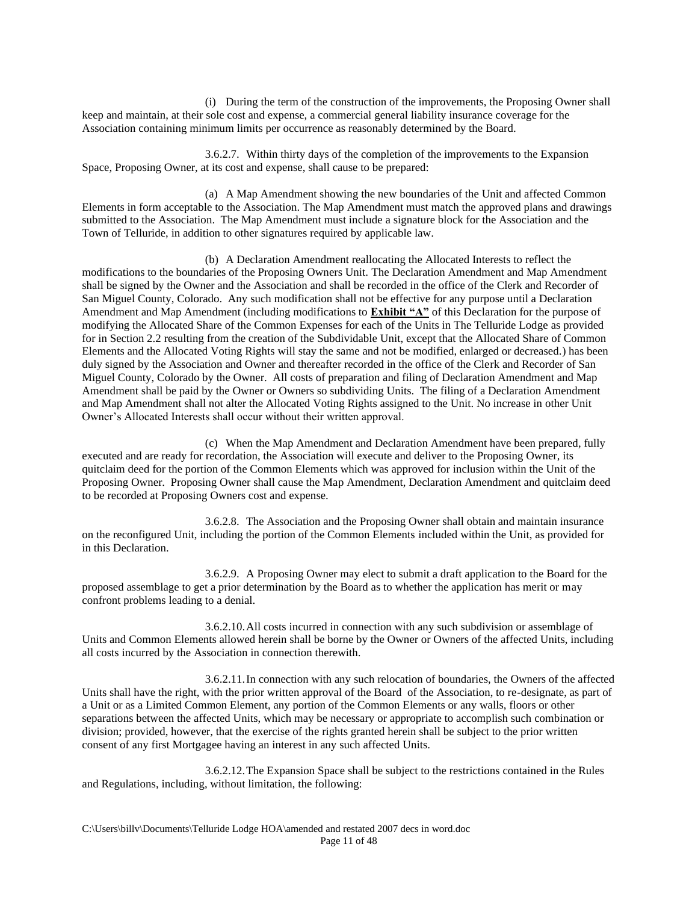(i) During the term of the construction of the improvements, the Proposing Owner shall keep and maintain, at their sole cost and expense, a commercial general liability insurance coverage for the Association containing minimum limits per occurrence as reasonably determined by the Board.

3.6.2.7. Within thirty days of the completion of the improvements to the Expansion Space, Proposing Owner, at its cost and expense, shall cause to be prepared:

(a) A Map Amendment showing the new boundaries of the Unit and affected Common Elements in form acceptable to the Association. The Map Amendment must match the approved plans and drawings submitted to the Association. The Map Amendment must include a signature block for the Association and the Town of Telluride, in addition to other signatures required by applicable law.

(b) A Declaration Amendment reallocating the Allocated Interests to reflect the modifications to the boundaries of the Proposing Owners Unit. The Declaration Amendment and Map Amendment shall be signed by the Owner and the Association and shall be recorded in the office of the Clerk and Recorder of San Miguel County, Colorado. Any such modification shall not be effective for any purpose until a Declaration Amendment and Map Amendment (including modifications to **Exhibit "A"** of this Declaration for the purpose of modifying the Allocated Share of the Common Expenses for each of the Units in The Telluride Lodge as provided for in Section 2.2 resulting from the creation of the Subdividable Unit, except that the Allocated Share of Common Elements and the Allocated Voting Rights will stay the same and not be modified, enlarged or decreased.) has been duly signed by the Association and Owner and thereafter recorded in the office of the Clerk and Recorder of San Miguel County, Colorado by the Owner. All costs of preparation and filing of Declaration Amendment and Map Amendment shall be paid by the Owner or Owners so subdividing Units. The filing of a Declaration Amendment and Map Amendment shall not alter the Allocated Voting Rights assigned to the Unit. No increase in other Unit Owner's Allocated Interests shall occur without their written approval.

(c) When the Map Amendment and Declaration Amendment have been prepared, fully executed and are ready for recordation, the Association will execute and deliver to the Proposing Owner, its quitclaim deed for the portion of the Common Elements which was approved for inclusion within the Unit of the Proposing Owner. Proposing Owner shall cause the Map Amendment, Declaration Amendment and quitclaim deed to be recorded at Proposing Owners cost and expense.

3.6.2.8. The Association and the Proposing Owner shall obtain and maintain insurance on the reconfigured Unit, including the portion of the Common Elements included within the Unit, as provided for in this Declaration.

3.6.2.9. A Proposing Owner may elect to submit a draft application to the Board for the proposed assemblage to get a prior determination by the Board as to whether the application has merit or may confront problems leading to a denial.

3.6.2.10. All costs incurred in connection with any such subdivision or assemblage of Units and Common Elements allowed herein shall be borne by the Owner or Owners of the affected Units, including all costs incurred by the Association in connection therewith.

3.6.2.11. In connection with any such relocation of boundaries, the Owners of the affected Units shall have the right, with the prior written approval of the Board of the Association, to re-designate, as part of a Unit or as a Limited Common Element, any portion of the Common Elements or any walls, floors or other separations between the affected Units, which may be necessary or appropriate to accomplish such combination or division; provided, however, that the exercise of the rights granted herein shall be subject to the prior written consent of any first Mortgagee having an interest in any such affected Units.

3.6.2.12. The Expansion Space shall be subject to the restrictions contained in the Rules and Regulations, including, without limitation, the following: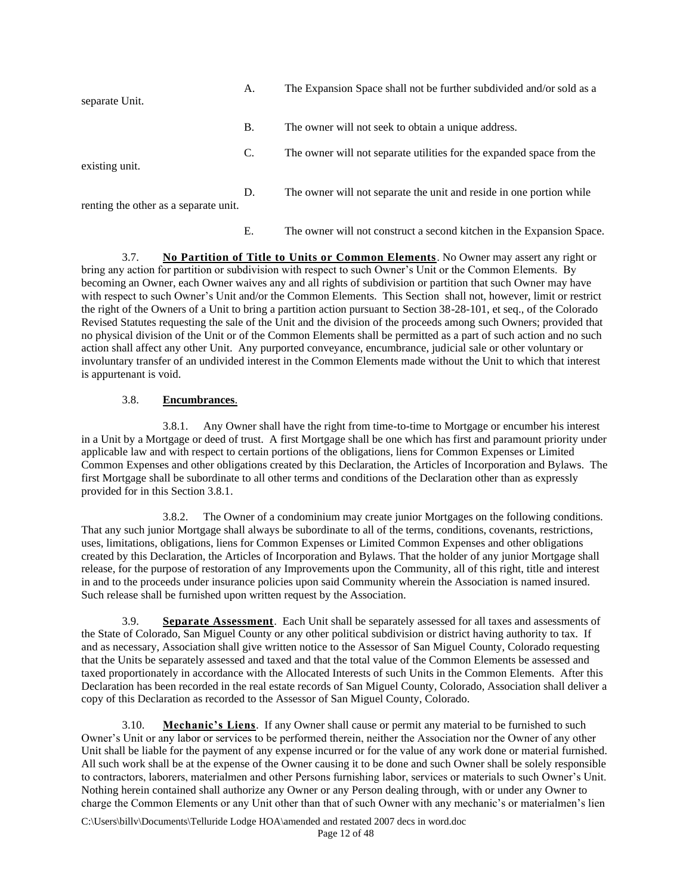A. The Expansion Space shall not be further subdivided and/or sold as a separate Unit.

B. The owner will not seek to obtain a unique address.

C. The owner will not separate utilities for the expanded space from the existing unit.

D. The owner will not separate the unit and reside in one portion while renting the other as a separate unit.

E. The owner will not construct a second kitchen in the Expansion Space.

3.7. **No Partition of Title to Units or Common Elements**. No Owner may assert any right or bring any action for partition or subdivision with respect to such Owner's Unit or the Common Elements. By becoming an Owner, each Owner waives any and all rights of subdivision or partition that such Owner may have with respect to such Owner's Unit and/or the Common Elements. This Section shall not, however, limit or restrict the right of the Owners of a Unit to bring a partition action pursuant to Section 38-28-101, et seq., of the Colorado Revised Statutes requesting the sale of the Unit and the division of the proceeds among such Owners; provided that no physical division of the Unit or of the Common Elements shall be permitted as a part of such action and no such action shall affect any other Unit. Any purported conveyance, encumbrance, judicial sale or other voluntary or involuntary transfer of an undivided interest in the Common Elements made without the Unit to which that interest is appurtenant is void.

3.8. **Encumbrances**.

3.8.1. Any Owner shall have the right from time-to-time to Mortgage or encumber his interest in a Unit by a Mortgage or deed of trust. A first Mortgage shall be one which has first and paramount priority under applicable law and with respect to certain portions of the obligations, liens for Common Expenses or Limited Common Expenses and other obligations created by this Declaration, the Articles of Incorporation and Bylaws. The first Mortgage shall be subordinate to all other terms and conditions of the Declaration other than as expressly provided for in this Section 3.8.1.

3.8.2. The Owner of a condominium may create junior Mortgages on the following conditions. That any such junior Mortgage shall always be subordinate to all of the terms, conditions, covenants, restrictions, uses, limitations, obligations, liens for Common Expenses or Limited Common Expenses and other obligations created by this Declaration, the Articles of Incorporation and Bylaws. That the holder of any junior Mortgage shall release, for the purpose of restoration of any Improvements upon the Community, all of this right, title and interest in and to the proceeds under insurance policies upon said Community wherein the Association is named insured. Such release shall be furnished upon written request by the Association.

3.9. **Separate Assessment**. Each Unit shall be separately assessed for all taxes and assessments of the State of Colorado, San Miguel County or any other political subdivision or district having authority to tax. If and as necessary, Association shall give written notice to the Assessor of San Miguel County, Colorado requesting that the Units be separately assessed and taxed and that the total value of the Common Elements be assessed and taxed proportionately in accordance with the Allocated Interests of such Units in the Common Elements. After this Declaration has been recorded in the real estate records of San Miguel County, Colorado, Association shall deliver a copy of this Declaration as recorded to the Assessor of San Miguel County, Colorado.

3.10. **Mechanic's Liens**. If any Owner shall cause or permit any material to be furnished to such Owner's Unit or any labor or services to be performed therein, neither the Association nor the Owner of any other Unit shall be liable for the payment of any expense incurred or for the value of any work done or material furnished. All such work shall be at the expense of the Owner causing it to be done and such Owner shall be solely responsible to contractors, laborers, materialmen and other Persons furnishing labor, services or materials to such Owner's Unit. Nothing herein contained shall authorize any Owner or any Person dealing through, with or under any Owner to charge the Common Elements or any Unit other than that of such Owner with any mechanic's or materialmen's lien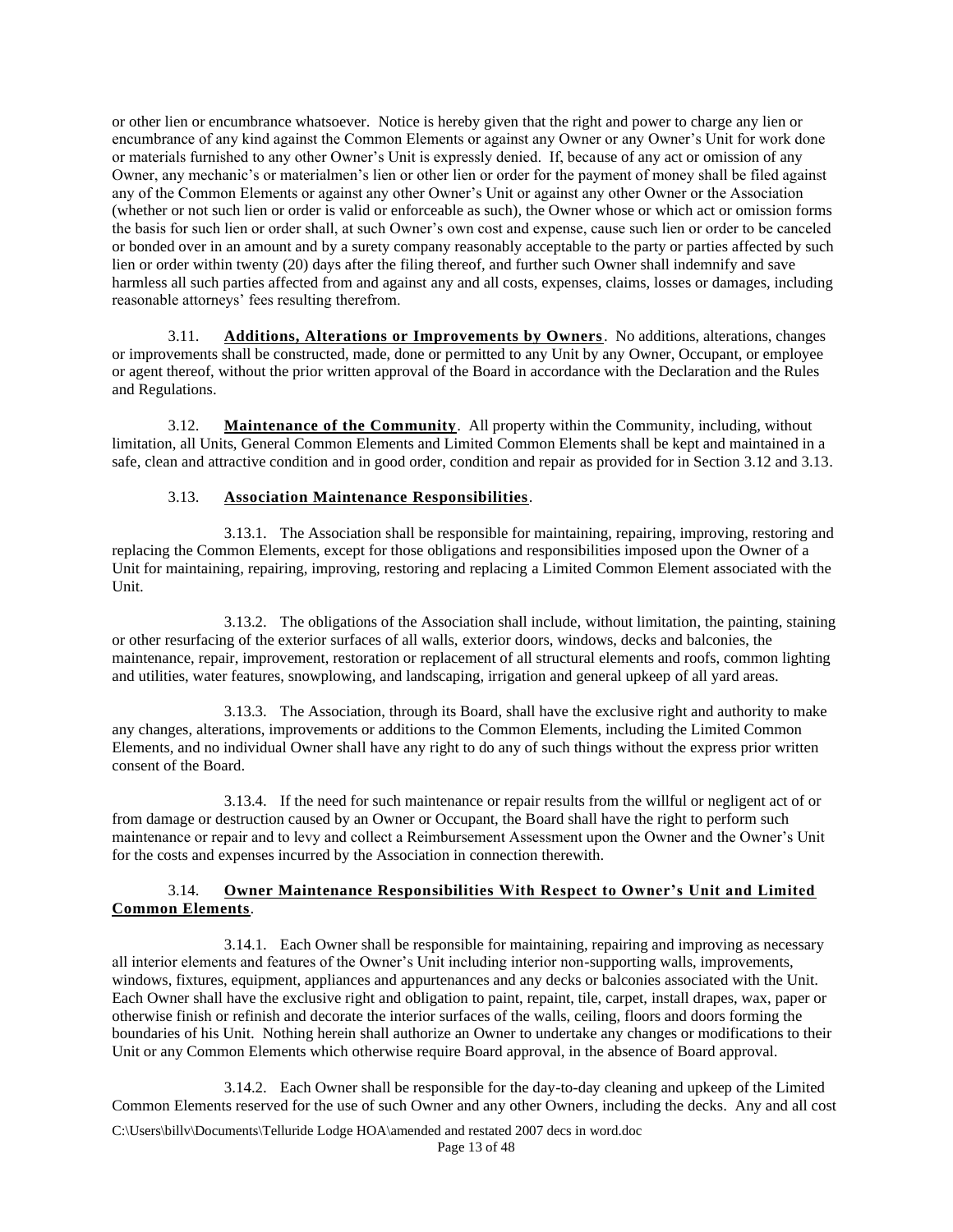or other lien or encumbrance whatsoever. Notice is hereby given that the right and power to charge any lien or encumbrance of any kind against the Common Elements or against any Owner or any Owner's Unit for work done or materials furnished to any other Owner's Unit is expressly denied. If, because of any act or omission of any Owner, any mechanic's or materialmen's lien or other lien or order for the payment of money shall be filed against any of the Common Elements or against any other Owner's Unit or against any other Owner or the Association (whether or not such lien or order is valid or enforceable as such), the Owner whose or which act or omission forms the basis for such lien or order shall, at such Owner's own cost and expense, cause such lien or order to be canceled or bonded over in an amount and by a surety company reasonably acceptable to the party or parties affected by such lien or order within twenty (20) days after the filing thereof, and further such Owner shall indemnify and save harmless all such parties affected from and against any and all costs, expenses, claims, losses or damages, including reasonable attorneys' fees resulting therefrom.

3.11. **Additions, Alterations or Improvements by Owners**. No additions, alterations, changes or improvements shall be constructed, made, done or permitted to any Unit by any Owner, Occupant, or employee or agent thereof, without the prior written approval of the Board in accordance with the Declaration and the Rules and Regulations.

3.12. **Maintenance of the Community**. All property within the Community, including, without limitation, all Units, General Common Elements and Limited Common Elements shall be kept and maintained in a safe, clean and attractive condition and in good order, condition and repair as provided for in Section 3.12 and 3.13.

3.13. **Association Maintenance Responsibilities**.

3.13.1. The Association shall be responsible for maintaining, repairing, improving, restoring and replacing the Common Elements, except for those obligations and responsibilities imposed upon the Owner of a Unit for maintaining, repairing, improving, restoring and replacing a Limited Common Element associated with the Unit.

3.13.2. The obligations of the Association shall include, without limitation, the painting, staining or other resurfacing of the exterior surfaces of all walls, exterior doors, windows, decks and balconies, the maintenance, repair, improvement, restoration or replacement of all structural elements and roofs, common lighting and utilities, water features, snowplowing, and landscaping, irrigation and general upkeep of all yard areas.

3.13.3. The Association, through its Board, shall have the exclusive right and authority to make any changes, alterations, improvements or additions to the Common Elements, including the Limited Common Elements, and no individual Owner shall have any right to do any of such things without the express prior written consent of the Board.

3.13.4. If the need for such maintenance or repair results from the willful or negligent act of or from damage or destruction caused by an Owner or Occupant, the Board shall have the right to perform such maintenance or repair and to levy and collect a Reimbursement Assessment upon the Owner and the Owner's Unit for the costs and expenses incurred by the Association in connection therewith.

3.14. **Owner Maintenance Responsibilities With Respect to Owner's Unit and Limited Common Elements**.

3.14.1. Each Owner shall be responsible for maintaining, repairing and improving as necessary all interior elements and features of the Owner's Unit including interior non-supporting walls, improvements, windows, fixtures, equipment, appliances and appurtenances and any decks or balconies associated with the Unit. Each Owner shall have the exclusive right and obligation to paint, repaint, tile, carpet, install drapes, wax, paper or otherwise finish or refinish and decorate the interior surfaces of the walls, ceiling, floors and doors forming the boundaries of his Unit. Nothing herein shall authorize an Owner to undertake any changes or modifications to their Unit or any Common Elements which otherwise require Board approval, in the absence of Board approval.

3.14.2. Each Owner shall be responsible for the day-to-day cleaning and upkeep of the Limited Common Elements reserved for the use of such Owner and any other Owners, including the decks. Any and all cost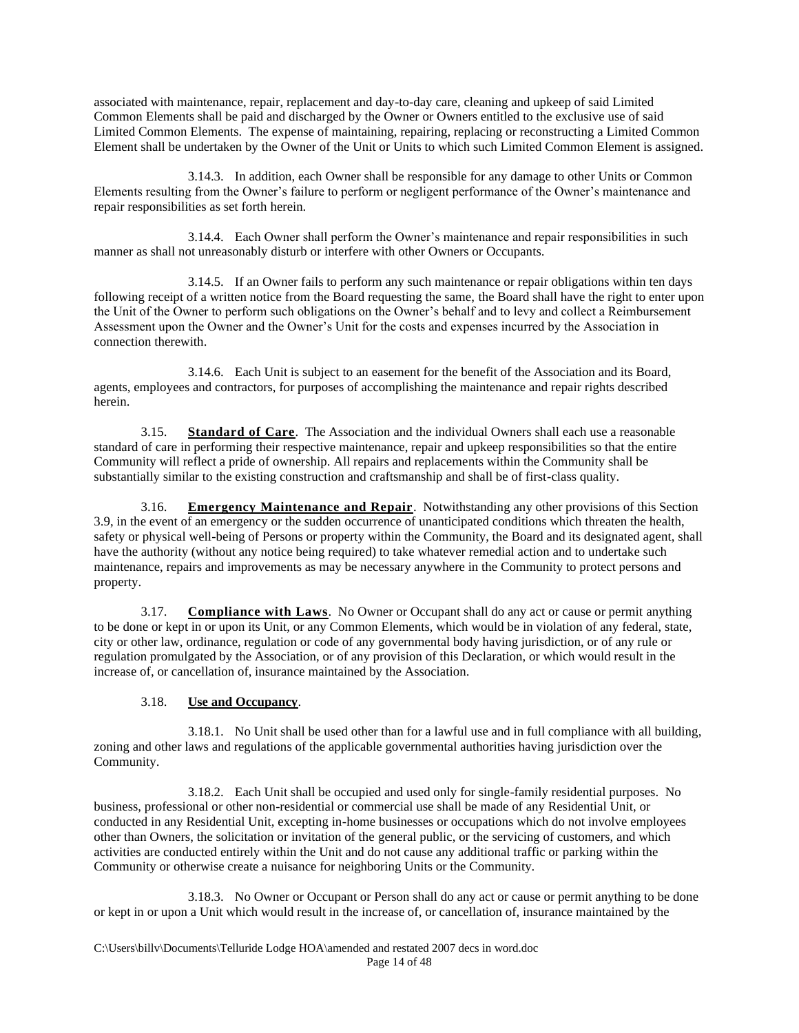associated with maintenance, repair, replacement and day-to-day care, cleaning and upkeep of said Limited Common Elements shall be paid and discharged by the Owner or Owners entitled to the exclusive use of said Limited Common Elements. The expense of maintaining, repairing, replacing or reconstructing a Limited Common Element shall be undertaken by the Owner of the Unit or Units to which such Limited Common Element is assigned.

3.14.3. In addition, each Owner shall be responsible for any damage to other Units or Common Elements resulting from the Owner's failure to perform or negligent performance of the Owner's maintenance and repair responsibilities as set forth herein.

3.14.4. Each Owner shall perform the Owner's maintenance and repair responsibilities in such manner as shall not unreasonably disturb or interfere with other Owners or Occupants.

3.14.5. If an Owner fails to perform any such maintenance or repair obligations within ten days following receipt of a written notice from the Board requesting the same, the Board shall have the right to enter upon the Unit of the Owner to perform such obligations on the Owner's behalf and to levy and collect a Reimbursement Assessment upon the Owner and the Owner's Unit for the costs and expenses incurred by the Association in connection therewith.

3.14.6. Each Unit is subject to an easement for the benefit of the Association and its Board, agents, employees and contractors, for purposes of accomplishing the maintenance and repair rights described herein.

3.15. **Standard of Care**. The Association and the individual Owners shall each use a reasonable standard of care in performing their respective maintenance, repair and upkeep responsibilities so that the entire Community will reflect a pride of ownership. All repairs and replacements within the Community shall be substantially similar to the existing construction and craftsmanship and shall be of first-class quality.

3.16. **Emergency Maintenance and Repair**. Notwithstanding any other provisions of this Section 3.9, in the event of an emergency or the sudden occurrence of unanticipated conditions which threaten the health, safety or physical well-being of Persons or property within the Community, the Board and its designated agent, shall have the authority (without any notice being required) to take whatever remedial action and to undertake such maintenance, repairs and improvements as may be necessary anywhere in the Community to protect persons and property.

3.17. **Compliance with Laws**. No Owner or Occupant shall do any act or cause or permit anything to be done or kept in or upon its Unit, or any Common Elements, which would be in violation of any federal, state, city or other law, ordinance, regulation or code of any governmental body having jurisdiction, or of any rule or regulation promulgated by the Association, or of any provision of this Declaration, or which would result in the increase of, or cancellation of, insurance maintained by the Association.

3.18. **Use and Occupancy**.

3.18.1. No Unit shall be used other than for a lawful use and in full compliance with all building, zoning and other laws and regulations of the applicable governmental authorities having jurisdiction over the Community.

3.18.2. Each Unit shall be occupied and used only for single-family residential purposes. No business, professional or other non-residential or commercial use shall be made of any Residential Unit, or conducted in any Residential Unit, excepting in-home businesses or occupations which do not involve employees other than Owners, the solicitation or invitation of the general public, or the servicing of customers, and which activities are conducted entirely within the Unit and do not cause any additional traffic or parking within the Community or otherwise create a nuisance for neighboring Units or the Community.

3.18.3. No Owner or Occupant or Person shall do any act or cause or permit anything to be done or kept in or upon a Unit which would result in the increase of, or cancellation of, insurance maintained by the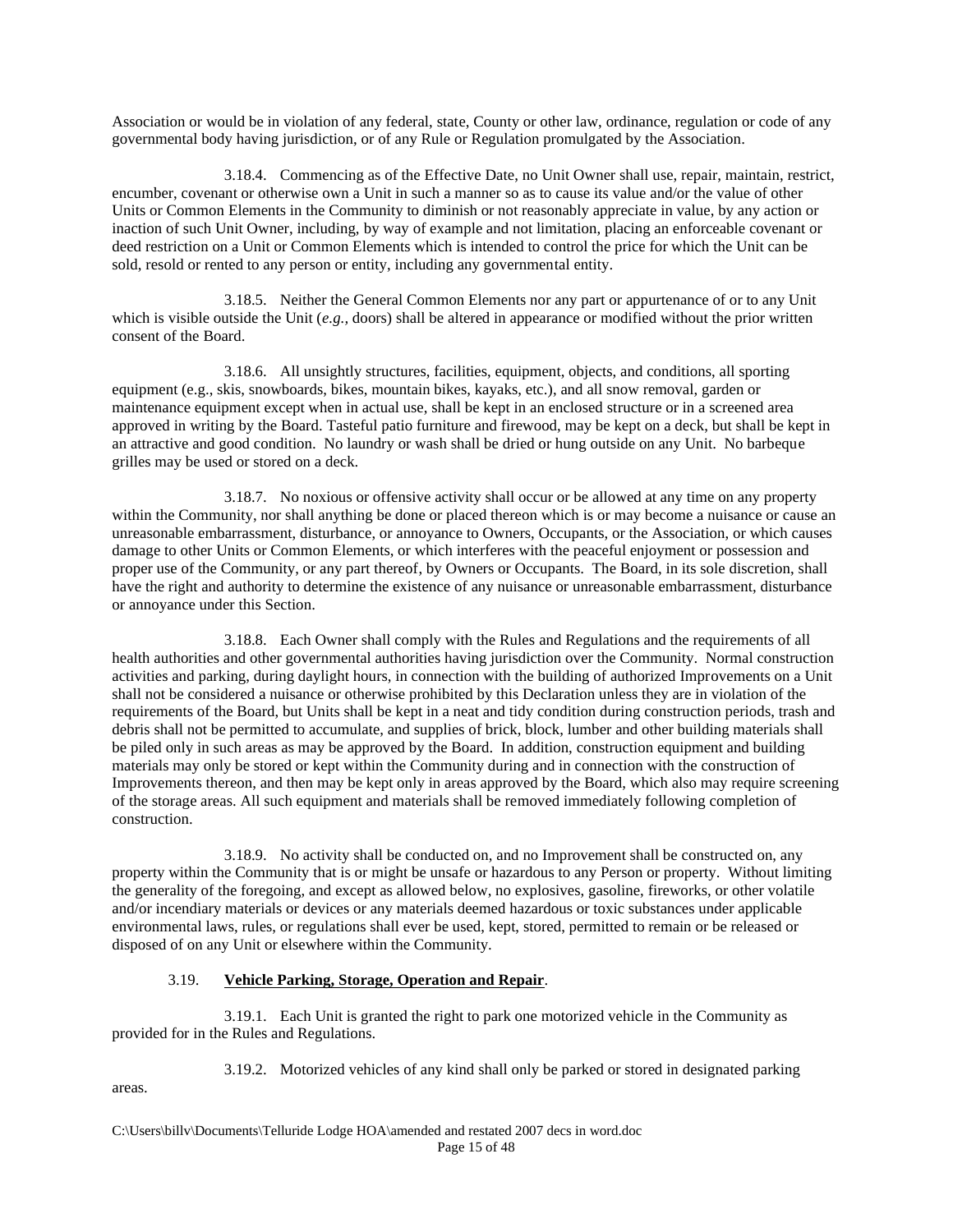Association or would be in violation of any federal, state, County or other law, ordinance, regulation or code of any governmental body having jurisdiction, or of any Rule or Regulation promulgated by the Association.

3.18.4. Commencing as of the Effective Date, no Unit Owner shall use, repair, maintain, restrict, encumber, covenant or otherwise own a Unit in such a manner so as to cause its value and/or the value of other Units or Common Elements in the Community to diminish or not reasonably appreciate in value, by any action or inaction of such Unit Owner, including, by way of example and not limitation, placing an enforceable covenant or deed restriction on a Unit or Common Elements which is intended to control the price for which the Unit can be sold, resold or rented to any person or entity, including any governmental entity.

3.18.5. Neither the General Common Elements nor any part or appurtenance of or to any Unit which is visible outside the Unit (*e.g.,* doors) shall be altered in appearance or modified without the prior written consent of the Board.

3.18.6. All unsightly structures, facilities, equipment, objects, and conditions, all sporting equipment (e.g., skis, snowboards, bikes, mountain bikes, kayaks, etc.), and all snow removal, garden or maintenance equipment except when in actual use, shall be kept in an enclosed structure or in a screened area approved in writing by the Board. Tasteful patio furniture and firewood, may be kept on a deck, but shall be kept in an attractive and good condition. No laundry or wash shall be dried or hung outside on any Unit. No barbeque grilles may be used or stored on a deck.

3.18.7. No noxious or offensive activity shall occur or be allowed at any time on any property within the Community, nor shall anything be done or placed thereon which is or may become a nuisance or cause an unreasonable embarrassment, disturbance, or annoyance to Owners, Occupants, or the Association, or which causes damage to other Units or Common Elements, or which interferes with the peaceful enjoyment or possession and proper use of the Community, or any part thereof, by Owners or Occupants. The Board, in its sole discretion, shall have the right and authority to determine the existence of any nuisance or unreasonable embarrassment, disturbance or annoyance under this Section.

3.18.8. Each Owner shall comply with the Rules and Regulations and the requirements of all health authorities and other governmental authorities having jurisdiction over the Community. Normal construction activities and parking, during daylight hours, in connection with the building of authorized Improvements on a Unit shall not be considered a nuisance or otherwise prohibited by this Declaration unless they are in violation of the requirements of the Board, but Units shall be kept in a neat and tidy condition during construction periods, trash and debris shall not be permitted to accumulate, and supplies of brick, block, lumber and other building materials shall be piled only in such areas as may be approved by the Board. In addition, construction equipment and building materials may only be stored or kept within the Community during and in connection with the construction of Improvements thereon, and then may be kept only in areas approved by the Board, which also may require screening of the storage areas. All such equipment and materials shall be removed immediately following completion of construction.

3.18.9. No activity shall be conducted on, and no Improvement shall be constructed on, any property within the Community that is or might be unsafe or hazardous to any Person or property. Without limiting the generality of the foregoing, and except as allowed below, no explosives, gasoline, fireworks, or other volatile and/or incendiary materials or devices or any materials deemed hazardous or toxic substances under applicable environmental laws, rules, or regulations shall ever be used, kept, stored, permitted to remain or be released or disposed of on any Unit or elsewhere within the Community.

3.19. **<u>Vehicle Parking, Storage, Operation and Repair</u>**.

3.19.1. Each Unit is granted the right to park one motorized vehicle in the Community as provided for in the Rules and Regulations.

3.19.2. Motorized vehicles of any kind shall only be parked or stored in designated parking areas.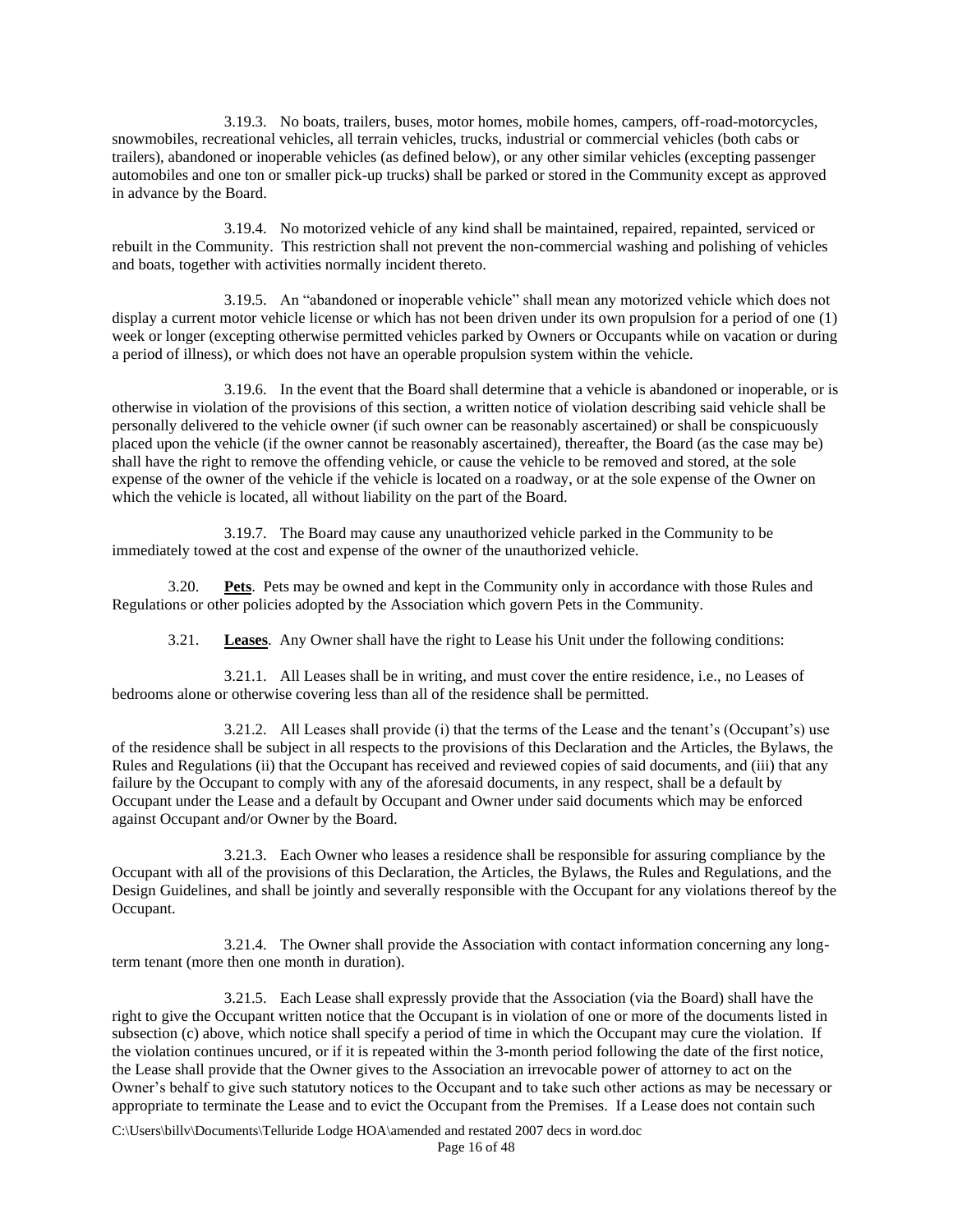3.19.3. No boats, trailers, buses, motor homes, mobile homes, campers, off-road-motorcycles, snowmobiles, recreational vehicles, all terrain vehicles, trucks, industrial or commercial vehicles (both cabs or trailers), abandoned or inoperable vehicles (as defined below), or any other similar vehicles (excepting passenger automobiles and one ton or smaller pick-up trucks) shall be parked or stored in the Community except as approved in advance by the Board.

3.19.4. No motorized vehicle of any kind shall be maintained, repaired, repainted, serviced or rebuilt in the Community. This restriction shall not prevent the non-commercial washing and polishing of vehicles and boats, together with activities normally incident thereto.

3.19.5. An "abandoned or inoperable vehicle" shall mean any motorized vehicle which does not display a current motor vehicle license or which has not been driven under its own propulsion for a period of one (1) week or longer (excepting otherwise permitted vehicles parked by Owners or Occupants while on vacation or during a period of illness), or which does not have an operable propulsion system within the vehicle.

3.19.6. In the event that the Board shall determine that a vehicle is abandoned or inoperable, or is otherwise in violation of the provisions of this section, a written notice of violation describing said vehicle shall be personally delivered to the vehicle owner (if such owner can be reasonably ascertained) or shall be conspicuously placed upon the vehicle (if the owner cannot be reasonably ascertained), thereafter, the Board (as the case may be) shall have the right to remove the offending vehicle, or cause the vehicle to be removed and stored, at the sole expense of the owner of the vehicle if the vehicle is located on a roadway, or at the sole expense of the Owner on which the vehicle is located, all without liability on the part of the Board.

3.19.7. The Board may cause any unauthorized vehicle parked in the Community to be immediately towed at the cost and expense of the owner of the unauthorized vehicle.

3.20. **Pets**. Pets may be owned and kept in the Community only in accordance with those Rules and Regulations or other policies adopted by the Association which govern Pets in the Community.

3.21. **Leases**. Any Owner shall have the right to Lease his Unit under the following conditions:

3.21.1. All Leases shall be in writing, and must cover the entire residence, i.e., no Leases of bedrooms alone or otherwise covering less than all of the residence shall be permitted.

3.21.2. All Leases shall provide (i) that the terms of the Lease and the tenant's (Occupant's) use of the residence shall be subject in all respects to the provisions of this Declaration and the Articles, the Bylaws, the Rules and Regulations (ii) that the Occupant has received and reviewed copies of said documents, and (iii) that any failure by the Occupant to comply with any of the aforesaid documents, in any respect, shall be a default by Occupant under the Lease and a default by Occupant and Owner under said documents which may be enforced against Occupant and/or Owner by the Board.

3.21.3. Each Owner who leases a residence shall be responsible for assuring compliance by the Occupant with all of the provisions of this Declaration, the Articles, the Bylaws, the Rules and Regulations, and the Design Guidelines, and shall be jointly and severally responsible with the Occupant for any violations thereof by the Occupant.

3.21.4. The Owner shall provide the Association with contact information concerning any long-term tenant (more then one month in duration).

3.21.5. Each Lease shall expressly provide that the Association (via the Board) shall have the right to give the Occupant written notice that the Occupant is in violation of one or more of the documents listed in subsection (c) above, which notice shall specify a period of time in which the Occupant may cure the violation. If the violation continues uncured, or if it is repeated within the 3-month period following the date of the first notice, the Lease shall provide that the Owner gives to the Association an irrevocable power of attorney to act on the Owner's behalf to give such statutory notices to the Occupant and to take such other actions as may be necessary or appropriate to terminate the Lease and to evict the Occupant from the Premises. If a Lease does not contain such

C:\Users\billv\Documents\Telluride Lodge HOA\amended and restated 2007 decs in word.doc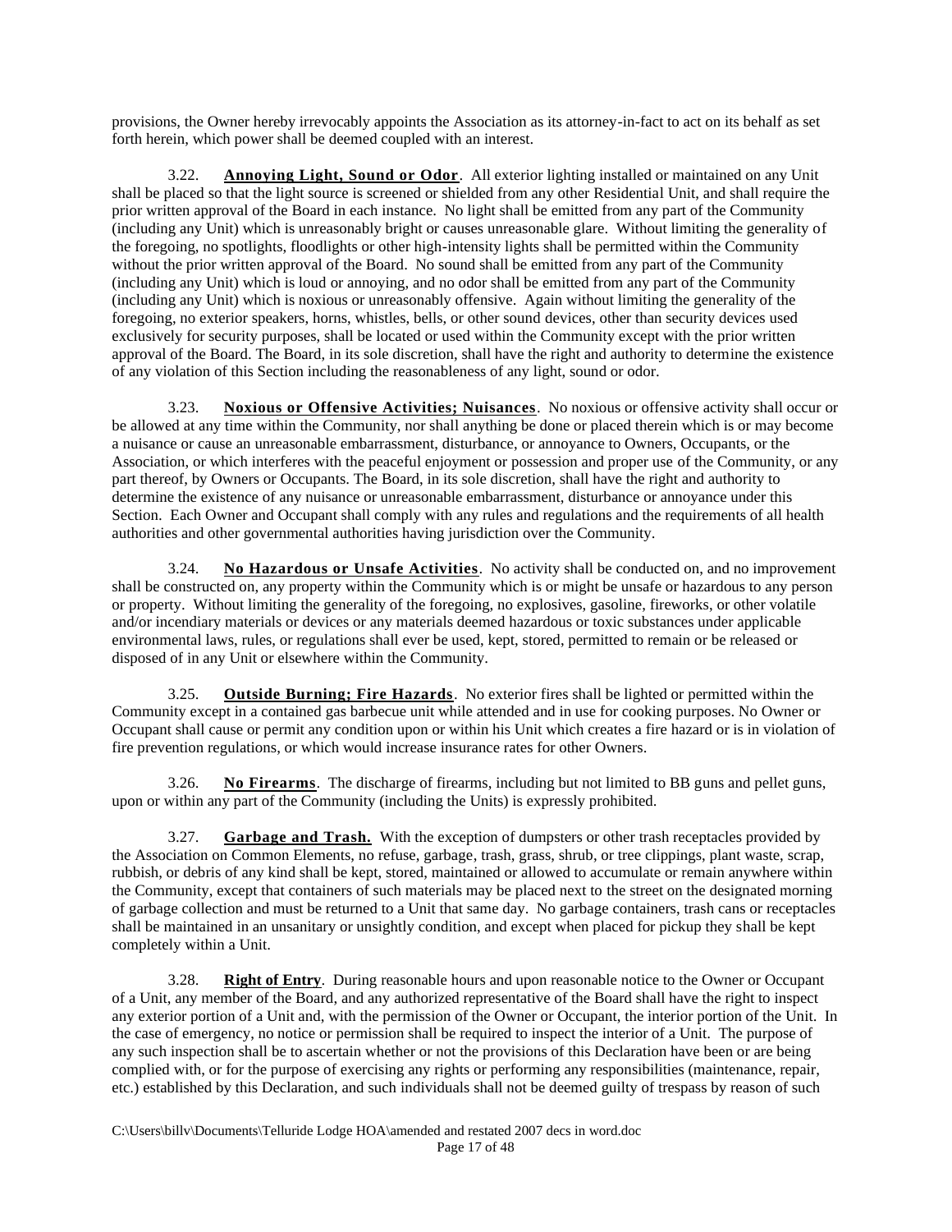provisions, the Owner hereby irrevocably appoints the Association as its attorney-in-fact to act on its behalf as set forth herein, which power shall be deemed coupled with an interest.

3.22. **Annoying Light, Sound or Odor**. All exterior lighting installed or maintained on any Unit shall be placed so that the light source is screened or shielded from any other Residential Unit, and shall require the prior written approval of the Board in each instance. No light shall be emitted from any part of the Community (including any Unit) which is unreasonably bright or causes unreasonable glare. Without limiting the generality of the foregoing, no spotlights, floodlights or other high-intensity lights shall be permitted within the Community without the prior written approval of the Board. No sound shall be emitted from any part of the Community (including any Unit) which is loud or annoying, and no odor shall be emitted from any part of the Community (including any Unit) which is noxious or unreasonably offensive. Again without limiting the generality of the foregoing, no exterior speakers, horns, whistles, bells, or other sound devices, other than security devices used exclusively for security purposes, shall be located or used within the Community except with the prior written approval of the Board. The Board, in its sole discretion, shall have the right and authority to determine the existence of any violation of this Section including the reasonableness of any light, sound or odor.

3.23. **Noxious or Offensive Activities; Nuisances**. No noxious or offensive activity shall occur or be allowed at any time within the Community, nor shall anything be done or placed therein which is or may become a nuisance or cause an unreasonable embarrassment, disturbance, or annoyance to Owners, Occupants, or the Association, or which interferes with the peaceful enjoyment or possession and proper use of the Community, or any part thereof, by Owners or Occupants. The Board, in its sole discretion, shall have the right and authority to determine the existence of any nuisance or unreasonable embarrassment, disturbance or annoyance under this Section. Each Owner and Occupant shall comply with any rules and regulations and the requirements of all health authorities and other governmental authorities having jurisdiction over the Community.

3.24. **No Hazardous or Unsafe Activities**. No activity shall be conducted on, and no improvement shall be constructed on, any property within the Community which is or might be unsafe or hazardous to any person or property. Without limiting the generality of the foregoing, no explosives, gasoline, fireworks, or other volatile and/or incendiary materials or devices or any materials deemed hazardous or toxic substances under applicable environmental laws, rules, or regulations shall ever be used, kept, stored, permitted to remain or be released or disposed of in any Unit or elsewhere within the Community.

3.25. **Outside Burning; Fire Hazards**. No exterior fires shall be lighted or permitted within the Community except in a contained gas barbecue unit while attended and in use for cooking purposes. No Owner or Occupant shall cause or permit any condition upon or within his Unit which creates a fire hazard or is in violation of fire prevention regulations, or which would increase insurance rates for other Owners.

3.26. **No Firearms**. The discharge of firearms, including but not limited to BB guns and pellet guns, upon or within any part of the Community (including the Units) is expressly prohibited.

3.27. **Garbage and Trash.** With the exception of dumpsters or other trash receptacles provided by the Association on Common Elements, no refuse, garbage, trash, grass, shrub, or tree clippings, plant waste, scrap, rubbish, or debris of any kind shall be kept, stored, maintained or allowed to accumulate or remain anywhere within the Community, except that containers of such materials may be placed next to the street on the designated morning of garbage collection and must be returned to a Unit that same day. No garbage containers, trash cans or receptacles shall be maintained in an unsanitary or unsightly condition, and except when placed for pickup they shall be kept completely within a Unit.

3.28. **Right of Entry**. During reasonable hours and upon reasonable notice to the Owner or Occupant of a Unit, any member of the Board, and any authorized representative of the Board shall have the right to inspect any exterior portion of a Unit and, with the permission of the Owner or Occupant, the interior portion of the Unit. In the case of emergency, no notice or permission shall be required to inspect the interior of a Unit. The purpose of any such inspection shall be to ascertain whether or not the provisions of this Declaration have been or are being complied with, or for the purpose of exercising any rights or performing any responsibilities (maintenance, repair, etc.) established by this Declaration, and such individuals shall not be deemed guilty of trespass by reason of such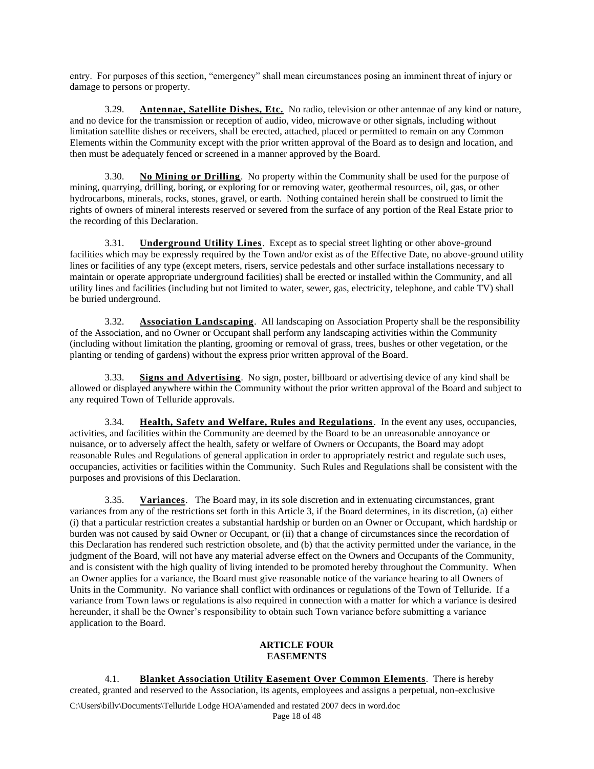entry. For purposes of this section, "emergency" shall mean circumstances posing an imminent threat of injury or damage to persons or property.

3.29. **Antennae, Satellite Dishes, Etc.** No radio, television or other antennae of any kind or nature, and no device for the transmission or reception of audio, video, microwave or other signals, including without limitation satellite dishes or receivers, shall be erected, attached, placed or permitted to remain on any Common Elements within the Community except with the prior written approval of the Board as to design and location, and then must be adequately fenced or screened in a manner approved by the Board.

3.30. **No Mining or Drilling**. No property within the Community shall be used for the purpose of mining, quarrying, drilling, boring, or exploring for or removing water, geothermal resources, oil, gas, or other hydrocarbons, minerals, rocks, stones, gravel, or earth. Nothing contained herein shall be construed to limit the rights of owners of mineral interests reserved or severed from the surface of any portion of the Real Estate prior to the recording of this Declaration.

3.31. **Underground Utility Lines**. Except as to special street lighting or other above-ground facilities which may be expressly required by the Town and/or exist as of the Effective Date, no above-ground utility lines or facilities of any type (except meters, risers, service pedestals and other surface installations necessary to maintain or operate appropriate underground facilities) shall be erected or installed within the Community, and all utility lines and facilities (including but not limited to water, sewer, gas, electricity, telephone, and cable TV) shall be buried underground.

3.32. **Association Landscaping**. All landscaping on Association Property shall be the responsibility of the Association, and no Owner or Occupant shall perform any landscaping activities within the Community (including without limitation the planting, grooming or removal of grass, trees, bushes or other vegetation, or the planting or tending of gardens) without the express prior written approval of the Board.

3.33. **Signs and Advertising**. No sign, poster, billboard or advertising device of any kind shall be allowed or displayed anywhere within the Community without the prior written approval of the Board and subject to any required Town of Telluride approvals.

3.34. **Health, Safety and Welfare, Rules and Regulations**. In the event any uses, occupancies, activities, and facilities within the Community are deemed by the Board to be an unreasonable annoyance or nuisance, or to adversely affect the health, safety or welfare of Owners or Occupants, the Board may adopt reasonable Rules and Regulations of general application in order to appropriately restrict and regulate such uses, occupancies, activities or facilities within the Community. Such Rules and Regulations shall be consistent with the purposes and provisions of this Declaration.

3.35. **Variances**. The Board may, in its sole discretion and in extenuating circumstances, grant variances from any of the restrictions set forth in this Article 3, if the Board determines, in its discretion, (a) either (i) that a particular restriction creates a substantial hardship or burden on an Owner or Occupant, which hardship or burden was not caused by said Owner or Occupant, or (ii) that a change of circumstances since the recordation of this Declaration has rendered such restriction obsolete, and (b) that the activity permitted under the variance, in the judgment of the Board, will not have any material adverse effect on the Owners and Occupants of the Community, and is consistent with the high quality of living intended to be promoted hereby throughout the Community. When an Owner applies for a variance, the Board must give reasonable notice of the variance hearing to all Owners of Units in the Community. No variance shall conflict with ordinances or regulations of the Town of Telluride. If a variance from Town laws or regulations is also required in connection with a matter for which a variance is desired hereunder, it shall be the Owner's responsibility to obtain such Town variance before submitting a variance application to the Board.

## ARTICLE FOUR
## EASEMENTS

4.1. **Blanket Association Utility Easement Over Common Elements**. There is hereby created, granted and reserved to the Association, its agents, employees and assigns a perpetual, non-exclusive

C:\Users\billv\Documents\Telluride Lodge HOA\amended and restated 2007 decs in word.doc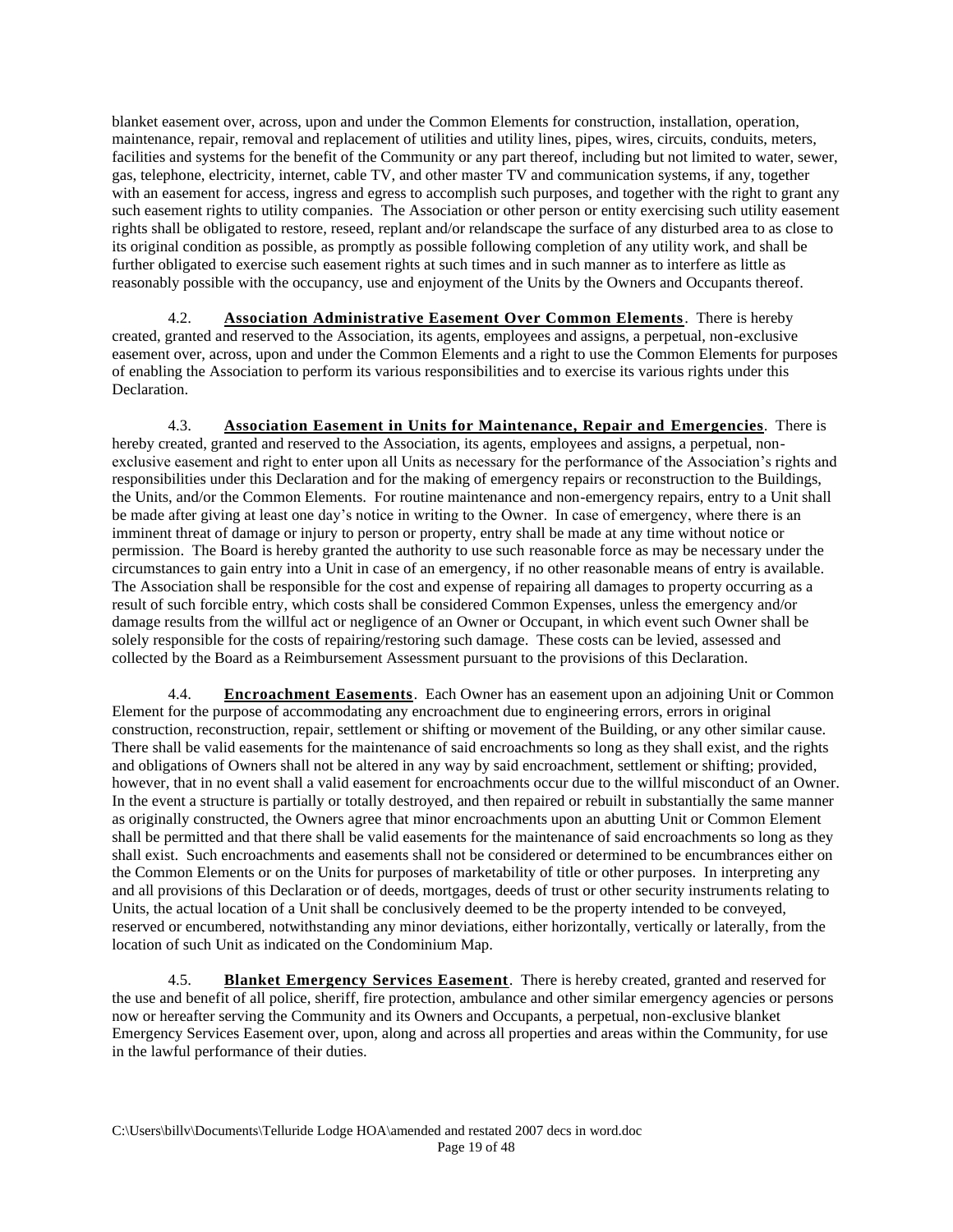blanket easement over, across, upon and under the Common Elements for construction, installation, operation, maintenance, repair, removal and replacement of utilities and utility lines, pipes, wires, circuits, conduits, meters, facilities and systems for the benefit of the Community or any part thereof, including but not limited to water, sewer, gas, telephone, electricity, internet, cable TV, and other master TV and communication systems, if any, together with an easement for access, ingress and egress to accomplish such purposes, and together with the right to grant any such easement rights to utility companies. The Association or other person or entity exercising such utility easement rights shall be obligated to restore, reseed, replant and/or relandscape the surface of any disturbed area to as close to its original condition as possible, as promptly as possible following completion of any utility work, and shall be further obligated to exercise such easement rights at such times and in such manner as to interfere as little as reasonably possible with the occupancy, use and enjoyment of the Units by the Owners and Occupants thereof.

4.2. **Association Administrative Easement Over Common Elements**. There is hereby created, granted and reserved to the Association, its agents, employees and assigns, a perpetual, non-exclusive easement over, across, upon and under the Common Elements and a right to use the Common Elements for purposes of enabling the Association to perform its various responsibilities and to exercise its various rights under this Declaration.

4.3. **Association Easement in Units for Maintenance, Repair and Emergencies**. There is hereby created, granted and reserved to the Association, its agents, employees and assigns, a perpetual, non-exclusive easement and right to enter upon all Units as necessary for the performance of the Association's rights and responsibilities under this Declaration and for the making of emergency repairs or reconstruction to the Buildings, the Units, and/or the Common Elements. For routine maintenance and non-emergency repairs, entry to a Unit shall be made after giving at least one day's notice in writing to the Owner. In case of emergency, where there is an imminent threat of damage or injury to person or property, entry shall be made at any time without notice or permission. The Board is hereby granted the authority to use such reasonable force as may be necessary under the circumstances to gain entry into a Unit in case of an emergency, if no other reasonable means of entry is available. The Association shall be responsible for the cost and expense of repairing all damages to property occurring as a result of such forcible entry, which costs shall be considered Common Expenses, unless the emergency and/or damage results from the willful act or negligence of an Owner or Occupant, in which event such Owner shall be solely responsible for the costs of repairing/restoring such damage. These costs can be levied, assessed and collected by the Board as a Reimbursement Assessment pursuant to the provisions of this Declaration.

4.4. **Encroachment Easements**. Each Owner has an easement upon an adjoining Unit or Common Element for the purpose of accommodating any encroachment due to engineering errors, errors in original construction, reconstruction, repair, settlement or shifting or movement of the Building, or any other similar cause. There shall be valid easements for the maintenance of said encroachments so long as they shall exist, and the rights and obligations of Owners shall not be altered in any way by said encroachment, settlement or shifting; provided, however, that in no event shall a valid easement for encroachments occur due to the willful misconduct of an Owner. In the event a structure is partially or totally destroyed, and then repaired or rebuilt in substantially the same manner as originally constructed, the Owners agree that minor encroachments upon an abutting Unit or Common Element shall be permitted and that there shall be valid easements for the maintenance of said encroachments so long as they shall exist. Such encroachments and easements shall not be considered or determined to be encumbrances either on the Common Elements or on the Units for purposes of marketability of title or other purposes. In interpreting any and all provisions of this Declaration or of deeds, mortgages, deeds of trust or other security instruments relating to Units, the actual location of a Unit shall be conclusively deemed to be the property intended to be conveyed, reserved or encumbered, notwithstanding any minor deviations, either horizontally, vertically or laterally, from the location of such Unit as indicated on the Condominium Map.

4.5. **Blanket Emergency Services Easement**. There is hereby created, granted and reserved for the use and benefit of all police, sheriff, fire protection, ambulance and other similar emergency agencies or persons now or hereafter serving the Community and its Owners and Occupants, a perpetual, non-exclusive blanket Emergency Services Easement over, upon, along and across all properties and areas within the Community, for use in the lawful performance of their duties.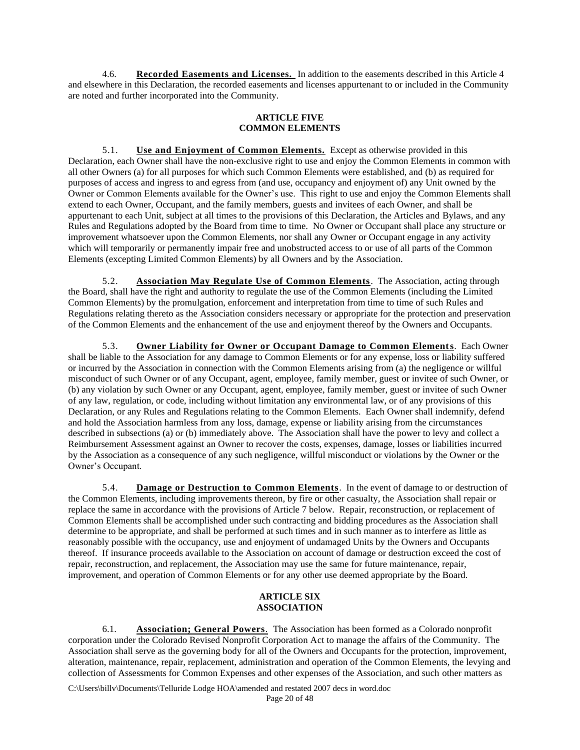4.6. **Recorded Easements and Licenses.** In addition to the easements described in this Article 4 and elsewhere in this Declaration, the recorded easements and licenses appurtenant to or included in the Community are noted and further incorporated into the Community.

## ARTICLE FIVE
## COMMON ELEMENTS

5.1. **Use and Enjoyment of Common Elements.** Except as otherwise provided in this Declaration, each Owner shall have the non-exclusive right to use and enjoy the Common Elements in common with all other Owners (a) for all purposes for which such Common Elements were established, and (b) as required for purposes of access and ingress to and egress from (and use, occupancy and enjoyment of) any Unit owned by the Owner or Common Elements available for the Owner's use. This right to use and enjoy the Common Elements shall extend to each Owner, Occupant, and the family members, guests and invitees of each Owner, and shall be appurtenant to each Unit, subject at all times to the provisions of this Declaration, the Articles and Bylaws, and any Rules and Regulations adopted by the Board from time to time. No Owner or Occupant shall place any structure or improvement whatsoever upon the Common Elements, nor shall any Owner or Occupant engage in any activity which will temporarily or permanently impair free and unobstructed access to or use of all parts of the Common Elements (excepting Limited Common Elements) by all Owners and by the Association.

5.2. **Association May Regulate Use of Common Elements**. The Association, acting through the Board, shall have the right and authority to regulate the use of the Common Elements (including the Limited Common Elements) by the promulgation, enforcement and interpretation from time to time of such Rules and Regulations relating thereto as the Association considers necessary or appropriate for the protection and preservation of the Common Elements and the enhancement of the use and enjoyment thereof by the Owners and Occupants.

5.3. **Owner Liability for Owner or Occupant Damage to Common Elements**. Each Owner shall be liable to the Association for any damage to Common Elements or for any expense, loss or liability suffered or incurred by the Association in connection with the Common Elements arising from (a) the negligence or willful misconduct of such Owner or of any Occupant, agent, employee, family member, guest or invitee of such Owner, or (b) any violation by such Owner or any Occupant, agent, employee, family member, guest or invitee of such Owner of any law, regulation, or code, including without limitation any environmental law, or of any provisions of this Declaration, or any Rules and Regulations relating to the Common Elements. Each Owner shall indemnify, defend and hold the Association harmless from any loss, damage, expense or liability arising from the circumstances described in subsections (a) or (b) immediately above. The Association shall have the power to levy and collect a Reimbursement Assessment against an Owner to recover the costs, expenses, damage, losses or liabilities incurred by the Association as a consequence of any such negligence, willful misconduct or violations by the Owner or the Owner's Occupant.

5.4. **Damage or Destruction to Common Elements**. In the event of damage to or destruction of the Common Elements, including improvements thereon, by fire or other casualty, the Association shall repair or replace the same in accordance with the provisions of Article 7 below. Repair, reconstruction, or replacement of Common Elements shall be accomplished under such contracting and bidding procedures as the Association shall determine to be appropriate, and shall be performed at such times and in such manner as to interfere as little as reasonably possible with the occupancy, use and enjoyment of undamaged Units by the Owners and Occupants thereof. If insurance proceeds available to the Association on account of damage or destruction exceed the cost of repair, reconstruction, and replacement, the Association may use the same for future maintenance, repair, improvement, and operation of Common Elements or for any other use deemed appropriate by the Board.

## ARTICLE SIX
## ASSOCIATION

6.1. **Association; General Powers**. The Association has been formed as a Colorado nonprofit corporation under the Colorado Revised Nonprofit Corporation Act to manage the affairs of the Community. The Association shall serve as the governing body for all of the Owners and Occupants for the protection, improvement, alteration, maintenance, repair, replacement, administration and operation of the Common Elements, the levying and collection of Assessments for Common Expenses and other expenses of the Association, and such other matters as

C:\Users\billv\Documents\Telluride Lodge HOA\amended and restated 2007 decs in word.doc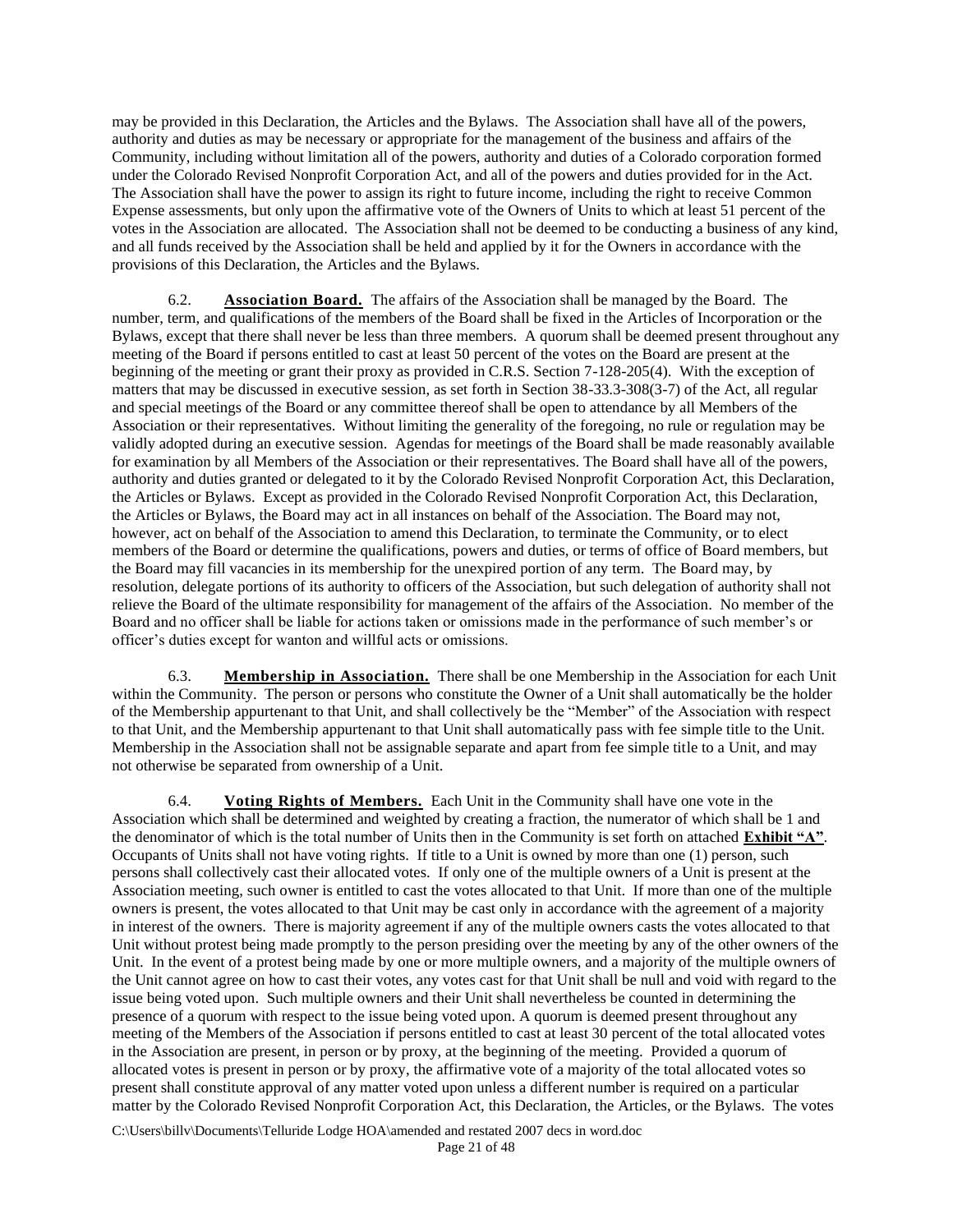may be provided in this Declaration, the Articles and the Bylaws. The Association shall have all of the powers, authority and duties as may be necessary or appropriate for the management of the business and affairs of the Community, including without limitation all of the powers, authority and duties of a Colorado corporation formed under the Colorado Revised Nonprofit Corporation Act, and all of the powers and duties provided for in the Act. The Association shall have the power to assign its right to future income, including the right to receive Common Expense assessments, but only upon the affirmative vote of the Owners of Units to which at least 51 percent of the votes in the Association are allocated. The Association shall not be deemed to be conducting a business of any kind, and all funds received by the Association shall be held and applied by it for the Owners in accordance with the provisions of this Declaration, the Articles and the Bylaws.

6.2. **Association Board.** The affairs of the Association shall be managed by the Board. The number, term, and qualifications of the members of the Board shall be fixed in the Articles of Incorporation or the Bylaws, except that there shall never be less than three members. A quorum shall be deemed present throughout any meeting of the Board if persons entitled to cast at least 50 percent of the votes on the Board are present at the beginning of the meeting or grant their proxy as provided in C.R.S. Section 7-128-205(4). With the exception of matters that may be discussed in executive session, as set forth in Section 38-33.3-308(3-7) of the Act, all regular and special meetings of the Board or any committee thereof shall be open to attendance by all Members of the Association or their representatives. Without limiting the generality of the foregoing, no rule or regulation may be validly adopted during an executive session. Agendas for meetings of the Board shall be made reasonably available for examination by all Members of the Association or their representatives. The Board shall have all of the powers, authority and duties granted or delegated to it by the Colorado Revised Nonprofit Corporation Act, this Declaration, the Articles or Bylaws. Except as provided in the Colorado Revised Nonprofit Corporation Act, this Declaration, the Articles or Bylaws, the Board may act in all instances on behalf of the Association. The Board may not, however, act on behalf of the Association to amend this Declaration, to terminate the Community, or to elect members of the Board or determine the qualifications, powers and duties, or terms of office of Board members, but the Board may fill vacancies in its membership for the unexpired portion of any term. The Board may, by resolution, delegate portions of its authority to officers of the Association, but such delegation of authority shall not relieve the Board of the ultimate responsibility for management of the affairs of the Association. No member of the Board and no officer shall be liable for actions taken or omissions made in the performance of such member's or officer's duties except for wanton and willful acts or omissions.

6.3. **Membership in Association.** There shall be one Membership in the Association for each Unit within the Community. The person or persons who constitute the Owner of a Unit shall automatically be the holder of the Membership appurtenant to that Unit, and shall collectively be the "Member" of the Association with respect to that Unit, and the Membership appurtenant to that Unit shall automatically pass with fee simple title to the Unit. Membership in the Association shall not be assignable separate and apart from fee simple title to a Unit, and may not otherwise be separated from ownership of a Unit.

6.4. **Voting Rights of Members.** Each Unit in the Community shall have one vote in the Association which shall be determined and weighted by creating a fraction, the numerator of which shall be 1 and the denominator of which is the total number of Units then in the Community is set forth on attached **Exhibit "A"**. Occupants of Units shall not have voting rights. If title to a Unit is owned by more than one (1) person, such persons shall collectively cast their allocated votes. If only one of the multiple owners of a Unit is present at the Association meeting, such owner is entitled to cast the votes allocated to that Unit. If more than one of the multiple owners is present, the votes allocated to that Unit may be cast only in accordance with the agreement of a majority in interest of the owners. There is majority agreement if any of the multiple owners casts the votes allocated to that Unit without protest being made promptly to the person presiding over the meeting by any of the other owners of the Unit. In the event of a protest being made by one or more multiple owners, and a majority of the multiple owners of the Unit cannot agree on how to cast their votes, any votes cast for that Unit shall be null and void with regard to the issue being voted upon. Such multiple owners and their Unit shall nevertheless be counted in determining the presence of a quorum with respect to the issue being voted upon. A quorum is deemed present throughout any meeting of the Members of the Association if persons entitled to cast at least 30 percent of the total allocated votes in the Association are present, in person or by proxy, at the beginning of the meeting. Provided a quorum of allocated votes is present in person or by proxy, the affirmative vote of a majority of the total allocated votes so present shall constitute approval of any matter voted upon unless a different number is required on a particular matter by the Colorado Revised Nonprofit Corporation Act, this Declaration, the Articles, or the Bylaws. The votes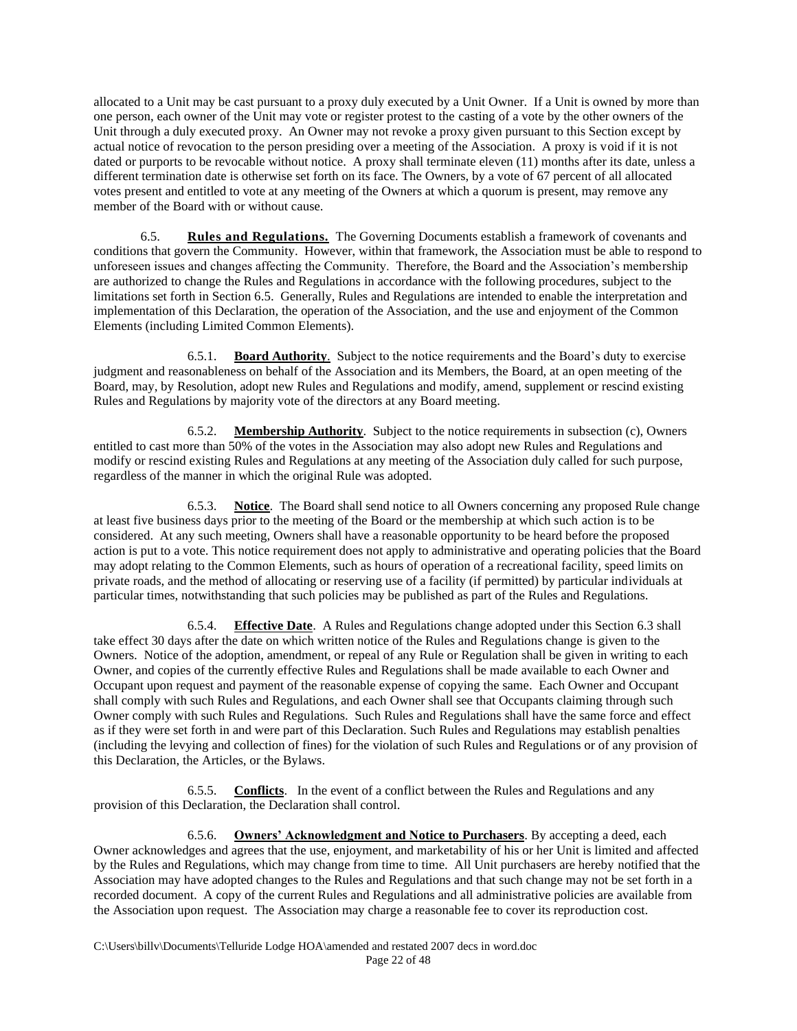allocated to a Unit may be cast pursuant to a proxy duly executed by a Unit Owner. If a Unit is owned by more than one person, each owner of the Unit may vote or register protest to the casting of a vote by the other owners of the Unit through a duly executed proxy. An Owner may not revoke a proxy given pursuant to this Section except by actual notice of revocation to the person presiding over a meeting of the Association. A proxy is void if it is not dated or purports to be revocable without notice. A proxy shall terminate eleven (11) months after its date, unless a different termination date is otherwise set forth on its face. The Owners, by a vote of 67 percent of all allocated votes present and entitled to vote at any meeting of the Owners at which a quorum is present, may remove any member of the Board with or without cause.

6.5. **Rules and Regulations.** The Governing Documents establish a framework of covenants and conditions that govern the Community. However, within that framework, the Association must be able to respond to unforeseen issues and changes affecting the Community. Therefore, the Board and the Association's membership are authorized to change the Rules and Regulations in accordance with the following procedures, subject to the limitations set forth in Section 6.5. Generally, Rules and Regulations are intended to enable the interpretation and implementation of this Declaration, the operation of the Association, and the use and enjoyment of the Common Elements (including Limited Common Elements).

6.5.1. **Board Authority**. Subject to the notice requirements and the Board's duty to exercise judgment and reasonableness on behalf of the Association and its Members, the Board, at an open meeting of the Board, may, by Resolution, adopt new Rules and Regulations and modify, amend, supplement or rescind existing Rules and Regulations by majority vote of the directors at any Board meeting.

6.5.2. **Membership Authority**. Subject to the notice requirements in subsection (c), Owners entitled to cast more than 50% of the votes in the Association may also adopt new Rules and Regulations and modify or rescind existing Rules and Regulations at any meeting of the Association duly called for such purpose, regardless of the manner in which the original Rule was adopted.

6.5.3. **Notice**. The Board shall send notice to all Owners concerning any proposed Rule change at least five business days prior to the meeting of the Board or the membership at which such action is to be considered. At any such meeting, Owners shall have a reasonable opportunity to be heard before the proposed action is put to a vote. This notice requirement does not apply to administrative and operating policies that the Board may adopt relating to the Common Elements, such as hours of operation of a recreational facility, speed limits on private roads, and the method of allocating or reserving use of a facility (if permitted) by particular individuals at particular times, notwithstanding that such policies may be published as part of the Rules and Regulations.

6.5.4. **Effective Date**. A Rules and Regulations change adopted under this Section 6.3 shall take effect 30 days after the date on which written notice of the Rules and Regulations change is given to the Owners. Notice of the adoption, amendment, or repeal of any Rule or Regulation shall be given in writing to each Owner, and copies of the currently effective Rules and Regulations shall be made available to each Owner and Occupant upon request and payment of the reasonable expense of copying the same. Each Owner and Occupant shall comply with such Rules and Regulations, and each Owner shall see that Occupants claiming through such Owner comply with such Rules and Regulations. Such Rules and Regulations shall have the same force and effect as if they were set forth in and were part of this Declaration. Such Rules and Regulations may establish penalties (including the levying and collection of fines) for the violation of such Rules and Regulations or of any provision of this Declaration, the Articles, or the Bylaws.

6.5.5. **Conflicts**. In the event of a conflict between the Rules and Regulations and any provision of this Declaration, the Declaration shall control.

6.5.6. **Owners' Acknowledgment and Notice to Purchasers**. By accepting a deed, each Owner acknowledges and agrees that the use, enjoyment, and marketability of his or her Unit is limited and affected by the Rules and Regulations, which may change from time to time. All Unit purchasers are hereby notified that the Association may have adopted changes to the Rules and Regulations and that such change may not be set forth in a recorded document. A copy of the current Rules and Regulations and all administrative policies are available from the Association upon request. The Association may charge a reasonable fee to cover its reproduction cost.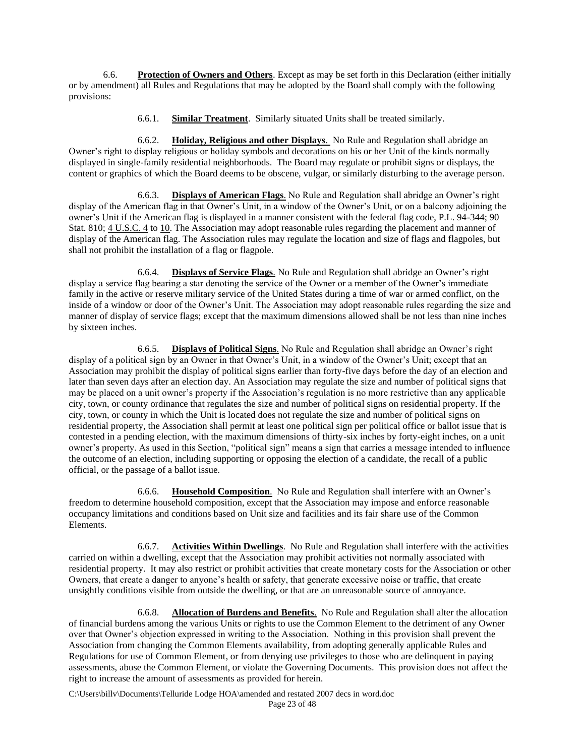6.6. **Protection of Owners and Others**. Except as may be set forth in this Declaration (either initially or by amendment) all Rules and Regulations that may be adopted by the Board shall comply with the following provisions:

6.6.1. **Similar Treatment**. Similarly situated Units shall be treated similarly.

6.6.2. **Holiday, Religious and other Displays**. No Rule and Regulation shall abridge an Owner's right to display religious or holiday symbols and decorations on his or her Unit of the kinds normally displayed in single-family residential neighborhoods. The Board may regulate or prohibit signs or displays, the content or graphics of which the Board deems to be obscene, vulgar, or similarly disturbing to the average person.

6.6.3. **Displays of American Flags**. No Rule and Regulation shall abridge an Owner's right display of the American flag in that Owner's Unit, in a window of the Owner's Unit, or on a balcony adjoining the owner's Unit if the American flag is displayed in a manner consistent with the federal flag code, P.L. 94-344; 90 Stat. 810; 4 U.S.C. 4 to 10. The Association may adopt reasonable rules regarding the placement and manner of display of the American flag. The Association rules may regulate the location and size of flags and flagpoles, but shall not prohibit the installation of a flag or flagpole.

6.6.4. **Displays of Service Flags**. No Rule and Regulation shall abridge an Owner's right display a service flag bearing a star denoting the service of the Owner or a member of the Owner's immediate family in the active or reserve military service of the United States during a time of war or armed conflict, on the inside of a window or door of the Owner's Unit. The Association may adopt reasonable rules regarding the size and manner of display of service flags; except that the maximum dimensions allowed shall be not less than nine inches by sixteen inches.

6.6.5. **Displays of Political Signs**. No Rule and Regulation shall abridge an Owner's right display of a political sign by an Owner in that Owner's Unit, in a window of the Owner's Unit; except that an Association may prohibit the display of political signs earlier than forty-five days before the day of an election and later than seven days after an election day. An Association may regulate the size and number of political signs that may be placed on a unit owner's property if the Association's regulation is no more restrictive than any applicable city, town, or county ordinance that regulates the size and number of political signs on residential property. If the city, town, or county in which the Unit is located does not regulate the size and number of political signs on residential property, the Association shall permit at least one political sign per political office or ballot issue that is contested in a pending election, with the maximum dimensions of thirty-six inches by forty-eight inches, on a unit owner's property. As used in this Section, "political sign" means a sign that carries a message intended to influence the outcome of an election, including supporting or opposing the election of a candidate, the recall of a public official, or the passage of a ballot issue.

6.6.6. **Household Composition**. No Rule and Regulation shall interfere with an Owner's freedom to determine household composition, except that the Association may impose and enforce reasonable occupancy limitations and conditions based on Unit size and facilities and its fair share use of the Common Elements.

6.6.7. **Activities Within Dwellings**. No Rule and Regulation shall interfere with the activities carried on within a dwelling, except that the Association may prohibit activities not normally associated with residential property. It may also restrict or prohibit activities that create monetary costs for the Association or other Owners, that create a danger to anyone's health or safety, that generate excessive noise or traffic, that create unsightly conditions visible from outside the dwelling, or that are an unreasonable source of annoyance.

6.6.8. **Allocation of Burdens and Benefits**. No Rule and Regulation shall alter the allocation of financial burdens among the various Units or rights to use the Common Element to the detriment of any Owner over that Owner's objection expressed in writing to the Association. Nothing in this provision shall prevent the Association from changing the Common Elements availability, from adopting generally applicable Rules and Regulations for use of Common Element, or from denying use privileges to those who are delinquent in paying assessments, abuse the Common Element, or violate the Governing Documents. This provision does not affect the right to increase the amount of assessments as provided for herein.

C:\Users\billv\Documents\Telluride Lodge HOA\amended and restated 2007 decs in word.doc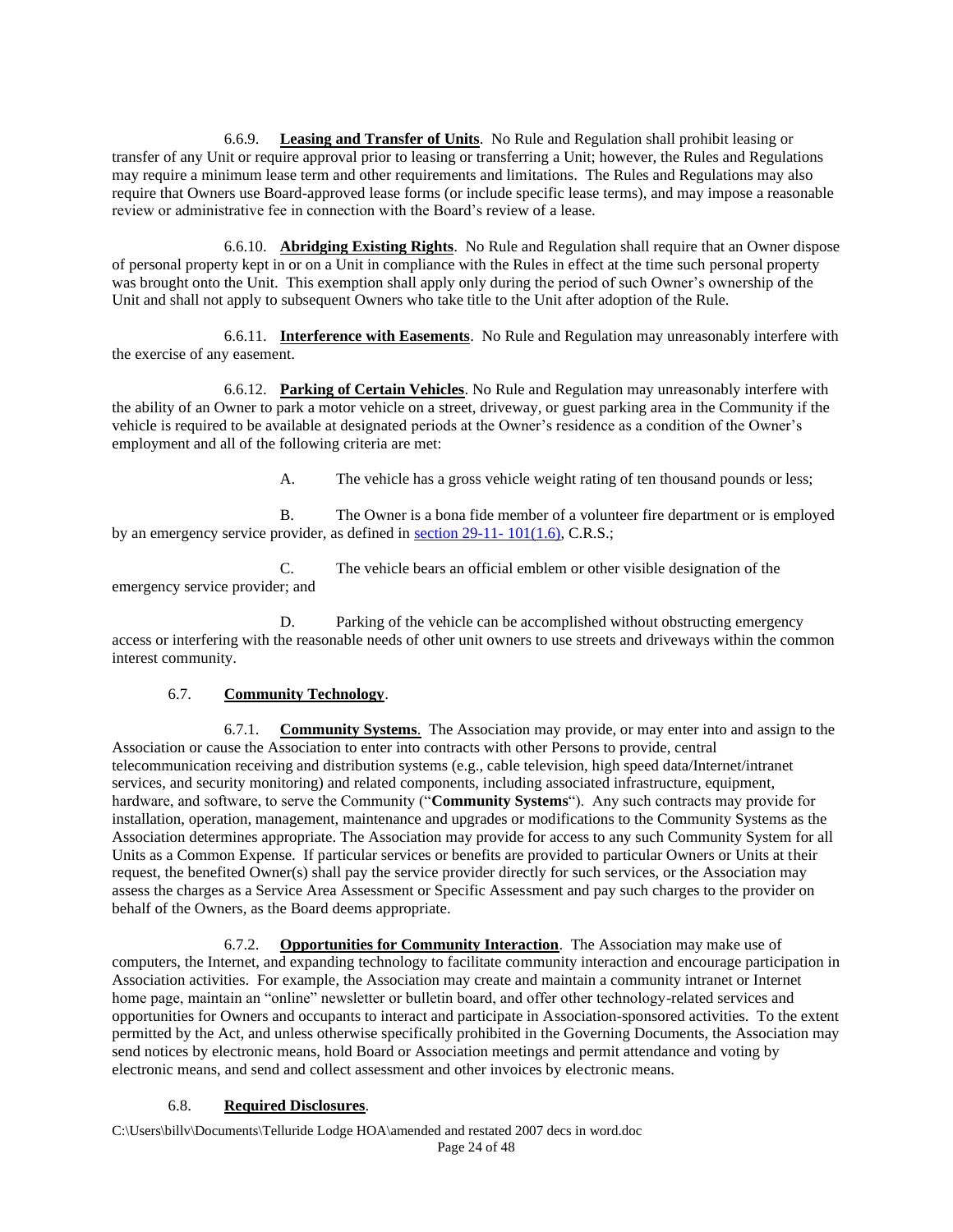6.6.9. **Leasing and Transfer of Units**. No Rule and Regulation shall prohibit leasing or transfer of any Unit or require approval prior to leasing or transferring a Unit; however, the Rules and Regulations may require a minimum lease term and other requirements and limitations. The Rules and Regulations may also require that Owners use Board-approved lease forms (or include specific lease terms), and may impose a reasonable review or administrative fee in connection with the Board's review of a lease.

6.6.10. **Abridging Existing Rights**. No Rule and Regulation shall require that an Owner dispose of personal property kept in or on a Unit in compliance with the Rules in effect at the time such personal property was brought onto the Unit. This exemption shall apply only during the period of such Owner's ownership of the Unit and shall not apply to subsequent Owners who take title to the Unit after adoption of the Rule.

6.6.11. **Interference with Easements**. No Rule and Regulation may unreasonably interfere with the exercise of any easement.

6.6.12. **Parking of Certain Vehicles**. No Rule and Regulation may unreasonably interfere with the ability of an Owner to park a motor vehicle on a street, driveway, or guest parking area in the Community if the vehicle is required to be available at designated periods at the Owner's residence as a condition of the Owner's employment and all of the following criteria are met:

A. The vehicle has a gross vehicle weight rating of ten thousand pounds or less;

B. The Owner is a bona fide member of a volunteer fire department or is employed by an emergency service provider, as defined in section 29-11- 101(1.6), C.R.S.;

C. The vehicle bears an official emblem or other visible designation of the emergency service provider; and

D. Parking of the vehicle can be accomplished without obstructing emergency access or interfering with the reasonable needs of other unit owners to use streets and driveways within the common interest community.

6.7. **Community Technology**.

6.7.1. **Community Systems**. The Association may provide, or may enter into and assign to the Association or cause the Association to enter into contracts with other Persons to provide, central telecommunication receiving and distribution systems (e.g., cable television, high speed data/Internet/intranet services, and security monitoring) and related components, including associated infrastructure, equipment, hardware, and software, to serve the Community ("**Community Systems**"). Any such contracts may provide for installation, operation, management, maintenance and upgrades or modifications to the Community Systems as the Association determines appropriate. The Association may provide for access to any such Community System for all Units as a Common Expense. If particular services or benefits are provided to particular Owners or Units at their request, the benefited Owner(s) shall pay the service provider directly for such services, or the Association may assess the charges as a Service Area Assessment or Specific Assessment and pay such charges to the provider on behalf of the Owners, as the Board deems appropriate.

6.7.2. **Opportunities for Community Interaction**. The Association may make use of computers, the Internet, and expanding technology to facilitate community interaction and encourage participation in Association activities. For example, the Association may create and maintain a community intranet or Internet home page, maintain an "online" newsletter or bulletin board, and offer other technology-related services and opportunities for Owners and occupants to interact and participate in Association-sponsored activities. To the extent permitted by the Act, and unless otherwise specifically prohibited in the Governing Documents, the Association may send notices by electronic means, hold Board or Association meetings and permit attendance and voting by electronic means, and send and collect assessment and other invoices by electronic means.

6.8. **Required Disclosures**.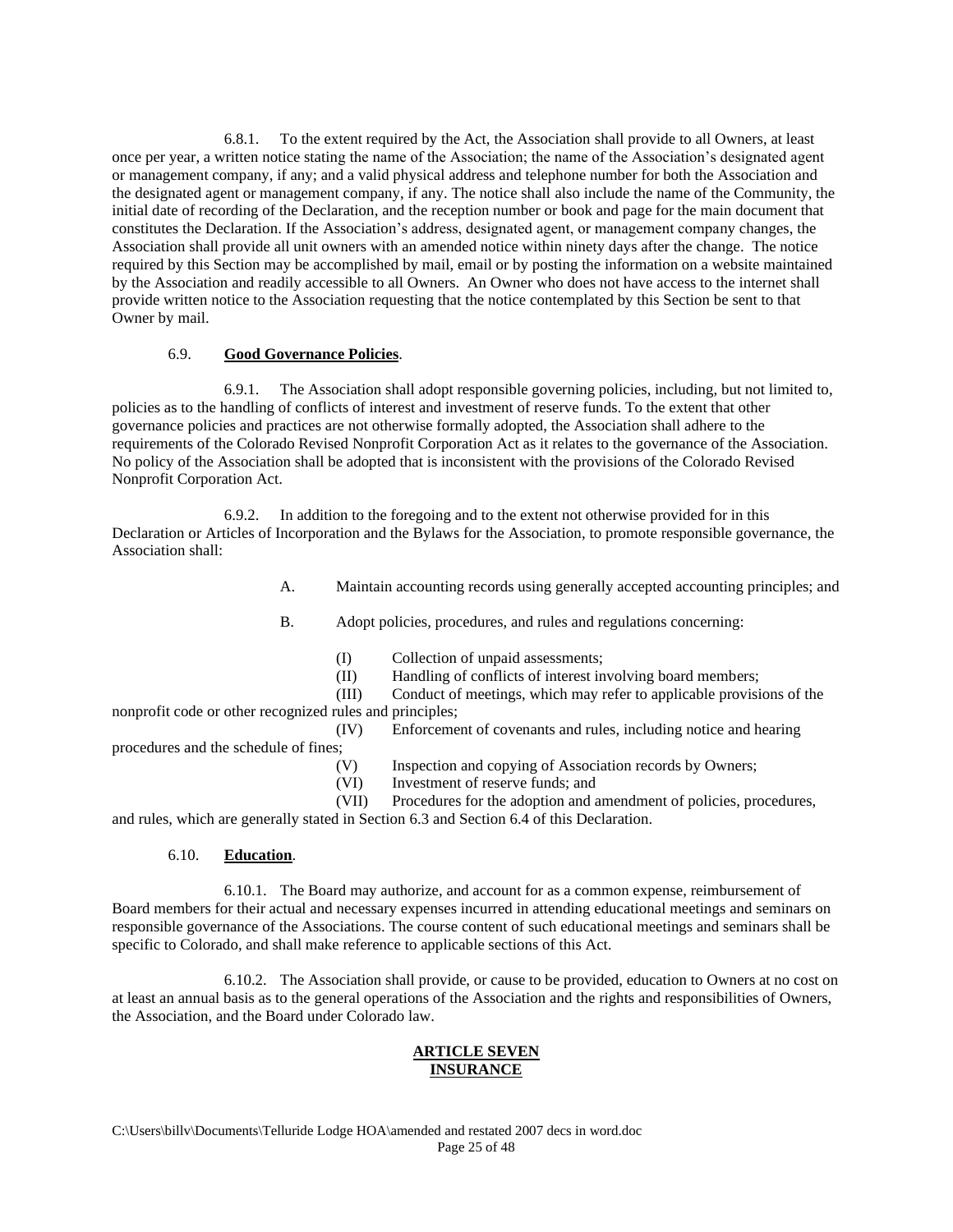6.8.1. To the extent required by the Act, the Association shall provide to all Owners, at least once per year, a written notice stating the name of the Association; the name of the Association's designated agent or management company, if any; and a valid physical address and telephone number for both the Association and the designated agent or management company, if any. The notice shall also include the name of the Community, the initial date of recording of the Declaration, and the reception number or book and page for the main document that constitutes the Declaration. If the Association's address, designated agent, or management company changes, the Association shall provide all unit owners with an amended notice within ninety days after the change. The notice required by this Section may be accomplished by mail, email or by posting the information on a website maintained by the Association and readily accessible to all Owners. An Owner who does not have access to the internet shall provide written notice to the Association requesting that the notice contemplated by this Section be sent to that Owner by mail.

6.9. **Good Governance Policies**.

6.9.1. The Association shall adopt responsible governing policies, including, but not limited to, policies as to the handling of conflicts of interest and investment of reserve funds. To the extent that other governance policies and practices are not otherwise formally adopted, the Association shall adhere to the requirements of the Colorado Revised Nonprofit Corporation Act as it relates to the governance of the Association. No policy of the Association shall be adopted that is inconsistent with the provisions of the Colorado Revised Nonprofit Corporation Act.

6.9.2. In addition to the foregoing and to the extent not otherwise provided for in this Declaration or Articles of Incorporation and the Bylaws for the Association, to promote responsible governance, the Association shall:

A. Maintain accounting records using generally accepted accounting principles; and

B. Adopt policies, procedures, and rules and regulations concerning:

(I) Collection of unpaid assessments;
(II) Handling of conflicts of interest involving board members;
(III) Conduct of meetings, which may refer to applicable provisions of the nonprofit code or other recognized rules and principles;
(IV) Enforcement of covenants and rules, including notice and hearing procedures and the schedule of fines;
(V) Inspection and copying of Association records by Owners;
(VI) Investment of reserve funds; and
(VII) Procedures for the adoption and amendment of policies, procedures, and rules, which are generally stated in Section 6.3 and Section 6.4 of this Declaration.

6.10. **Education**.

6.10.1. The Board may authorize, and account for as a common expense, reimbursement of Board members for their actual and necessary expenses incurred in attending educational meetings and seminars on responsible governance of the Associations. The course content of such educational meetings and seminars shall be specific to Colorado, and shall make reference to applicable sections of this Act.

6.10.2. The Association shall provide, or cause to be provided, education to Owners at no cost on at least an annual basis as to the general operations of the Association and the rights and responsibilities of Owners, the Association, and the Board under Colorado law.

## ARTICLE SEVEN
## INSURANCE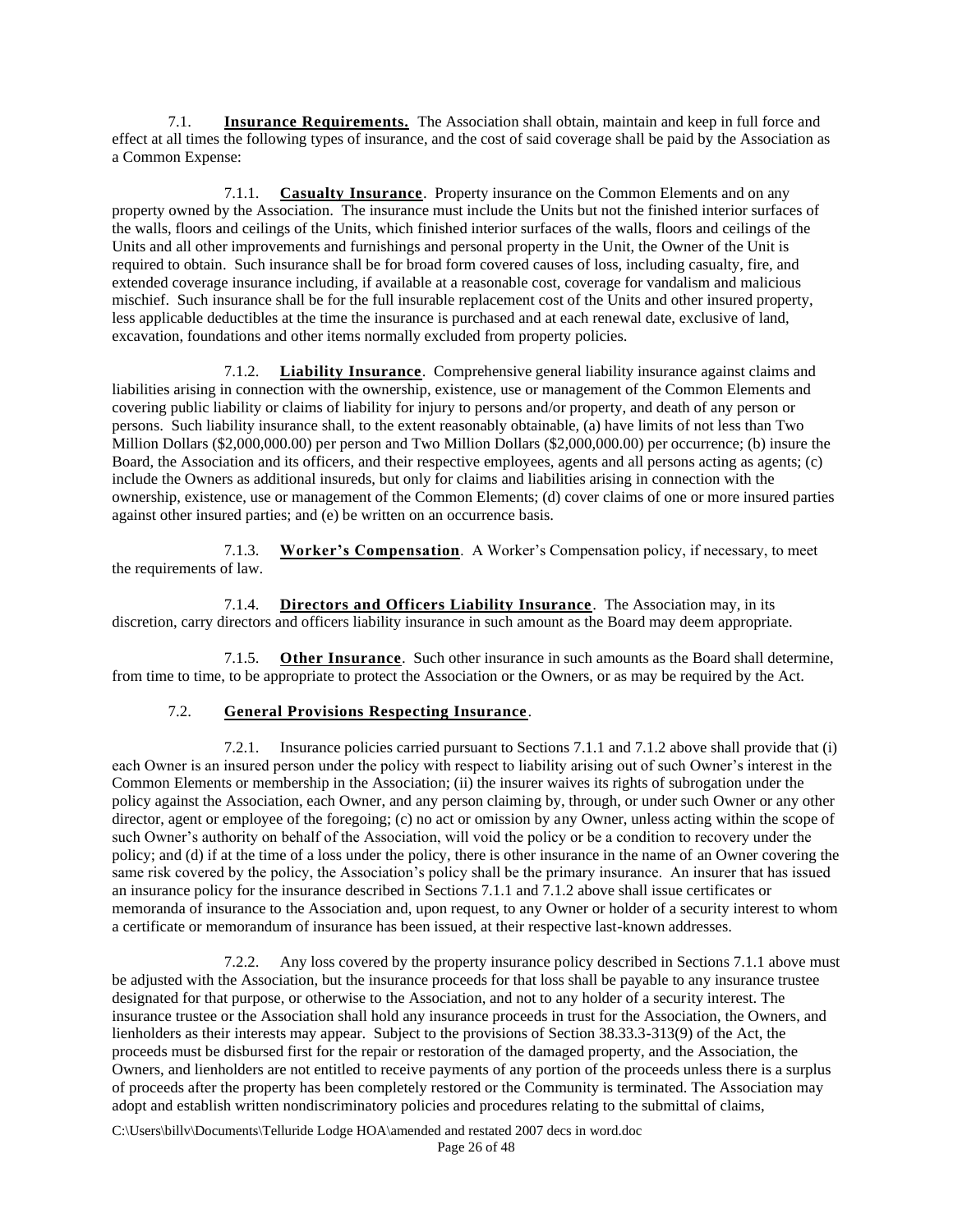7.1. **Insurance Requirements.** The Association shall obtain, maintain and keep in full force and effect at all times the following types of insurance, and the cost of said coverage shall be paid by the Association as a Common Expense:

7.1.1. **Casualty Insurance**. Property insurance on the Common Elements and on any property owned by the Association. The insurance must include the Units but not the finished interior surfaces of the walls, floors and ceilings of the Units, which finished interior surfaces of the walls, floors and ceilings of the Units and all other improvements and furnishings and personal property in the Unit, the Owner of the Unit is required to obtain. Such insurance shall be for broad form covered causes of loss, including casualty, fire, and extended coverage insurance including, if available at a reasonable cost, coverage for vandalism and malicious mischief. Such insurance shall be for the full insurable replacement cost of the Units and other insured property, less applicable deductibles at the time the insurance is purchased and at each renewal date, exclusive of land, excavation, foundations and other items normally excluded from property policies.

7.1.2. **Liability Insurance**. Comprehensive general liability insurance against claims and liabilities arising in connection with the ownership, existence, use or management of the Common Elements and covering public liability or claims of liability for injury to persons and/or property, and death of any person or persons. Such liability insurance shall, to the extent reasonably obtainable, (a) have limits of not less than Two Million Dollars ($2,000,000.00) per person and Two Million Dollars ($2,000,000.00) per occurrence; (b) insure the Board, the Association and its officers, and their respective employees, agents and all persons acting as agents; (c) include the Owners as additional insureds, but only for claims and liabilities arising in connection with the ownership, existence, use or management of the Common Elements; (d) cover claims of one or more insured parties against other insured parties; and (e) be written on an occurrence basis.

7.1.3. **Worker's Compensation**. A Worker's Compensation policy, if necessary, to meet the requirements of law.

7.1.4. **Directors and Officers Liability Insurance**. The Association may, in its discretion, carry directors and officers liability insurance in such amount as the Board may deem appropriate.

7.1.5. **Other Insurance**. Such other insurance in such amounts as the Board shall determine, from time to time, to be appropriate to protect the Association or the Owners, or as may be required by the Act.

7.2. **General Provisions Respecting Insurance**.

7.2.1. Insurance policies carried pursuant to Sections 7.1.1 and 7.1.2 above shall provide that (i) each Owner is an insured person under the policy with respect to liability arising out of such Owner's interest in the Common Elements or membership in the Association; (ii) the insurer waives its rights of subrogation under the policy against the Association, each Owner, and any person claiming by, through, or under such Owner or any other director, agent or employee of the foregoing; (c) no act or omission by any Owner, unless acting within the scope of such Owner's authority on behalf of the Association, will void the policy or be a condition to recovery under the policy; and (d) if at the time of a loss under the policy, there is other insurance in the name of an Owner covering the same risk covered by the policy, the Association's policy shall be the primary insurance. An insurer that has issued an insurance policy for the insurance described in Sections 7.1.1 and 7.1.2 above shall issue certificates or memoranda of insurance to the Association and, upon request, to any Owner or holder of a security interest to whom a certificate or memorandum of insurance has been issued, at their respective last-known addresses.

7.2.2. Any loss covered by the property insurance policy described in Sections 7.1.1 above must be adjusted with the Association, but the insurance proceeds for that loss shall be payable to any insurance trustee designated for that purpose, or otherwise to the Association, and not to any holder of a security interest. The insurance trustee or the Association shall hold any insurance proceeds in trust for the Association, the Owners, and lienholders as their interests may appear. Subject to the provisions of Section 38.33.3-313(9) of the Act, the proceeds must be disbursed first for the repair or restoration of the damaged property, and the Association, the Owners, and lienholders are not entitled to receive payments of any portion of the proceeds unless there is a surplus of proceeds after the property has been completely restored or the Community is terminated. The Association may adopt and establish written nondiscriminatory policies and procedures relating to the submittal of claims,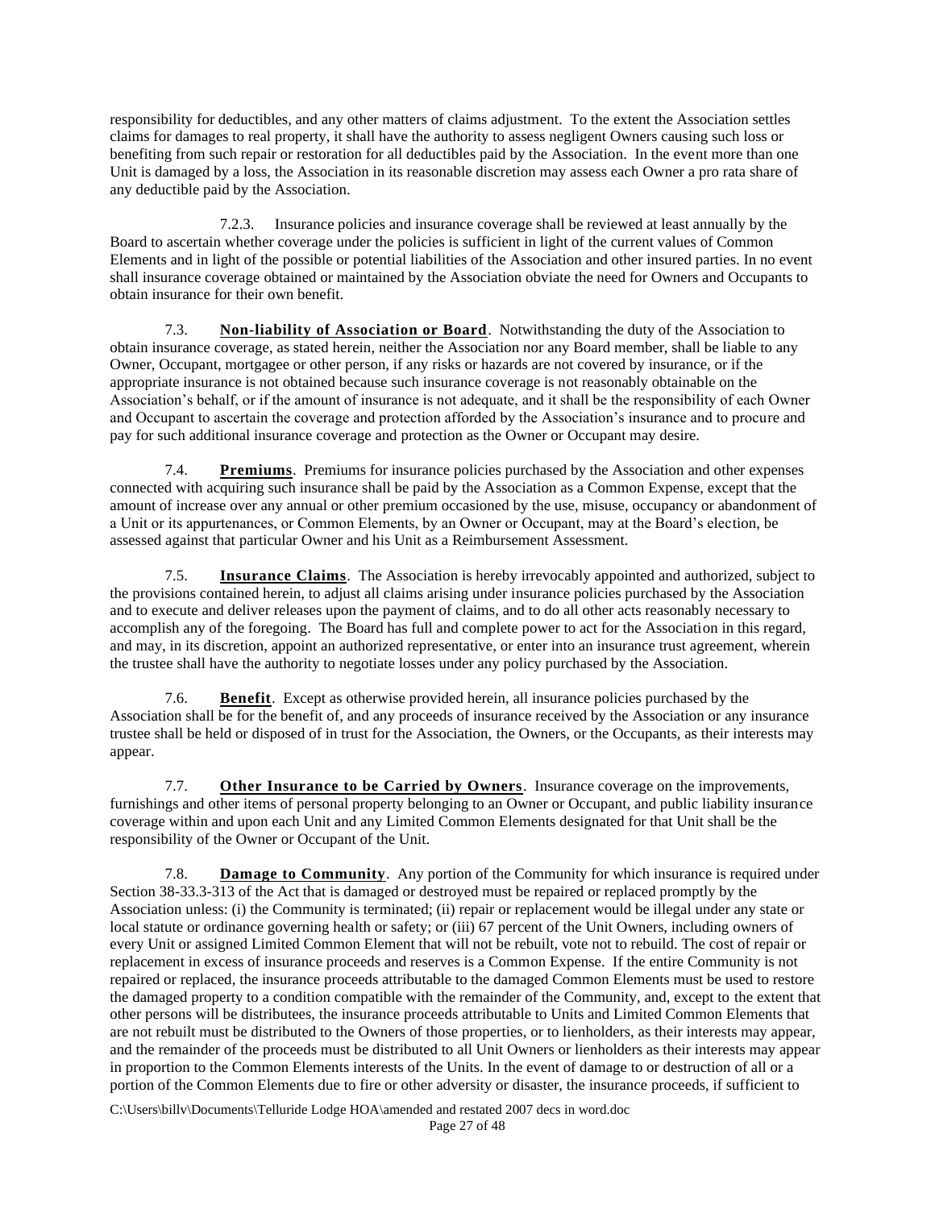responsibility for deductibles, and any other matters of claims adjustment. To the extent the Association settles claims for damages to real property, it shall have the authority to assess negligent Owners causing such loss or benefiting from such repair or restoration for all deductibles paid by the Association. In the event more than one Unit is damaged by a loss, the Association in its reasonable discretion may assess each Owner a pro rata share of any deductible paid by the Association.

7.2.3. Insurance policies and insurance coverage shall be reviewed at least annually by the Board to ascertain whether coverage under the policies is sufficient in light of the current values of Common Elements and in light of the possible or potential liabilities of the Association and other insured parties. In no event shall insurance coverage obtained or maintained by the Association obviate the need for Owners and Occupants to obtain insurance for their own benefit.

7.3. **Non-liability of Association or Board**. Notwithstanding the duty of the Association to obtain insurance coverage, as stated herein, neither the Association nor any Board member, shall be liable to any Owner, Occupant, mortgagee or other person, if any risks or hazards are not covered by insurance, or if the appropriate insurance is not obtained because such insurance coverage is not reasonably obtainable on the Association's behalf, or if the amount of insurance is not adequate, and it shall be the responsibility of each Owner and Occupant to ascertain the coverage and protection afforded by the Association's insurance and to procure and pay for such additional insurance coverage and protection as the Owner or Occupant may desire.

7.4. **Premiums**. Premiums for insurance policies purchased by the Association and other expenses connected with acquiring such insurance shall be paid by the Association as a Common Expense, except that the amount of increase over any annual or other premium occasioned by the use, misuse, occupancy or abandonment of a Unit or its appurtenances, or Common Elements, by an Owner or Occupant, may at the Board's election, be assessed against that particular Owner and his Unit as a Reimbursement Assessment.

7.5. **Insurance Claims**. The Association is hereby irrevocably appointed and authorized, subject to the provisions contained herein, to adjust all claims arising under insurance policies purchased by the Association and to execute and deliver releases upon the payment of claims, and to do all other acts reasonably necessary to accomplish any of the foregoing. The Board has full and complete power to act for the Association in this regard, and may, in its discretion, appoint an authorized representative, or enter into an insurance trust agreement, wherein the trustee shall have the authority to negotiate losses under any policy purchased by the Association.

7.6. **Benefit**. Except as otherwise provided herein, all insurance policies purchased by the Association shall be for the benefit of, and any proceeds of insurance received by the Association or any insurance trustee shall be held or disposed of in trust for the Association, the Owners, or the Occupants, as their interests may appear.

7.7. **Other Insurance to be Carried by Owners**. Insurance coverage on the improvements, furnishings and other items of personal property belonging to an Owner or Occupant, and public liability insurance coverage within and upon each Unit and any Limited Common Elements designated for that Unit shall be the responsibility of the Owner or Occupant of the Unit.

7.8. **Damage to Community**. Any portion of the Community for which insurance is required under Section 38-33.3-313 of the Act that is damaged or destroyed must be repaired or replaced promptly by the Association unless: (i) the Community is terminated; (ii) repair or replacement would be illegal under any state or local statute or ordinance governing health or safety; or (iii) 67 percent of the Unit Owners, including owners of every Unit or assigned Limited Common Element that will not be rebuilt, vote not to rebuild. The cost of repair or replacement in excess of insurance proceeds and reserves is a Common Expense. If the entire Community is not repaired or replaced, the insurance proceeds attributable to the damaged Common Elements must be used to restore the damaged property to a condition compatible with the remainder of the Community, and, except to the extent that other persons will be distributees, the insurance proceeds attributable to Units and Limited Common Elements that are not rebuilt must be distributed to the Owners of those properties, or to lienholders, as their interests may appear, and the remainder of the proceeds must be distributed to all Unit Owners or lienholders as their interests may appear in proportion to the Common Elements interests of the Units. In the event of damage to or destruction of all or a portion of the Common Elements due to fire or other adversity or disaster, the insurance proceeds, if sufficient to

C:\Users\billv\Documents\Telluride Lodge HOA\amended and restated 2007 decs in word.doc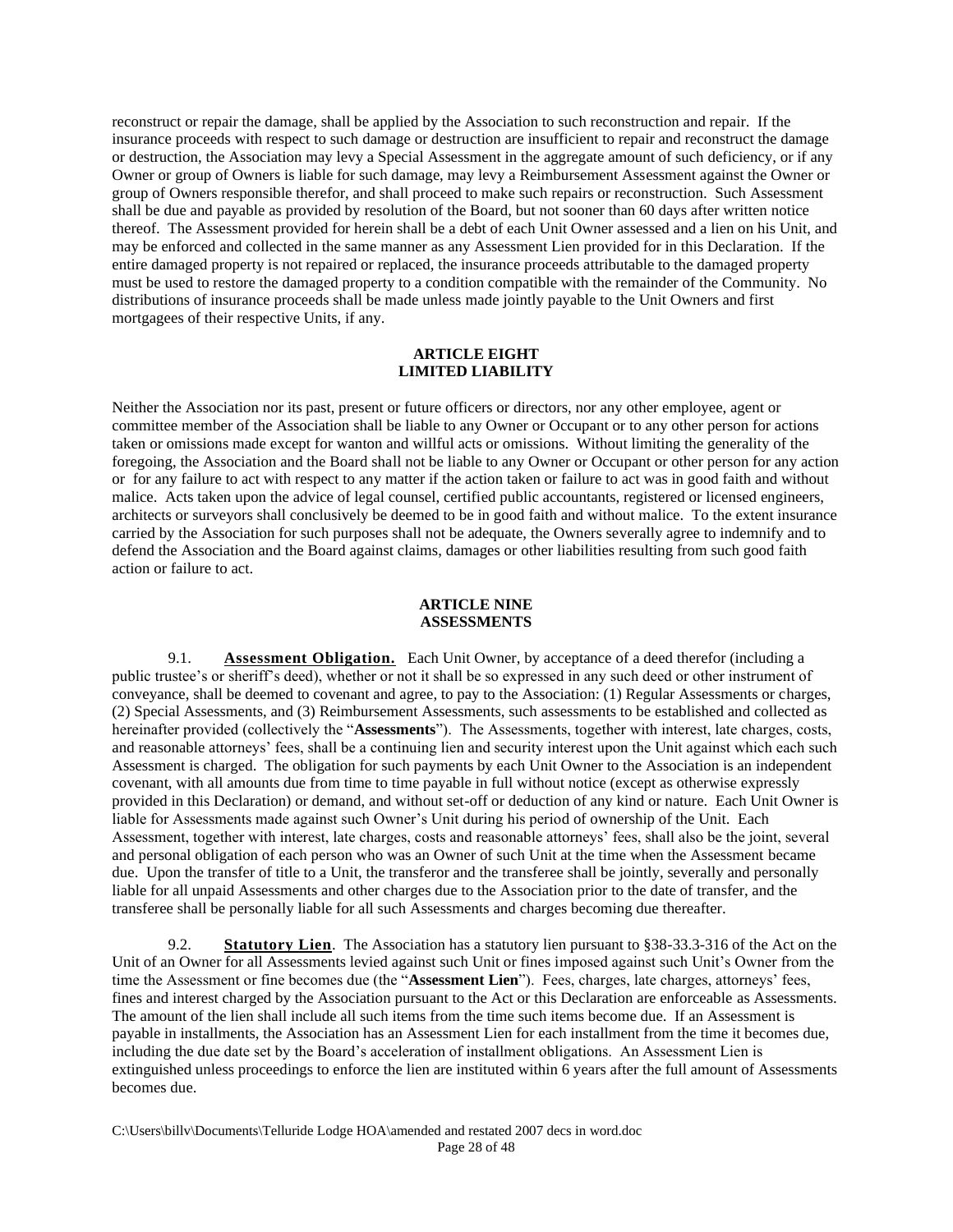reconstruct or repair the damage, shall be applied by the Association to such reconstruction and repair. If the insurance proceeds with respect to such damage or destruction are insufficient to repair and reconstruct the damage or destruction, the Association may levy a Special Assessment in the aggregate amount of such deficiency, or if any Owner or group of Owners is liable for such damage, may levy a Reimbursement Assessment against the Owner or group of Owners responsible therefor, and shall proceed to make such repairs or reconstruction. Such Assessment shall be due and payable as provided by resolution of the Board, but not sooner than 60 days after written notice thereof. The Assessment provided for herein shall be a debt of each Unit Owner assessed and a lien on his Unit, and may be enforced and collected in the same manner as any Assessment Lien provided for in this Declaration. If the entire damaged property is not repaired or replaced, the insurance proceeds attributable to the damaged property must be used to restore the damaged property to a condition compatible with the remainder of the Community. No distributions of insurance proceeds shall be made unless made jointly payable to the Unit Owners and first mortgagees of their respective Units, if any.

## ARTICLE EIGHT
## LIMITED LIABILITY

Neither the Association nor its past, present or future officers or directors, nor any other employee, agent or committee member of the Association shall be liable to any Owner or Occupant or to any other person for actions taken or omissions made except for wanton and willful acts or omissions. Without limiting the generality of the foregoing, the Association and the Board shall not be liable to any Owner or Occupant or other person for any action or for any failure to act with respect to any matter if the action taken or failure to act was in good faith and without malice. Acts taken upon the advice of legal counsel, certified public accountants, registered or licensed engineers, architects or surveyors shall conclusively be deemed to be in good faith and without malice. To the extent insurance carried by the Association for such purposes shall not be adequate, the Owners severally agree to indemnify and to defend the Association and the Board against claims, damages or other liabilities resulting from such good faith action or failure to act.

## ARTICLE NINE
## ASSESSMENTS

9.1. **Assessment Obligation.** Each Unit Owner, by acceptance of a deed therefor (including a public trustee's or sheriff's deed), whether or not it shall be so expressed in any such deed or other instrument of conveyance, shall be deemed to covenant and agree, to pay to the Association: (1) Regular Assessments or charges, (2) Special Assessments, and (3) Reimbursement Assessments, such assessments to be established and collected as hereinafter provided (collectively the "**Assessments**"). The Assessments, together with interest, late charges, costs, and reasonable attorneys' fees, shall be a continuing lien and security interest upon the Unit against which each such Assessment is charged. The obligation for such payments by each Unit Owner to the Association is an independent covenant, with all amounts due from time to time payable in full without notice (except as otherwise expressly provided in this Declaration) or demand, and without set-off or deduction of any kind or nature. Each Unit Owner is liable for Assessments made against such Owner's Unit during his period of ownership of the Unit. Each Assessment, together with interest, late charges, costs and reasonable attorneys' fees, shall also be the joint, several and personal obligation of each person who was an Owner of such Unit at the time when the Assessment became due. Upon the transfer of title to a Unit, the transferor and the transferee shall be jointly, severally and personally liable for all unpaid Assessments and other charges due to the Association prior to the date of transfer, and the transferee shall be personally liable for all such Assessments and charges becoming due thereafter.

9.2. **Statutory Lien**. The Association has a statutory lien pursuant to §38-33.3-316 of the Act on the Unit of an Owner for all Assessments levied against such Unit or fines imposed against such Unit's Owner from the time the Assessment or fine becomes due (the "**Assessment Lien**"). Fees, charges, late charges, attorneys' fees, fines and interest charged by the Association pursuant to the Act or this Declaration are enforceable as Assessments. The amount of the lien shall include all such items from the time such items become due. If an Assessment is payable in installments, the Association has an Assessment Lien for each installment from the time it becomes due, including the due date set by the Board's acceleration of installment obligations. An Assessment Lien is extinguished unless proceedings to enforce the lien are instituted within 6 years after the full amount of Assessments becomes due.

C:\Users\billv\Documents\Telluride Lodge HOA\amended and restated 2007 decs in word.doc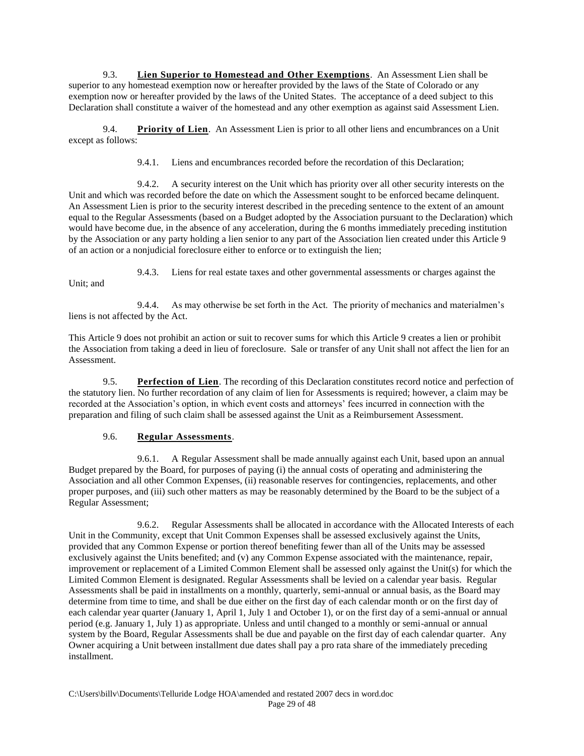9.3. **Lien Superior to Homestead and Other Exemptions**. An Assessment Lien shall be superior to any homestead exemption now or hereafter provided by the laws of the State of Colorado or any exemption now or hereafter provided by the laws of the United States. The acceptance of a deed subject to this Declaration shall constitute a waiver of the homestead and any other exemption as against said Assessment Lien.

9.4. **Priority of Lien**. An Assessment Lien is prior to all other liens and encumbrances on a Unit except as follows:

9.4.1. Liens and encumbrances recorded before the recordation of this Declaration;

9.4.2. A security interest on the Unit which has priority over all other security interests on the Unit and which was recorded before the date on which the Assessment sought to be enforced became delinquent. An Assessment Lien is prior to the security interest described in the preceding sentence to the extent of an amount equal to the Regular Assessments (based on a Budget adopted by the Association pursuant to the Declaration) which would have become due, in the absence of any acceleration, during the 6 months immediately preceding institution by the Association or any party holding a lien senior to any part of the Association lien created under this Article 9 of an action or a nonjudicial foreclosure either to enforce or to extinguish the lien;

9.4.3. Liens for real estate taxes and other governmental assessments or charges against the Unit; and

9.4.4. As may otherwise be set forth in the Act. The priority of mechanics and materialmen's liens is not affected by the Act.

This Article 9 does not prohibit an action or suit to recover sums for which this Article 9 creates a lien or prohibit the Association from taking a deed in lieu of foreclosure. Sale or transfer of any Unit shall not affect the lien for an Assessment.

9.5. **Perfection of Lien**. The recording of this Declaration constitutes record notice and perfection of the statutory lien. No further recordation of any claim of lien for Assessments is required; however, a claim may be recorded at the Association's option, in which event costs and attorneys' fees incurred in connection with the preparation and filing of such claim shall be assessed against the Unit as a Reimbursement Assessment.

9.6. **Regular Assessments**.

9.6.1. A Regular Assessment shall be made annually against each Unit, based upon an annual Budget prepared by the Board, for purposes of paying (i) the annual costs of operating and administering the Association and all other Common Expenses, (ii) reasonable reserves for contingencies, replacements, and other proper purposes, and (iii) such other matters as may be reasonably determined by the Board to be the subject of a Regular Assessment;

9.6.2. Regular Assessments shall be allocated in accordance with the Allocated Interests of each Unit in the Community, except that Unit Common Expenses shall be assessed exclusively against the Units, provided that any Common Expense or portion thereof benefiting fewer than all of the Units may be assessed exclusively against the Units benefited; and (v) any Common Expense associated with the maintenance, repair, improvement or replacement of a Limited Common Element shall be assessed only against the Unit(s) for which the Limited Common Element is designated. Regular Assessments shall be levied on a calendar year basis. Regular Assessments shall be paid in installments on a monthly, quarterly, semi-annual or annual basis, as the Board may determine from time to time, and shall be due either on the first day of each calendar month or on the first day of each calendar year quarter (January 1, April 1, July 1 and October 1), or on the first day of a semi-annual or annual period (e.g. January 1, July 1) as appropriate. Unless and until changed to a monthly or semi-annual or annual system by the Board, Regular Assessments shall be due and payable on the first day of each calendar quarter. Any Owner acquiring a Unit between installment due dates shall pay a pro rata share of the immediately preceding installment.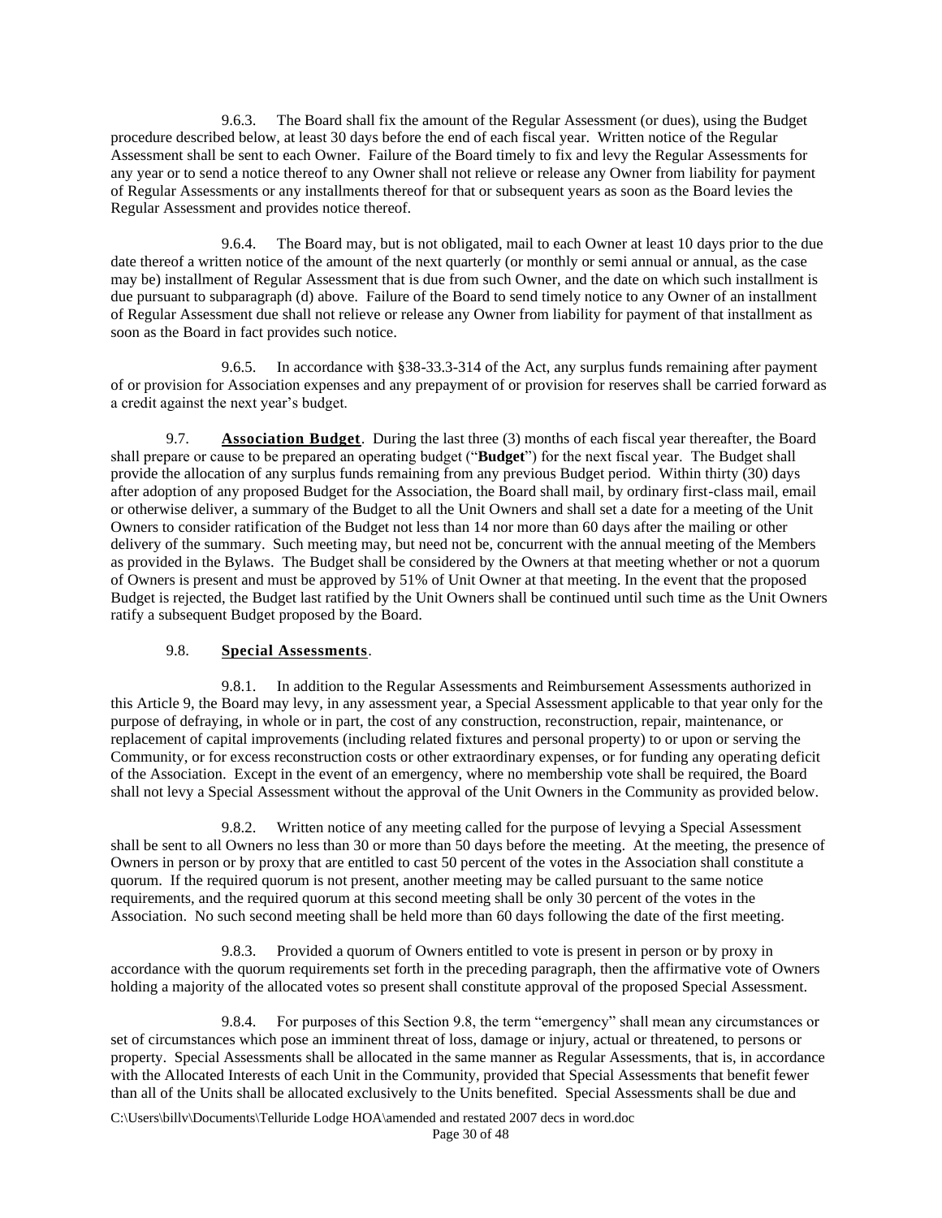9.6.3. The Board shall fix the amount of the Regular Assessment (or dues), using the Budget procedure described below, at least 30 days before the end of each fiscal year. Written notice of the Regular Assessment shall be sent to each Owner. Failure of the Board timely to fix and levy the Regular Assessments for any year or to send a notice thereof to any Owner shall not relieve or release any Owner from liability for payment of Regular Assessments or any installments thereof for that or subsequent years as soon as the Board levies the Regular Assessment and provides notice thereof.

9.6.4. The Board may, but is not obligated, mail to each Owner at least 10 days prior to the due date thereof a written notice of the amount of the next quarterly (or monthly or semi annual or annual, as the case may be) installment of Regular Assessment that is due from such Owner, and the date on which such installment is due pursuant to subparagraph (d) above. Failure of the Board to send timely notice to any Owner of an installment of Regular Assessment due shall not relieve or release any Owner from liability for payment of that installment as soon as the Board in fact provides such notice.

9.6.5. In accordance with §38-33.3-314 of the Act, any surplus funds remaining after payment of or provision for Association expenses and any prepayment of or provision for reserves shall be carried forward as a credit against the next year's budget.

9.7. **Association Budget**. During the last three (3) months of each fiscal year thereafter, the Board shall prepare or cause to be prepared an operating budget ("**Budget**") for the next fiscal year. The Budget shall provide the allocation of any surplus funds remaining from any previous Budget period. Within thirty (30) days after adoption of any proposed Budget for the Association, the Board shall mail, by ordinary first-class mail, email or otherwise deliver, a summary of the Budget to all the Unit Owners and shall set a date for a meeting of the Unit Owners to consider ratification of the Budget not less than 14 nor more than 60 days after the mailing or other delivery of the summary. Such meeting may, but need not be, concurrent with the annual meeting of the Members as provided in the Bylaws. The Budget shall be considered by the Owners at that meeting whether or not a quorum of Owners is present and must be approved by 51% of Unit Owner at that meeting. In the event that the proposed Budget is rejected, the Budget last ratified by the Unit Owners shall be continued until such time as the Unit Owners ratify a subsequent Budget proposed by the Board.

9.8. **Special Assessments**.

9.8.1. In addition to the Regular Assessments and Reimbursement Assessments authorized in this Article 9, the Board may levy, in any assessment year, a Special Assessment applicable to that year only for the purpose of defraying, in whole or in part, the cost of any construction, reconstruction, repair, maintenance, or replacement of capital improvements (including related fixtures and personal property) to or upon or serving the Community, or for excess reconstruction costs or other extraordinary expenses, or for funding any operating deficit of the Association. Except in the event of an emergency, where no membership vote shall be required, the Board shall not levy a Special Assessment without the approval of the Unit Owners in the Community as provided below.

9.8.2. Written notice of any meeting called for the purpose of levying a Special Assessment shall be sent to all Owners no less than 30 or more than 50 days before the meeting. At the meeting, the presence of Owners in person or by proxy that are entitled to cast 50 percent of the votes in the Association shall constitute a quorum. If the required quorum is not present, another meeting may be called pursuant to the same notice requirements, and the required quorum at this second meeting shall be only 30 percent of the votes in the Association. No such second meeting shall be held more than 60 days following the date of the first meeting.

9.8.3. Provided a quorum of Owners entitled to vote is present in person or by proxy in accordance with the quorum requirements set forth in the preceding paragraph, then the affirmative vote of Owners holding a majority of the allocated votes so present shall constitute approval of the proposed Special Assessment.

9.8.4. For purposes of this Section 9.8, the term "emergency" shall mean any circumstances or set of circumstances which pose an imminent threat of loss, damage or injury, actual or threatened, to persons or property. Special Assessments shall be allocated in the same manner as Regular Assessments, that is, in accordance with the Allocated Interests of each Unit in the Community, provided that Special Assessments that benefit fewer than all of the Units shall be allocated exclusively to the Units benefited. Special Assessments shall be due and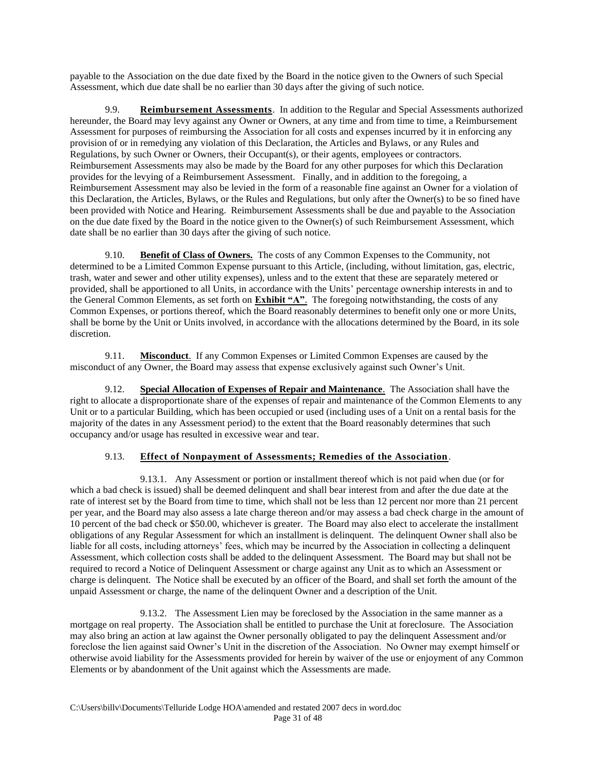payable to the Association on the due date fixed by the Board in the notice given to the Owners of such Special Assessment, which due date shall be no earlier than 30 days after the giving of such notice.

9.9. **Reimbursement Assessments**. In addition to the Regular and Special Assessments authorized hereunder, the Board may levy against any Owner or Owners, at any time and from time to time, a Reimbursement Assessment for purposes of reimbursing the Association for all costs and expenses incurred by it in enforcing any provision of or in remedying any violation of this Declaration, the Articles and Bylaws, or any Rules and Regulations, by such Owner or Owners, their Occupant(s), or their agents, employees or contractors. Reimbursement Assessments may also be made by the Board for any other purposes for which this Declaration provides for the levying of a Reimbursement Assessment. Finally, and in addition to the foregoing, a Reimbursement Assessment may also be levied in the form of a reasonable fine against an Owner for a violation of this Declaration, the Articles, Bylaws, or the Rules and Regulations, but only after the Owner(s) to be so fined have been provided with Notice and Hearing. Reimbursement Assessments shall be due and payable to the Association on the due date fixed by the Board in the notice given to the Owner(s) of such Reimbursement Assessment, which date shall be no earlier than 30 days after the giving of such notice.

9.10. **Benefit of Class of Owners.** The costs of any Common Expenses to the Community, not determined to be a Limited Common Expense pursuant to this Article, (including, without limitation, gas, electric, trash, water and sewer and other utility expenses), unless and to the extent that these are separately metered or provided, shall be apportioned to all Units, in accordance with the Units' percentage ownership interests in and to the General Common Elements, as set forth on **Exhibit "A"**. The foregoing notwithstanding, the costs of any Common Expenses, or portions thereof, which the Board reasonably determines to benefit only one or more Units, shall be borne by the Unit or Units involved, in accordance with the allocations determined by the Board, in its sole discretion.

9.11. **Misconduct**. If any Common Expenses or Limited Common Expenses are caused by the misconduct of any Owner, the Board may assess that expense exclusively against such Owner's Unit.

9.12. **Special Allocation of Expenses of Repair and Maintenance**. The Association shall have the right to allocate a disproportionate share of the expenses of repair and maintenance of the Common Elements to any Unit or to a particular Building, which has been occupied or used (including uses of a Unit on a rental basis for the majority of the dates in any Assessment period) to the extent that the Board reasonably determines that such occupancy and/or usage has resulted in excessive wear and tear.

9.13. **Effect of Nonpayment of Assessments; Remedies of the Association**.

9.13.1. Any Assessment or portion or installment thereof which is not paid when due (or for which a bad check is issued) shall be deemed delinquent and shall bear interest from and after the due date at the rate of interest set by the Board from time to time, which shall not be less than 12 percent nor more than 21 percent per year, and the Board may also assess a late charge thereon and/or may assess a bad check charge in the amount of 10 percent of the bad check or $50.00, whichever is greater. The Board may also elect to accelerate the installment obligations of any Regular Assessment for which an installment is delinquent. The delinquent Owner shall also be liable for all costs, including attorneys' fees, which may be incurred by the Association in collecting a delinquent Assessment, which collection costs shall be added to the delinquent Assessment. The Board may but shall not be required to record a Notice of Delinquent Assessment or charge against any Unit as to which an Assessment or charge is delinquent. The Notice shall be executed by an officer of the Board, and shall set forth the amount of the unpaid Assessment or charge, the name of the delinquent Owner and a description of the Unit.

9.13.2. The Assessment Lien may be foreclosed by the Association in the same manner as a mortgage on real property. The Association shall be entitled to purchase the Unit at foreclosure. The Association may also bring an action at law against the Owner personally obligated to pay the delinquent Assessment and/or foreclose the lien against said Owner's Unit in the discretion of the Association. No Owner may exempt himself or otherwise avoid liability for the Assessments provided for herein by waiver of the use or enjoyment of any Common Elements or by abandonment of the Unit against which the Assessments are made.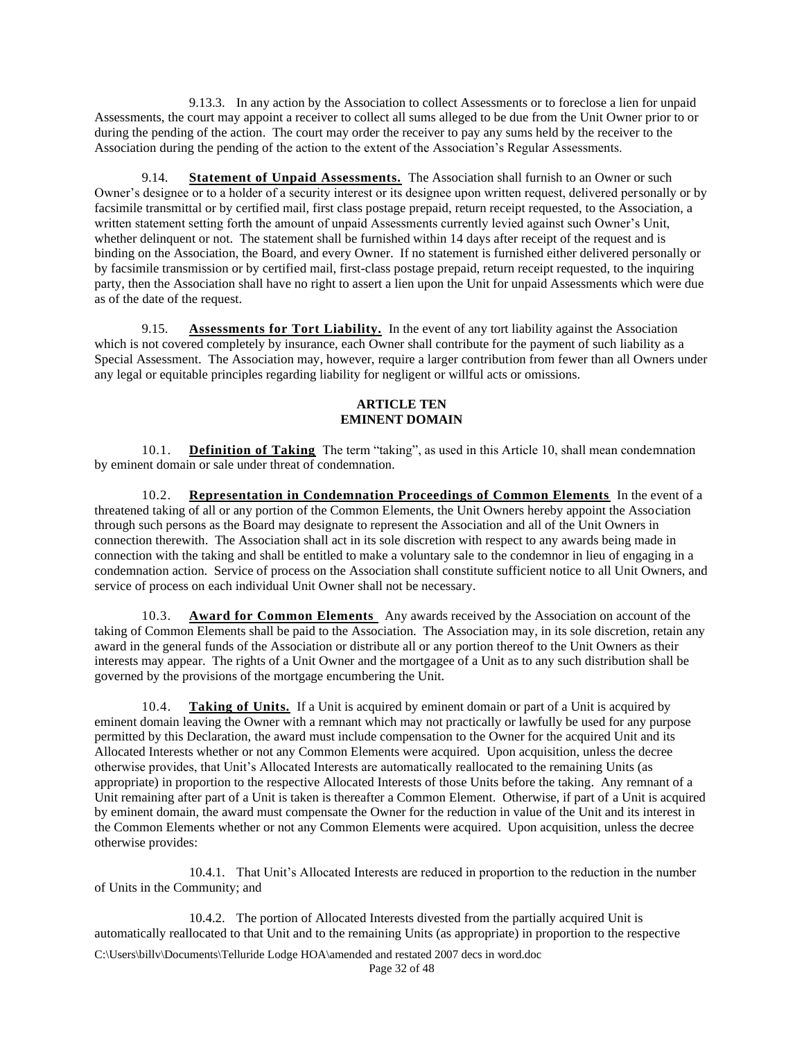9.13.3. In any action by the Association to collect Assessments or to foreclose a lien for unpaid Assessments, the court may appoint a receiver to collect all sums alleged to be due from the Unit Owner prior to or during the pending of the action. The court may order the receiver to pay any sums held by the receiver to the Association during the pending of the action to the extent of the Association's Regular Assessments.

9.14. **Statement of Unpaid Assessments.** The Association shall furnish to an Owner or such Owner's designee or to a holder of a security interest or its designee upon written request, delivered personally or by facsimile transmittal or by certified mail, first class postage prepaid, return receipt requested, to the Association, a written statement setting forth the amount of unpaid Assessments currently levied against such Owner's Unit, whether delinquent or not. The statement shall be furnished within 14 days after receipt of the request and is binding on the Association, the Board, and every Owner. If no statement is furnished either delivered personally or by facsimile transmission or by certified mail, first-class postage prepaid, return receipt requested, to the inquiring party, then the Association shall have no right to assert a lien upon the Unit for unpaid Assessments which were due as of the date of the request.

9.15. **Assessments for Tort Liability.** In the event of any tort liability against the Association which is not covered completely by insurance, each Owner shall contribute for the payment of such liability as a Special Assessment. The Association may, however, require a larger contribution from fewer than all Owners under any legal or equitable principles regarding liability for negligent or willful acts or omissions.

## ARTICLE TEN
## EMINENT DOMAIN

10.1. **Definition of Taking** The term "taking", as used in this Article 10, shall mean condemnation by eminent domain or sale under threat of condemnation.

10.2. **Representation in Condemnation Proceedings of Common Elements** In the event of a threatened taking of all or any portion of the Common Elements, the Unit Owners hereby appoint the Association through such persons as the Board may designate to represent the Association and all of the Unit Owners in connection therewith. The Association shall act in its sole discretion with respect to any awards being made in connection with the taking and shall be entitled to make a voluntary sale to the condemnor in lieu of engaging in a condemnation action. Service of process on the Association shall constitute sufficient notice to all Unit Owners, and service of process on each individual Unit Owner shall not be necessary.

10.3. **Award for Common Elements** Any awards received by the Association on account of the taking of Common Elements shall be paid to the Association. The Association may, in its sole discretion, retain any award in the general funds of the Association or distribute all or any portion thereof to the Unit Owners as their interests may appear. The rights of a Unit Owner and the mortgagee of a Unit as to any such distribution shall be governed by the provisions of the mortgage encumbering the Unit.

10.4. **Taking of Units.** If a Unit is acquired by eminent domain or part of a Unit is acquired by eminent domain leaving the Owner with a remnant which may not practically or lawfully be used for any purpose permitted by this Declaration, the award must include compensation to the Owner for the acquired Unit and its Allocated Interests whether or not any Common Elements were acquired. Upon acquisition, unless the decree otherwise provides, that Unit's Allocated Interests are automatically reallocated to the remaining Units (as appropriate) in proportion to the respective Allocated Interests of those Units before the taking. Any remnant of a Unit remaining after part of a Unit is taken is thereafter a Common Element. Otherwise, if part of a Unit is acquired by eminent domain, the award must compensate the Owner for the reduction in value of the Unit and its interest in the Common Elements whether or not any Common Elements were acquired. Upon acquisition, unless the decree otherwise provides:

10.4.1. That Unit's Allocated Interests are reduced in proportion to the reduction in the number of Units in the Community; and

10.4.2. The portion of Allocated Interests divested from the partially acquired Unit is automatically reallocated to that Unit and to the remaining Units (as appropriate) in proportion to the respective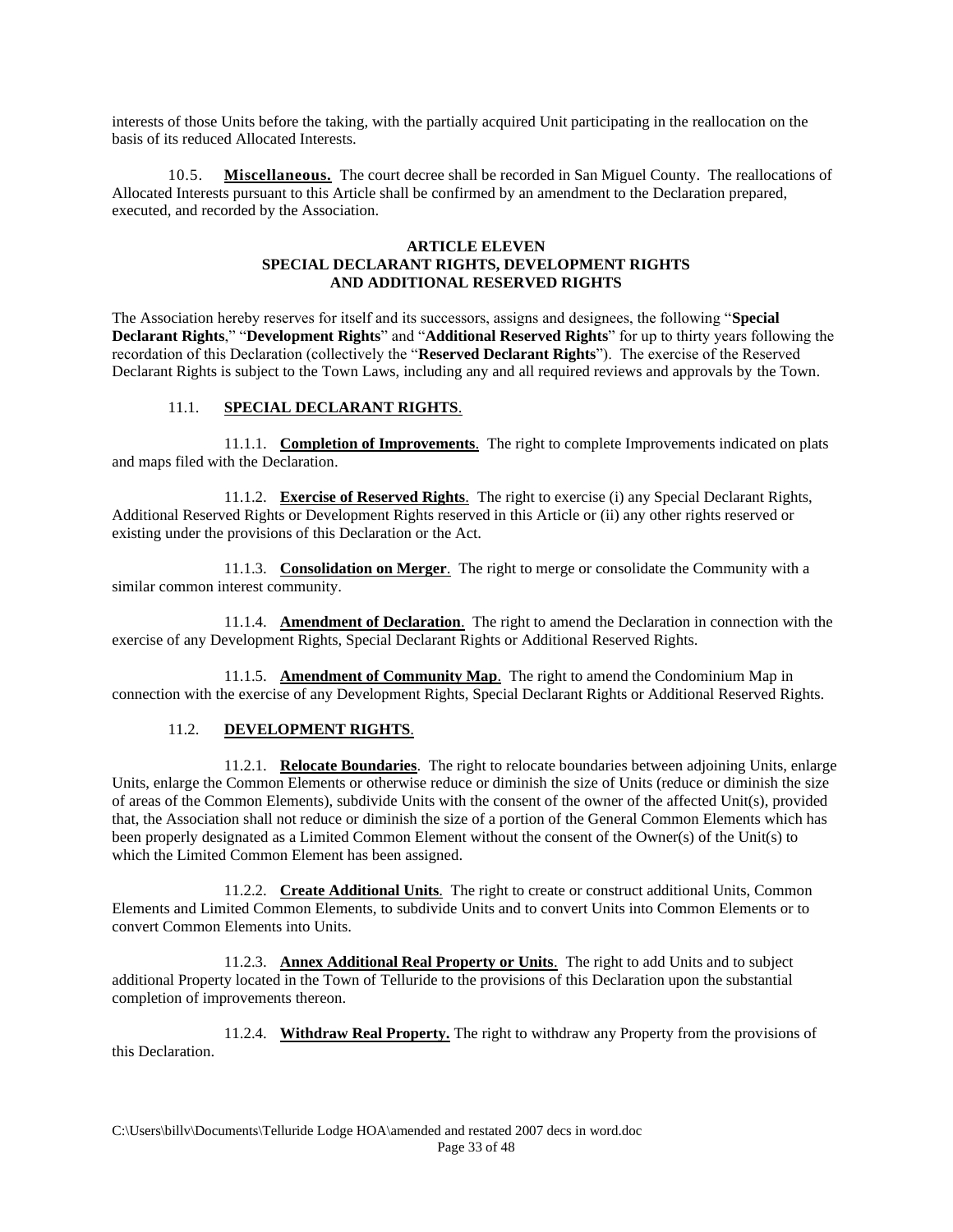interests of those Units before the taking, with the partially acquired Unit participating in the reallocation on the basis of its reduced Allocated Interests.

10.5. **Miscellaneous.** The court decree shall be recorded in San Miguel County. The reallocations of Allocated Interests pursuant to this Article shall be confirmed by an amendment to the Declaration prepared, executed, and recorded by the Association.

## ARTICLE ELEVEN
## SPECIAL DECLARANT RIGHTS, DEVELOPMENT RIGHTS AND ADDITIONAL RESERVED RIGHTS

The Association hereby reserves for itself and its successors, assigns and designees, the following "**Special Declarant Rights**," "**Development Rights**" and "**Additional Reserved Rights**" for up to thirty years following the recordation of this Declaration (collectively the "**Reserved Declarant Rights**"). The exercise of the Reserved Declarant Rights is subject to the Town Laws, including any and all required reviews and approvals by the Town.

11.1. **SPECIAL DECLARANT RIGHTS**.

11.1.1. **Completion of Improvements**. The right to complete Improvements indicated on plats and maps filed with the Declaration.

11.1.2. **Exercise of Reserved Rights**. The right to exercise (i) any Special Declarant Rights, Additional Reserved Rights or Development Rights reserved in this Article or (ii) any other rights reserved or existing under the provisions of this Declaration or the Act.

11.1.3. **Consolidation on Merger**. The right to merge or consolidate the Community with a similar common interest community.

11.1.4. **Amendment of Declaration**. The right to amend the Declaration in connection with the exercise of any Development Rights, Special Declarant Rights or Additional Reserved Rights.

11.1.5. **Amendment of Community Map**. The right to amend the Condominium Map in connection with the exercise of any Development Rights, Special Declarant Rights or Additional Reserved Rights.

11.2. **DEVELOPMENT RIGHTS**.

11.2.1. **Relocate Boundaries**. The right to relocate boundaries between adjoining Units, enlarge Units, enlarge the Common Elements or otherwise reduce or diminish the size of Units (reduce or diminish the size of areas of the Common Elements), subdivide Units with the consent of the owner of the affected Unit(s), provided that, the Association shall not reduce or diminish the size of a portion of the General Common Elements which has been properly designated as a Limited Common Element without the consent of the Owner(s) of the Unit(s) to which the Limited Common Element has been assigned.

11.2.2. **Create Additional Units**. The right to create or construct additional Units, Common Elements and Limited Common Elements, to subdivide Units and to convert Units into Common Elements or to convert Common Elements into Units.

11.2.3. **Annex Additional Real Property or Units**. The right to add Units and to subject additional Property located in the Town of Telluride to the provisions of this Declaration upon the substantial completion of improvements thereon.

11.2.4. **Withdraw Real Property.** The right to withdraw any Property from the provisions of this Declaration.

C:\Users\billv\Documents\Telluride Lodge HOA\amended and restated 2007 decs in word.doc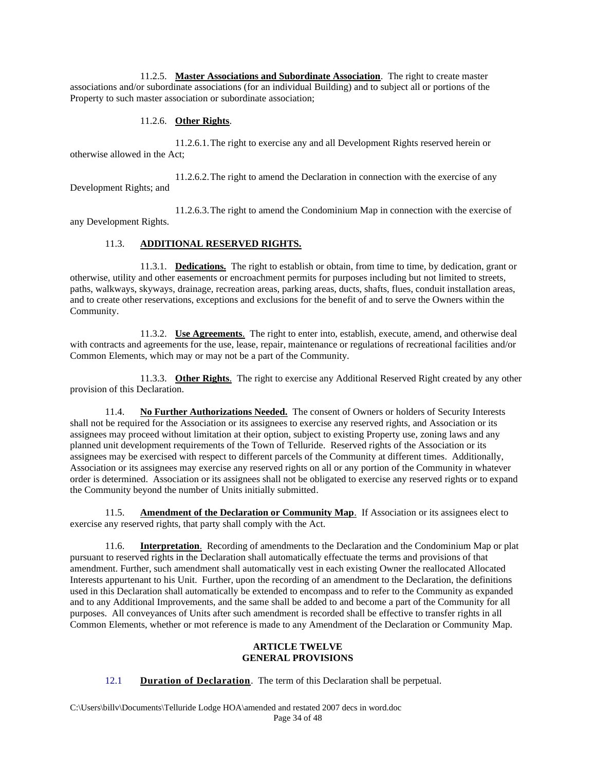11.2.5. **Master Associations and Subordinate Association**. The right to create master associations and/or subordinate associations (for an individual Building) and to subject all or portions of the Property to such master association or subordinate association;

11.2.6. **Other Rights**.

11.2.6.1. The right to exercise any and all Development Rights reserved herein or otherwise allowed in the Act;

11.2.6.2. The right to amend the Declaration in connection with the exercise of any Development Rights; and

11.2.6.3. The right to amend the Condominium Map in connection with the exercise of any Development Rights.

11.3. **ADDITIONAL RESERVED RIGHTS.**

11.3.1. **Dedications.** The right to establish or obtain, from time to time, by dedication, grant or otherwise, utility and other easements or encroachment permits for purposes including but not limited to streets, paths, walkways, skyways, drainage, recreation areas, parking areas, ducts, shafts, flues, conduit installation areas, and to create other reservations, exceptions and exclusions for the benefit of and to serve the Owners within the Community.

11.3.2. **Use Agreements**. The right to enter into, establish, execute, amend, and otherwise deal with contracts and agreements for the use, lease, repair, maintenance or regulations of recreational facilities and/or Common Elements, which may or may not be a part of the Community.

11.3.3. **Other Rights**. The right to exercise any Additional Reserved Right created by any other provision of this Declaration.

11.4. **No Further Authorizations Needed.** The consent of Owners or holders of Security Interests shall not be required for the Association or its assignees to exercise any reserved rights, and Association or its assignees may proceed without limitation at their option, subject to existing Property use, zoning laws and any planned unit development requirements of the Town of Telluride. Reserved rights of the Association or its assignees may be exercised with respect to different parcels of the Community at different times. Additionally, Association or its assignees may exercise any reserved rights on all or any portion of the Community in whatever order is determined. Association or its assignees shall not be obligated to exercise any reserved rights or to expand the Community beyond the number of Units initially submitted.

11.5. **Amendment of the Declaration or Community Map**. If Association or its assignees elect to exercise any reserved rights, that party shall comply with the Act.

11.6. **Interpretation**. Recording of amendments to the Declaration and the Condominium Map or plat pursuant to reserved rights in the Declaration shall automatically effectuate the terms and provisions of that amendment. Further, such amendment shall automatically vest in each existing Owner the reallocated Allocated Interests appurtenant to his Unit. Further, upon the recording of an amendment to the Declaration, the definitions used in this Declaration shall automatically be extended to encompass and to refer to the Community as expanded and to any Additional Improvements, and the same shall be added to and become a part of the Community for all purposes. All conveyances of Units after such amendment is recorded shall be effective to transfer rights in all Common Elements, whether or mot reference is made to any Amendment of the Declaration or Community Map.

## ARTICLE TWELVE
## GENERAL PROVISIONS

12.1 **Duration of Declaration**. The term of this Declaration shall be perpetual.

C:\Users\billv\Documents\Telluride Lodge HOA\amended and restated 2007 decs in word.doc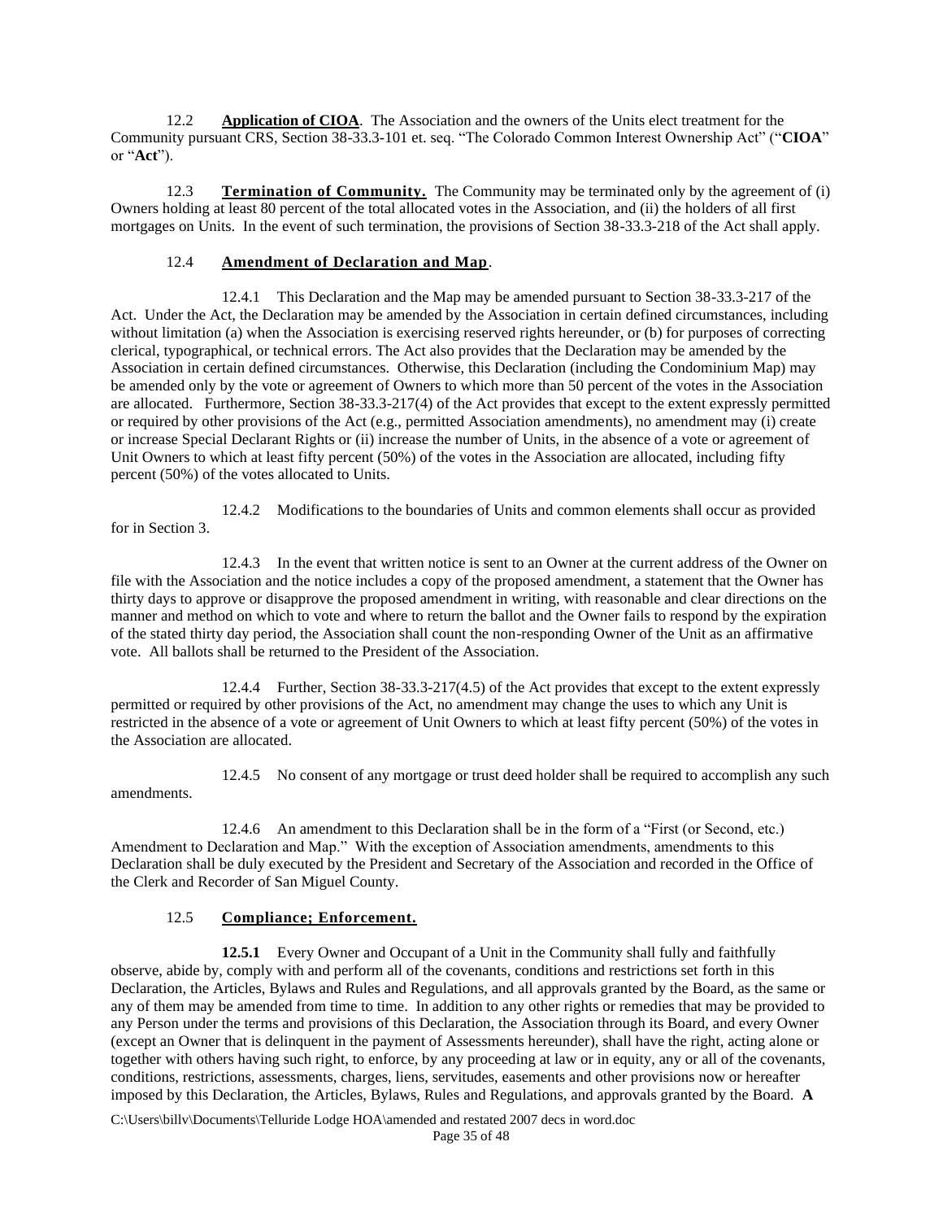12.2 **Application of CIOA**. The Association and the owners of the Units elect treatment for the Community pursuant CRS, Section 38-33.3-101 et. seq. "The Colorado Common Interest Ownership Act" ("**CIOA**" or "**Act**").

12.3 **Termination of Community.** The Community may be terminated only by the agreement of (i) Owners holding at least 80 percent of the total allocated votes in the Association, and (ii) the holders of all first mortgages on Units. In the event of such termination, the provisions of Section 38-33.3-218 of the Act shall apply.

12.4 **Amendment of Declaration and Map**.

12.4.1 This Declaration and the Map may be amended pursuant to Section 38-33.3-217 of the Act. Under the Act, the Declaration may be amended by the Association in certain defined circumstances, including without limitation (a) when the Association is exercising reserved rights hereunder, or (b) for purposes of correcting clerical, typographical, or technical errors. The Act also provides that the Declaration may be amended by the Association in certain defined circumstances. Otherwise, this Declaration (including the Condominium Map) may be amended only by the vote or agreement of Owners to which more than 50 percent of the votes in the Association are allocated. Furthermore, Section 38-33.3-217(4) of the Act provides that except to the extent expressly permitted or required by other provisions of the Act (e.g., permitted Association amendments), no amendment may (i) create or increase Special Declarant Rights or (ii) increase the number of Units, in the absence of a vote or agreement of Unit Owners to which at least fifty percent (50%) of the votes in the Association are allocated, including fifty percent (50%) of the votes allocated to Units.

12.4.2 Modifications to the boundaries of Units and common elements shall occur as provided for in Section 3.

12.4.3 In the event that written notice is sent to an Owner at the current address of the Owner on file with the Association and the notice includes a copy of the proposed amendment, a statement that the Owner has thirty days to approve or disapprove the proposed amendment in writing, with reasonable and clear directions on the manner and method on which to vote and where to return the ballot and the Owner fails to respond by the expiration of the stated thirty day period, the Association shall count the non-responding Owner of the Unit as an affirmative vote. All ballots shall be returned to the President of the Association.

12.4.4 Further, Section 38-33.3-217(4.5) of the Act provides that except to the extent expressly permitted or required by other provisions of the Act, no amendment may change the uses to which any Unit is restricted in the absence of a vote or agreement of Unit Owners to which at least fifty percent (50%) of the votes in the Association are allocated.

12.4.5 No consent of any mortgage or trust deed holder shall be required to accomplish any such amendments.

12.4.6 An amendment to this Declaration shall be in the form of a "First (or Second, etc.) Amendment to Declaration and Map." With the exception of Association amendments, amendments to this Declaration shall be duly executed by the President and Secretary of the Association and recorded in the Office of the Clerk and Recorder of San Miguel County.

12.5 **Compliance; Enforcement.**

**12.5.1** Every Owner and Occupant of a Unit in the Community shall fully and faithfully observe, abide by, comply with and perform all of the covenants, conditions and restrictions set forth in this Declaration, the Articles, Bylaws and Rules and Regulations, and all approvals granted by the Board, as the same or any of them may be amended from time to time. In addition to any other rights or remedies that may be provided to any Person under the terms and provisions of this Declaration, the Association through its Board, and every Owner (except an Owner that is delinquent in the payment of Assessments hereunder), shall have the right, acting alone or together with others having such right, to enforce, by any proceeding at law or in equity, any or all of the covenants, conditions, restrictions, assessments, charges, liens, servitudes, easements and other provisions now or hereafter imposed by this Declaration, the Articles, Bylaws, Rules and Regulations, and approvals granted by the Board. **A**

C:\Users\billv\Documents\Telluride Lodge HOA\amended and restated 2007 decs in word.doc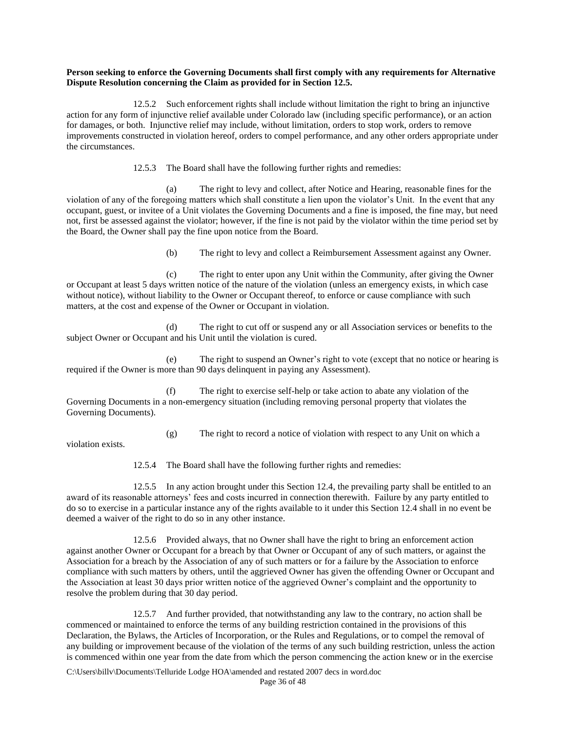**Person seeking to enforce the Governing Documents shall first comply with any requirements for Alternative Dispute Resolution concerning the Claim as provided for in Section 12.5.**

12.5.2 Such enforcement rights shall include without limitation the right to bring an injunctive action for any form of injunctive relief available under Colorado law (including specific performance), or an action for damages, or both. Injunctive relief may include, without limitation, orders to stop work, orders to remove improvements constructed in violation hereof, orders to compel performance, and any other orders appropriate under the circumstances.

12.5.3 The Board shall have the following further rights and remedies:

(a) The right to levy and collect, after Notice and Hearing, reasonable fines for the violation of any of the foregoing matters which shall constitute a lien upon the violator's Unit. In the event that any occupant, guest, or invitee of a Unit violates the Governing Documents and a fine is imposed, the fine may, but need not, first be assessed against the violator; however, if the fine is not paid by the violator within the time period set by the Board, the Owner shall pay the fine upon notice from the Board.

(b) The right to levy and collect a Reimbursement Assessment against any Owner.

(c) The right to enter upon any Unit within the Community, after giving the Owner or Occupant at least 5 days written notice of the nature of the violation (unless an emergency exists, in which case without notice), without liability to the Owner or Occupant thereof, to enforce or cause compliance with such matters, at the cost and expense of the Owner or Occupant in violation.

(d) The right to cut off or suspend any or all Association services or benefits to the subject Owner or Occupant and his Unit until the violation is cured.

(e) The right to suspend an Owner's right to vote (except that no notice or hearing is required if the Owner is more than 90 days delinquent in paying any Assessment).

(f) The right to exercise self-help or take action to abate any violation of the Governing Documents in a non-emergency situation (including removing personal property that violates the Governing Documents).

(g) The right to record a notice of violation with respect to any Unit on which a violation exists.

12.5.4 The Board shall have the following further rights and remedies:

12.5.5 In any action brought under this Section 12.4, the prevailing party shall be entitled to an award of its reasonable attorneys' fees and costs incurred in connection therewith. Failure by any party entitled to do so to exercise in a particular instance any of the rights available to it under this Section 12.4 shall in no event be deemed a waiver of the right to do so in any other instance.

12.5.6 Provided always, that no Owner shall have the right to bring an enforcement action against another Owner or Occupant for a breach by that Owner or Occupant of any of such matters, or against the Association for a breach by the Association of any of such matters or for a failure by the Association to enforce compliance with such matters by others, until the aggrieved Owner has given the offending Owner or Occupant and the Association at least 30 days prior written notice of the aggrieved Owner's complaint and the opportunity to resolve the problem during that 30 day period.

12.5.7 And further provided, that notwithstanding any law to the contrary, no action shall be commenced or maintained to enforce the terms of any building restriction contained in the provisions of this Declaration, the Bylaws, the Articles of Incorporation, or the Rules and Regulations, or to compel the removal of any building or improvement because of the violation of the terms of any such building restriction, unless the action is commenced within one year from the date from which the person commencing the action knew or in the exercise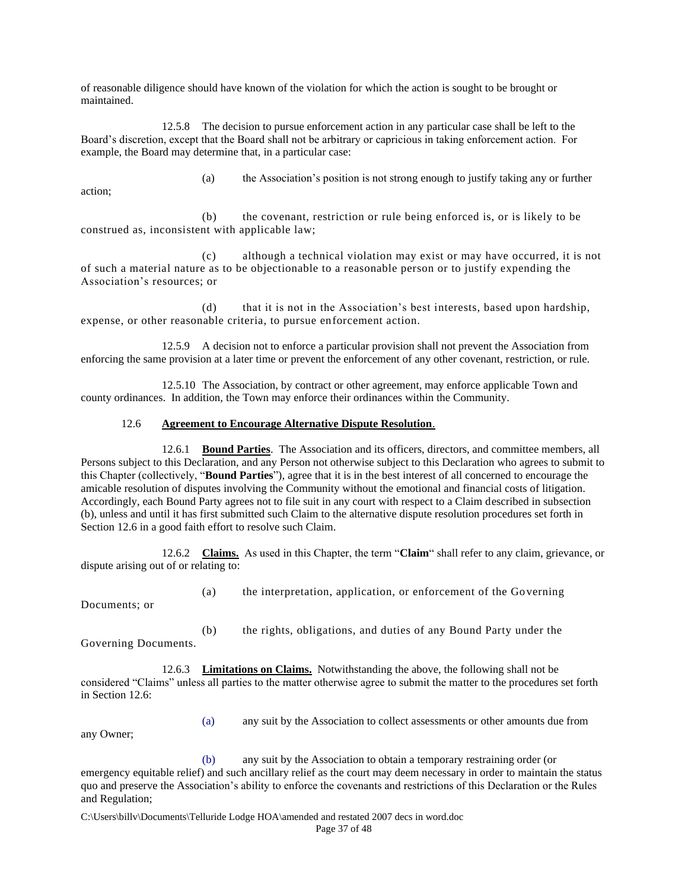of reasonable diligence should have known of the violation for which the action is sought to be brought or maintained.

12.5.8 The decision to pursue enforcement action in any particular case shall be left to the Board's discretion, except that the Board shall not be arbitrary or capricious in taking enforcement action. For example, the Board may determine that, in a particular case:

(a) the Association's position is not strong enough to justify taking any or further action;

(b) the covenant, restriction or rule being enforced is, or is likely to be construed as, inconsistent with applicable law;

(c) although a technical violation may exist or may have occurred, it is not of such a material nature as to be objectionable to a reasonable person or to justify expending the Association's resources; or

(d) that it is not in the Association's best interests, based upon hardship, expense, or other reasonable criteria, to pursue enforcement action.

12.5.9 A decision not to enforce a particular provision shall not prevent the Association from enforcing the same provision at a later time or prevent the enforcement of any other covenant, restriction, or rule.

12.5.10 The Association, by contract or other agreement, may enforce applicable Town and county ordinances. In addition, the Town may enforce their ordinances within the Community.

## 12.6 **Agreement to Encourage Alternative Dispute Resolution**.

12.6.1 **Bound Parties**. The Association and its officers, directors, and committee members, all Persons subject to this Declaration, and any Person not otherwise subject to this Declaration who agrees to submit to this Chapter (collectively, "**Bound Parties**"), agree that it is in the best interest of all concerned to encourage the amicable resolution of disputes involving the Community without the emotional and financial costs of litigation. Accordingly, each Bound Party agrees not to file suit in any court with respect to a Claim described in subsection (b), unless and until it has first submitted such Claim to the alternative dispute resolution procedures set forth in Section 12.6 in a good faith effort to resolve such Claim.

12.6.2 **Claims.** As used in this Chapter, the term "**Claim**" shall refer to any claim, grievance, or dispute arising out of or relating to:

(a) the interpretation, application, or enforcement of the Governing Documents; or

(b) the rights, obligations, and duties of any Bound Party under the Governing Documents.

12.6.3 **Limitations on Claims.** Notwithstanding the above, the following shall not be considered "Claims" unless all parties to the matter otherwise agree to submit the matter to the procedures set forth in Section 12.6:

(a) any suit by the Association to collect assessments or other amounts due from any Owner;

(b) any suit by the Association to obtain a temporary restraining order (or emergency equitable relief) and such ancillary relief as the court may deem necessary in order to maintain the status quo and preserve the Association's ability to enforce the covenants and restrictions of this Declaration or the Rules and Regulation;

C:\Users\billv\Documents\Telluride Lodge HOA\amended and restated 2007 decs in word.doc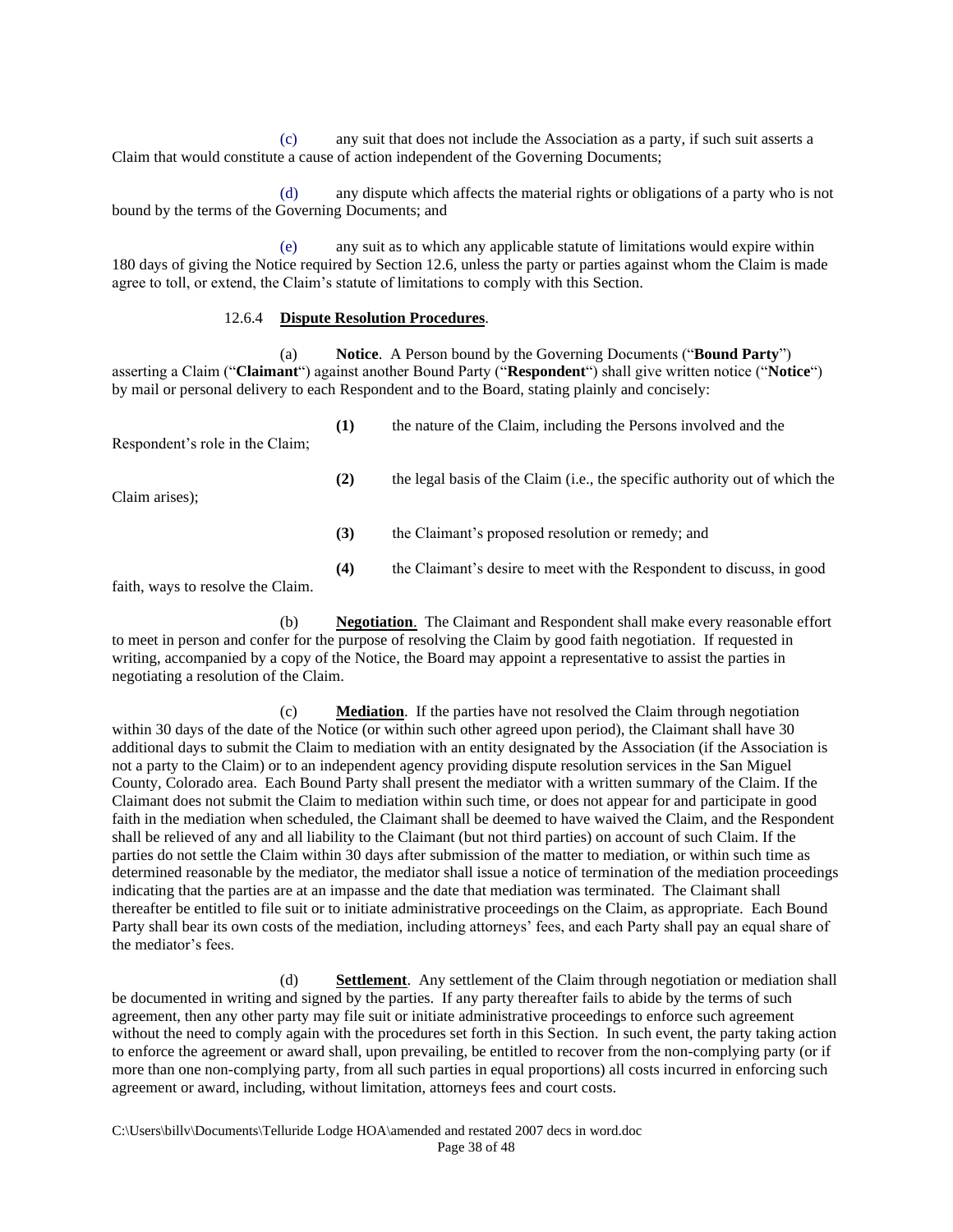(c) any suit that does not include the Association as a party, if such suit asserts a Claim that would constitute a cause of action independent of the Governing Documents;

(d) any dispute which affects the material rights or obligations of a party who is not bound by the terms of the Governing Documents; and

(e) any suit as to which any applicable statute of limitations would expire within 180 days of giving the Notice required by Section 12.6, unless the party or parties against whom the Claim is made agree to toll, or extend, the Claim's statute of limitations to comply with this Section.

12.6.4 **Dispute Resolution Procedures**.

(a) **Notice**. A Person bound by the Governing Documents ("**Bound Party**") asserting a Claim ("**Claimant**") against another Bound Party ("**Respondent**") shall give written notice ("**Notice**") by mail or personal delivery to each Respondent and to the Board, stating plainly and concisely:

**(1)** the nature of the Claim, including the Persons involved and the Respondent's role in the Claim;

**(2)** the legal basis of the Claim (i.e., the specific authority out of which the Claim arises);

**(3)** the Claimant's proposed resolution or remedy; and

**(4)** the Claimant's desire to meet with the Respondent to discuss, in good faith, ways to resolve the Claim.

(b) **Negotiation**. The Claimant and Respondent shall make every reasonable effort to meet in person and confer for the purpose of resolving the Claim by good faith negotiation. If requested in writing, accompanied by a copy of the Notice, the Board may appoint a representative to assist the parties in negotiating a resolution of the Claim.

(c) **Mediation**. If the parties have not resolved the Claim through negotiation within 30 days of the date of the Notice (or within such other agreed upon period), the Claimant shall have 30 additional days to submit the Claim to mediation with an entity designated by the Association (if the Association is not a party to the Claim) or to an independent agency providing dispute resolution services in the San Miguel County, Colorado area. Each Bound Party shall present the mediator with a written summary of the Claim. If the Claimant does not submit the Claim to mediation within such time, or does not appear for and participate in good faith in the mediation when scheduled, the Claimant shall be deemed to have waived the Claim, and the Respondent shall be relieved of any and all liability to the Claimant (but not third parties) on account of such Claim. If the parties do not settle the Claim within 30 days after submission of the matter to mediation, or within such time as determined reasonable by the mediator, the mediator shall issue a notice of termination of the mediation proceedings indicating that the parties are at an impasse and the date that mediation was terminated. The Claimant shall thereafter be entitled to file suit or to initiate administrative proceedings on the Claim, as appropriate. Each Bound Party shall bear its own costs of the mediation, including attorneys' fees, and each Party shall pay an equal share of the mediator's fees.

(d) **Settlement**. Any settlement of the Claim through negotiation or mediation shall be documented in writing and signed by the parties. If any party thereafter fails to abide by the terms of such agreement, then any other party may file suit or initiate administrative proceedings to enforce such agreement without the need to comply again with the procedures set forth in this Section. In such event, the party taking action to enforce the agreement or award shall, upon prevailing, be entitled to recover from the non-complying party (or if more than one non-complying party, from all such parties in equal proportions) all costs incurred in enforcing such agreement or award, including, without limitation, attorneys fees and court costs.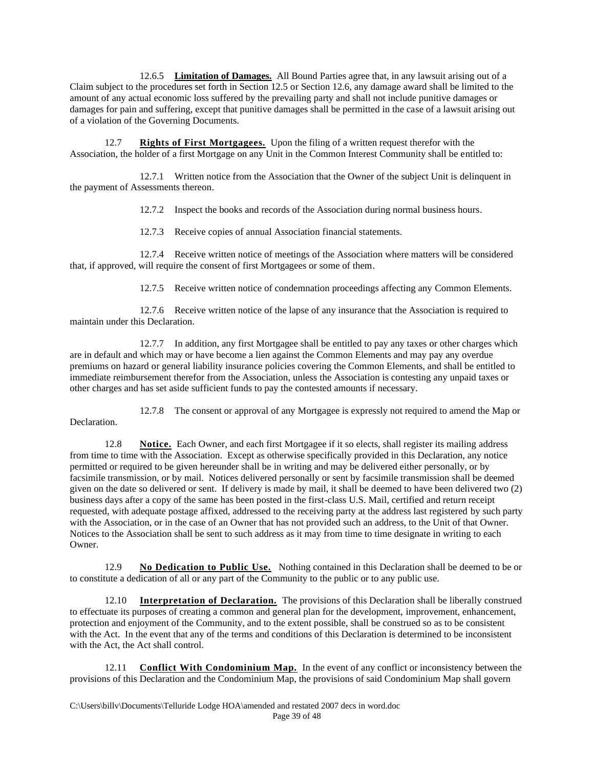12.6.5 **Limitation of Damages.** All Bound Parties agree that, in any lawsuit arising out of a Claim subject to the procedures set forth in Section 12.5 or Section 12.6, any damage award shall be limited to the amount of any actual economic loss suffered by the prevailing party and shall not include punitive damages or damages for pain and suffering, except that punitive damages shall be permitted in the case of a lawsuit arising out of a violation of the Governing Documents.

12.7 **Rights of First Mortgagees.** Upon the filing of a written request therefor with the Association, the holder of a first Mortgage on any Unit in the Common Interest Community shall be entitled to:

12.7.1 Written notice from the Association that the Owner of the subject Unit is delinquent in the payment of Assessments thereon.

12.7.2 Inspect the books and records of the Association during normal business hours.

12.7.3 Receive copies of annual Association financial statements.

12.7.4 Receive written notice of meetings of the Association where matters will be considered that, if approved, will require the consent of first Mortgagees or some of them.

12.7.5 Receive written notice of condemnation proceedings affecting any Common Elements.

12.7.6 Receive written notice of the lapse of any insurance that the Association is required to maintain under this Declaration.

12.7.7 In addition, any first Mortgagee shall be entitled to pay any taxes or other charges which are in default and which may or have become a lien against the Common Elements and may pay any overdue premiums on hazard or general liability insurance policies covering the Common Elements, and shall be entitled to immediate reimbursement therefor from the Association, unless the Association is contesting any unpaid taxes or other charges and has set aside sufficient funds to pay the contested amounts if necessary.

12.7.8 The consent or approval of any Mortgagee is expressly not required to amend the Map or Declaration.

12.8 **Notice.** Each Owner, and each first Mortgagee if it so elects, shall register its mailing address from time to time with the Association. Except as otherwise specifically provided in this Declaration, any notice permitted or required to be given hereunder shall be in writing and may be delivered either personally, or by facsimile transmission, or by mail. Notices delivered personally or sent by facsimile transmission shall be deemed given on the date so delivered or sent. If delivery is made by mail, it shall be deemed to have been delivered two (2) business days after a copy of the same has been posted in the first-class U.S. Mail, certified and return receipt requested, with adequate postage affixed, addressed to the receiving party at the address last registered by such party with the Association, or in the case of an Owner that has not provided such an address, to the Unit of that Owner. Notices to the Association shall be sent to such address as it may from time to time designate in writing to each Owner.

12.9 **No Dedication to Public Use.** Nothing contained in this Declaration shall be deemed to be or to constitute a dedication of all or any part of the Community to the public or to any public use.

12.10 **Interpretation of Declaration.** The provisions of this Declaration shall be liberally construed to effectuate its purposes of creating a common and general plan for the development, improvement, enhancement, protection and enjoyment of the Community, and to the extent possible, shall be construed so as to be consistent with the Act. In the event that any of the terms and conditions of this Declaration is determined to be inconsistent with the Act, the Act shall control.

12.11 **Conflict With Condominium Map.** In the event of any conflict or inconsistency between the provisions of this Declaration and the Condominium Map, the provisions of said Condominium Map shall govern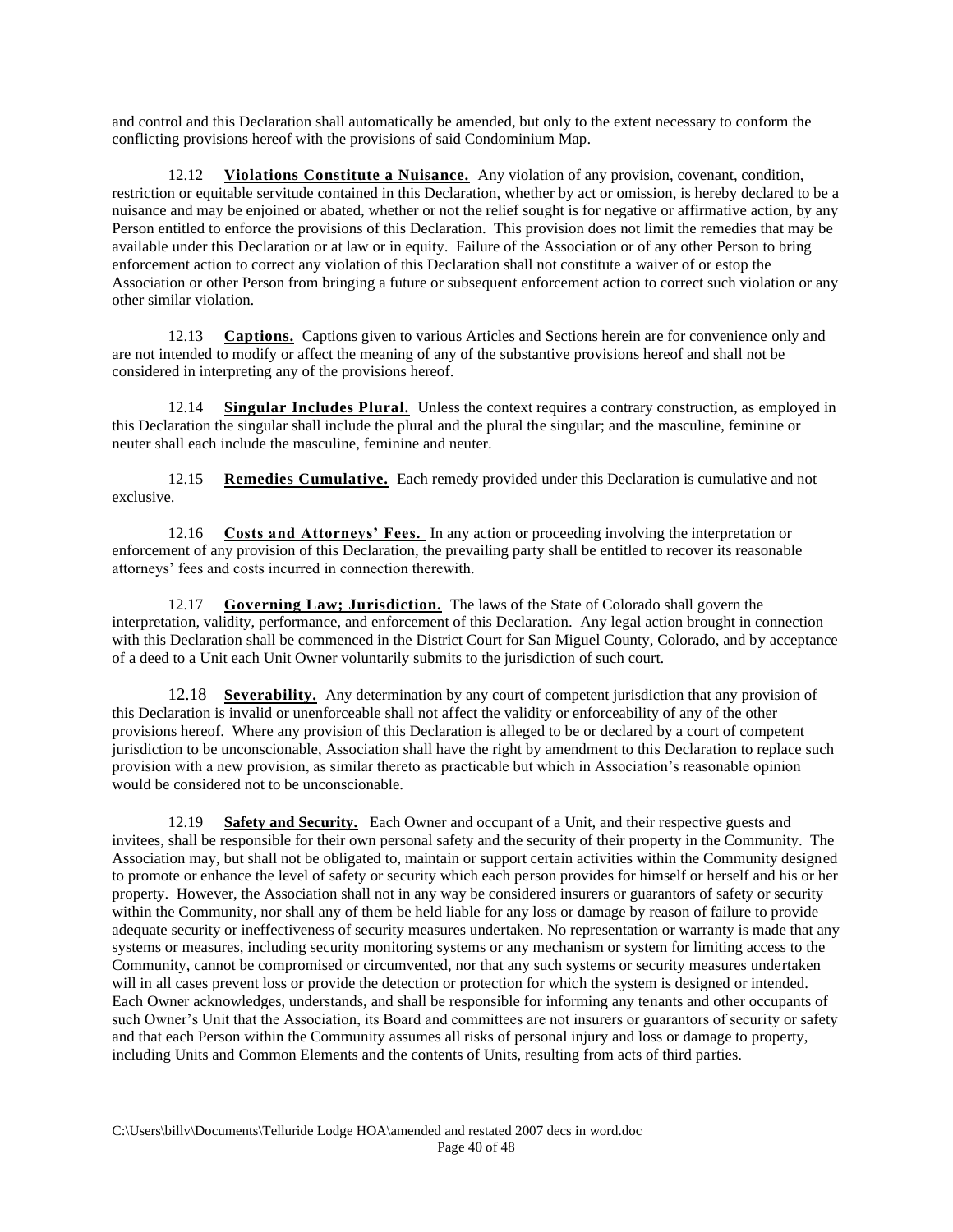and control and this Declaration shall automatically be amended, but only to the extent necessary to conform the conflicting provisions hereof with the provisions of said Condominium Map.

12.12 **Violations Constitute a Nuisance.** Any violation of any provision, covenant, condition, restriction or equitable servitude contained in this Declaration, whether by act or omission, is hereby declared to be a nuisance and may be enjoined or abated, whether or not the relief sought is for negative or affirmative action, by any Person entitled to enforce the provisions of this Declaration. This provision does not limit the remedies that may be available under this Declaration or at law or in equity. Failure of the Association or of any other Person to bring enforcement action to correct any violation of this Declaration shall not constitute a waiver of or estop the Association or other Person from bringing a future or subsequent enforcement action to correct such violation or any other similar violation.

12.13 **Captions.** Captions given to various Articles and Sections herein are for convenience only and are not intended to modify or affect the meaning of any of the substantive provisions hereof and shall not be considered in interpreting any of the provisions hereof.

12.14 **Singular Includes Plural.** Unless the context requires a contrary construction, as employed in this Declaration the singular shall include the plural and the plural the singular; and the masculine, feminine or neuter shall each include the masculine, feminine and neuter.

12.15 **Remedies Cumulative.** Each remedy provided under this Declaration is cumulative and not exclusive.

12.16 **Costs and Attorneys' Fees.** In any action or proceeding involving the interpretation or enforcement of any provision of this Declaration, the prevailing party shall be entitled to recover its reasonable attorneys' fees and costs incurred in connection therewith.

12.17 **Governing Law; Jurisdiction.** The laws of the State of Colorado shall govern the interpretation, validity, performance, and enforcement of this Declaration. Any legal action brought in connection with this Declaration shall be commenced in the District Court for San Miguel County, Colorado, and by acceptance of a deed to a Unit each Unit Owner voluntarily submits to the jurisdiction of such court.

12.18 **Severability.** Any determination by any court of competent jurisdiction that any provision of this Declaration is invalid or unenforceable shall not affect the validity or enforceability of any of the other provisions hereof. Where any provision of this Declaration is alleged to be or declared by a court of competent jurisdiction to be unconscionable, Association shall have the right by amendment to this Declaration to replace such provision with a new provision, as similar thereto as practicable but which in Association's reasonable opinion would be considered not to be unconscionable.

12.19 **Safety and Security.** Each Owner and occupant of a Unit, and their respective guests and invitees, shall be responsible for their own personal safety and the security of their property in the Community. The Association may, but shall not be obligated to, maintain or support certain activities within the Community designed to promote or enhance the level of safety or security which each person provides for himself or herself and his or her property. However, the Association shall not in any way be considered insurers or guarantors of safety or security within the Community, nor shall any of them be held liable for any loss or damage by reason of failure to provide adequate security or ineffectiveness of security measures undertaken. No representation or warranty is made that any systems or measures, including security monitoring systems or any mechanism or system for limiting access to the Community, cannot be compromised or circumvented, nor that any such systems or security measures undertaken will in all cases prevent loss or provide the detection or protection for which the system is designed or intended. Each Owner acknowledges, understands, and shall be responsible for informing any tenants and other occupants of such Owner's Unit that the Association, its Board and committees are not insurers or guarantors of security or safety and that each Person within the Community assumes all risks of personal injury and loss or damage to property, including Units and Common Elements and the contents of Units, resulting from acts of third parties.

C:\Users\billv\Documents\Telluride Lodge HOA\amended and restated 2007 decs in word.doc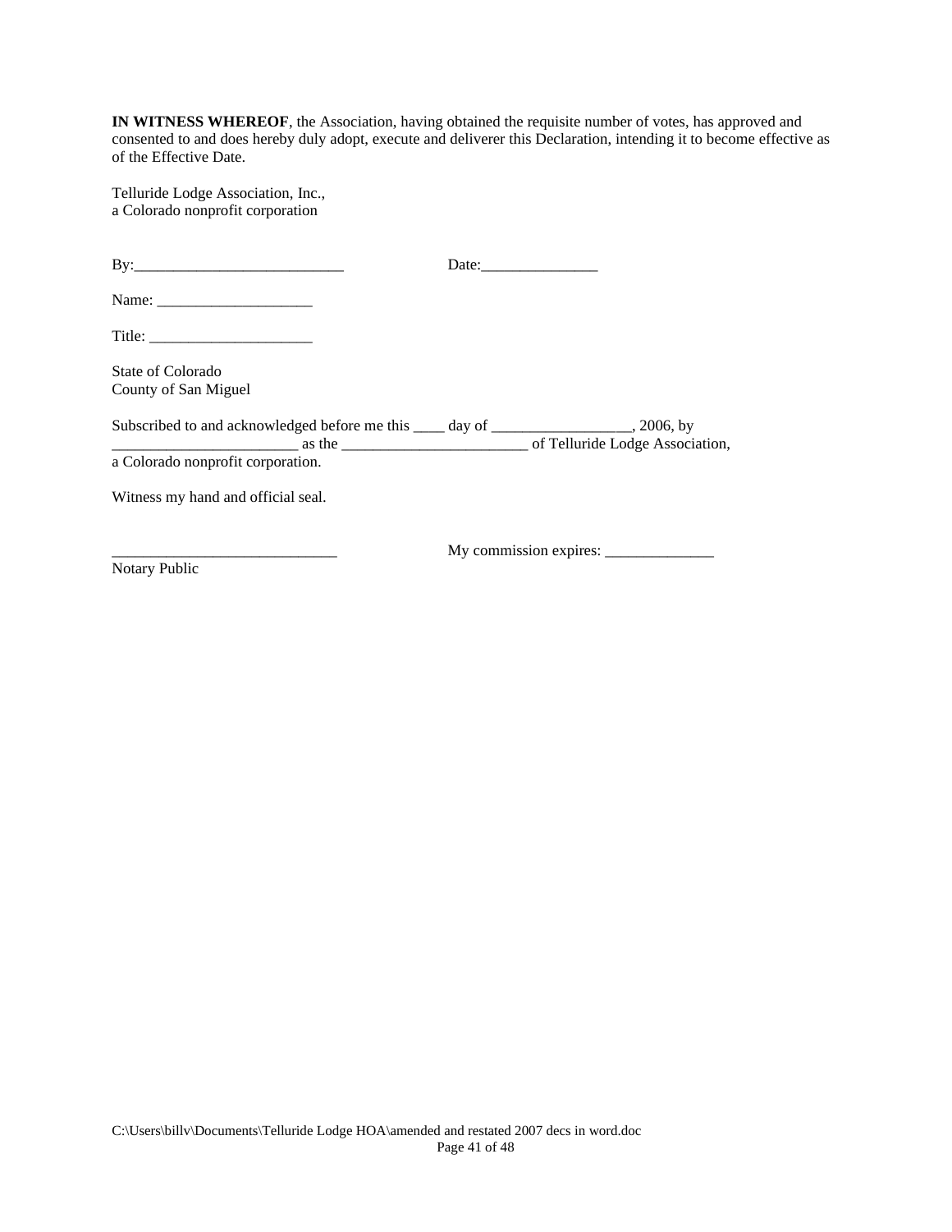**IN WITNESS WHEREOF**, the Association, having obtained the requisite number of votes, has approved and consented to and does hereby duly adopt, execute and deliverer this Declaration, intending it to become effective as of the Effective Date.

Telluride Lodge Association, Inc.,
a Colorado nonprofit corporation

By:___________________________ Date:_______________

Name: ____________________

Title: _____________________

State of Colorado
County of San Miguel

Subscribed to and acknowledged before me this ____ day of __________________, 2006, by ________________________ as the ________________________ of Telluride Lodge Association, a Colorado nonprofit corporation.

Witness my hand and official seal.

_____________________________ My commission expires: ______________
Notary Public

C:\Users\billv\Documents\Telluride Lodge HOA\amended and restated 2007 decs in word.doc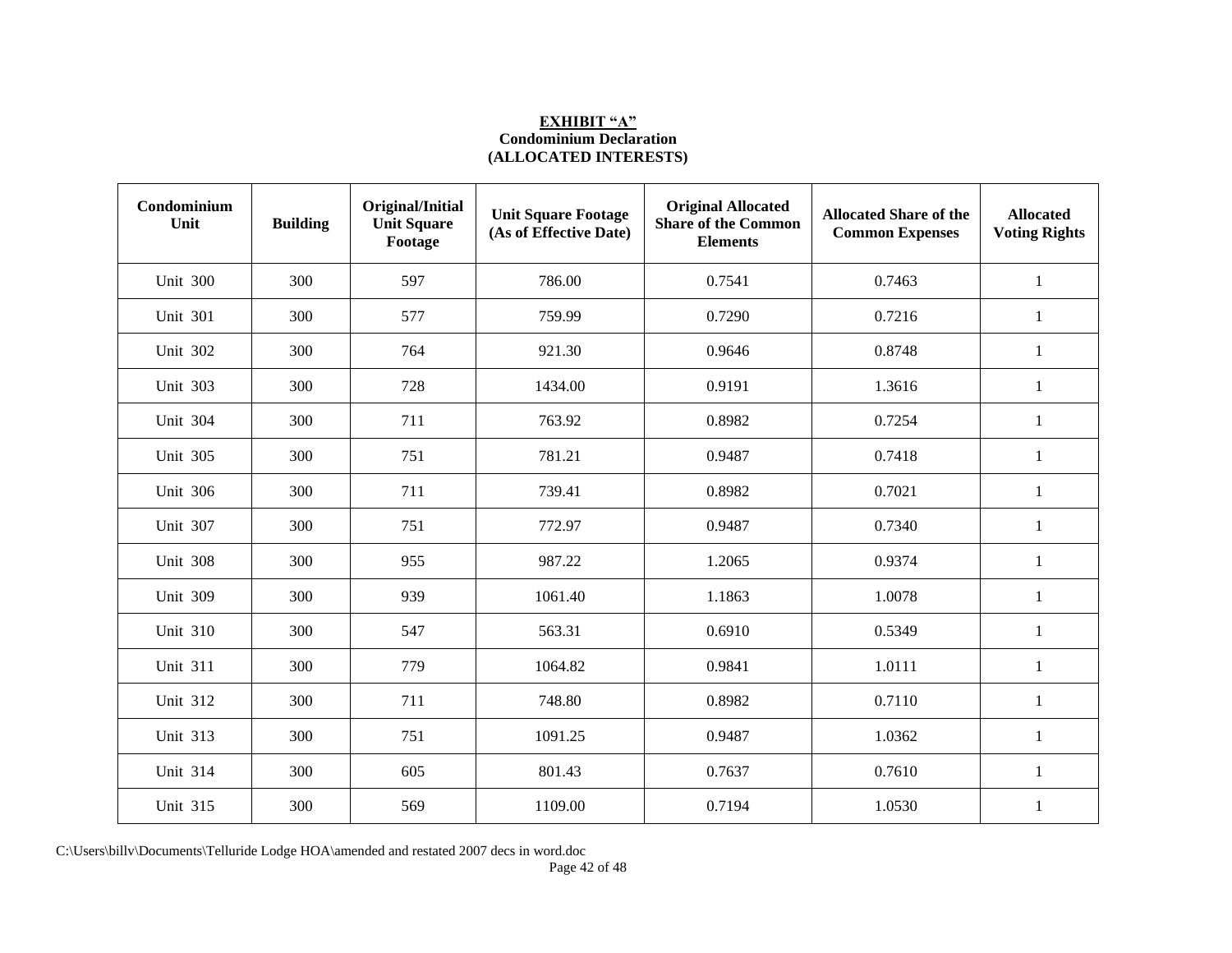**EXHIBIT "A"**
**Condominium Declaration**
**(ALLOCATED INTERESTS)**

| Condominium Unit | Building | Original/Initial Unit Square Footage | Unit Square Footage (As of Effective Date) | Original Allocated Share of the Common Elements | Allocated Share of the Common Expenses | Allocated Voting Rights |
|---|---|---|---|---|---|---|
| Unit 300 | 300 | 597 | 786.00 | 0.7541 | 0.7463 | 1 |
| Unit 301 | 300 | 577 | 759.99 | 0.7290 | 0.7216 | 1 |
| Unit 302 | 300 | 764 | 921.30 | 0.9646 | 0.8748 | 1 |
| Unit 303 | 300 | 728 | 1434.00 | 0.9191 | 1.3616 | 1 |
| Unit 304 | 300 | 711 | 763.92 | 0.8982 | 0.7254 | 1 |
| Unit 305 | 300 | 751 | 781.21 | 0.9487 | 0.7418 | 1 |
| Unit 306 | 300 | 711 | 739.41 | 0.8982 | 0.7021 | 1 |
| Unit 307 | 300 | 751 | 772.97 | 0.9487 | 0.7340 | 1 |
| Unit 308 | 300 | 955 | 987.22 | 1.2065 | 0.9374 | 1 |
| Unit 309 | 300 | 939 | 1061.40 | 1.1863 | 1.0078 | 1 |
| Unit 310 | 300 | 547 | 563.31 | 0.6910 | 0.5349 | 1 |
| Unit 311 | 300 | 779 | 1064.82 | 0.9841 | 1.0111 | 1 |
| Unit 312 | 300 | 711 | 748.80 | 0.8982 | 0.7110 | 1 |
| Unit 313 | 300 | 751 | 1091.25 | 0.9487 | 1.0362 | 1 |
| Unit 314 | 300 | 605 | 801.43 | 0.7637 | 0.7610 | 1 |
| Unit 315 | 300 | 569 | 1109.00 | 0.7194 | 1.0530 | 1 |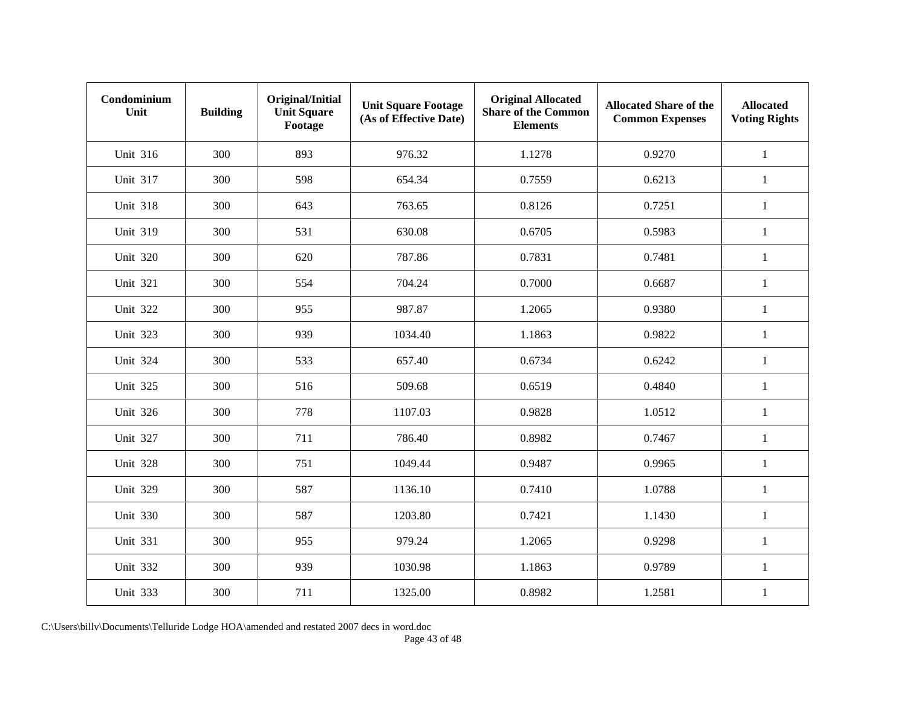| Condominium Unit | Building | Original/Initial Unit Square Footage | Unit Square Footage (As of Effective Date) | Original Allocated Share of the Common Elements | Allocated Share of the Common Expenses | Allocated Voting Rights |
|---|---|---|---|---|---|---|
| Unit 316 | 300 | 893 | 976.32 | 1.1278 | 0.9270 | 1 |
| Unit 317 | 300 | 598 | 654.34 | 0.7559 | 0.6213 | 1 |
| Unit 318 | 300 | 643 | 763.65 | 0.8126 | 0.7251 | 1 |
| Unit 319 | 300 | 531 | 630.08 | 0.6705 | 0.5983 | 1 |
| Unit 320 | 300 | 620 | 787.86 | 0.7831 | 0.7481 | 1 |
| Unit 321 | 300 | 554 | 704.24 | 0.7000 | 0.6687 | 1 |
| Unit 322 | 300 | 955 | 987.87 | 1.2065 | 0.9380 | 1 |
| Unit 323 | 300 | 939 | 1034.40 | 1.1863 | 0.9822 | 1 |
| Unit 324 | 300 | 533 | 657.40 | 0.6734 | 0.6242 | 1 |
| Unit 325 | 300 | 516 | 509.68 | 0.6519 | 0.4840 | 1 |
| Unit 326 | 300 | 778 | 1107.03 | 0.9828 | 1.0512 | 1 |
| Unit 327 | 300 | 711 | 786.40 | 0.8982 | 0.7467 | 1 |
| Unit 328 | 300 | 751 | 1049.44 | 0.9487 | 0.9965 | 1 |
| Unit 329 | 300 | 587 | 1136.10 | 0.7410 | 1.0788 | 1 |
| Unit 330 | 300 | 587 | 1203.80 | 0.7421 | 1.1430 | 1 |
| Unit 331 | 300 | 955 | 979.24 | 1.2065 | 0.9298 | 1 |
| Unit 332 | 300 | 939 | 1030.98 | 1.1863 | 0.9789 | 1 |
| Unit 333 | 300 | 711 | 1325.00 | 0.8982 | 1.2581 | 1 |

C:\Users\billv\Documents\Telluride Lodge HOA\amended and restated 2007 decs in word.doc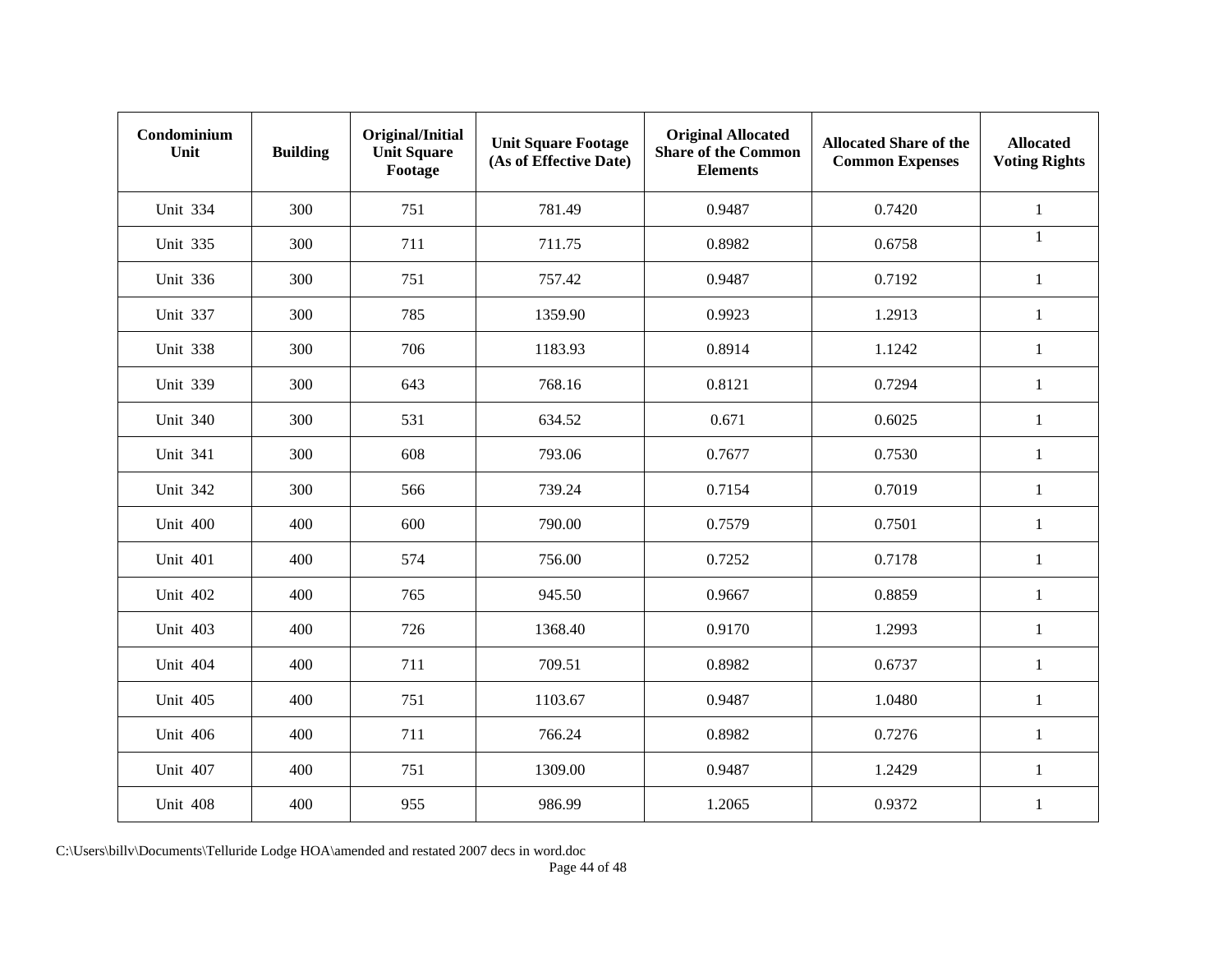| Condominium Unit | Building | Original/Initial Unit Square Footage | Unit Square Footage (As of Effective Date) | Original Allocated Share of the Common Elements | Allocated Share of the Common Expenses | Allocated Voting Rights |
|---|---|---|---|---|---|---|
| Unit 334 | 300 | 751 | 781.49 | 0.9487 | 0.7420 | 1 |
| Unit 335 | 300 | 711 | 711.75 | 0.8982 | 0.6758 | 1 |
| Unit 336 | 300 | 751 | 757.42 | 0.9487 | 0.7192 | 1 |
| Unit 337 | 300 | 785 | 1359.90 | 0.9923 | 1.2913 | 1 |
| Unit 338 | 300 | 706 | 1183.93 | 0.8914 | 1.1242 | 1 |
| Unit 339 | 300 | 643 | 768.16 | 0.8121 | 0.7294 | 1 |
| Unit 340 | 300 | 531 | 634.52 | 0.671 | 0.6025 | 1 |
| Unit 341 | 300 | 608 | 793.06 | 0.7677 | 0.7530 | 1 |
| Unit 342 | 300 | 566 | 739.24 | 0.7154 | 0.7019 | 1 |
| Unit 400 | 400 | 600 | 790.00 | 0.7579 | 0.7501 | 1 |
| Unit 401 | 400 | 574 | 756.00 | 0.7252 | 0.7178 | 1 |
| Unit 402 | 400 | 765 | 945.50 | 0.9667 | 0.8859 | 1 |
| Unit 403 | 400 | 726 | 1368.40 | 0.9170 | 1.2993 | 1 |
| Unit 404 | 400 | 711 | 709.51 | 0.8982 | 0.6737 | 1 |
| Unit 405 | 400 | 751 | 1103.67 | 0.9487 | 1.0480 | 1 |
| Unit 406 | 400 | 711 | 766.24 | 0.8982 | 0.7276 | 1 |
| Unit 407 | 400 | 751 | 1309.00 | 0.9487 | 1.2429 | 1 |
| Unit 408 | 400 | 955 | 986.99 | 1.2065 | 0.9372 | 1 |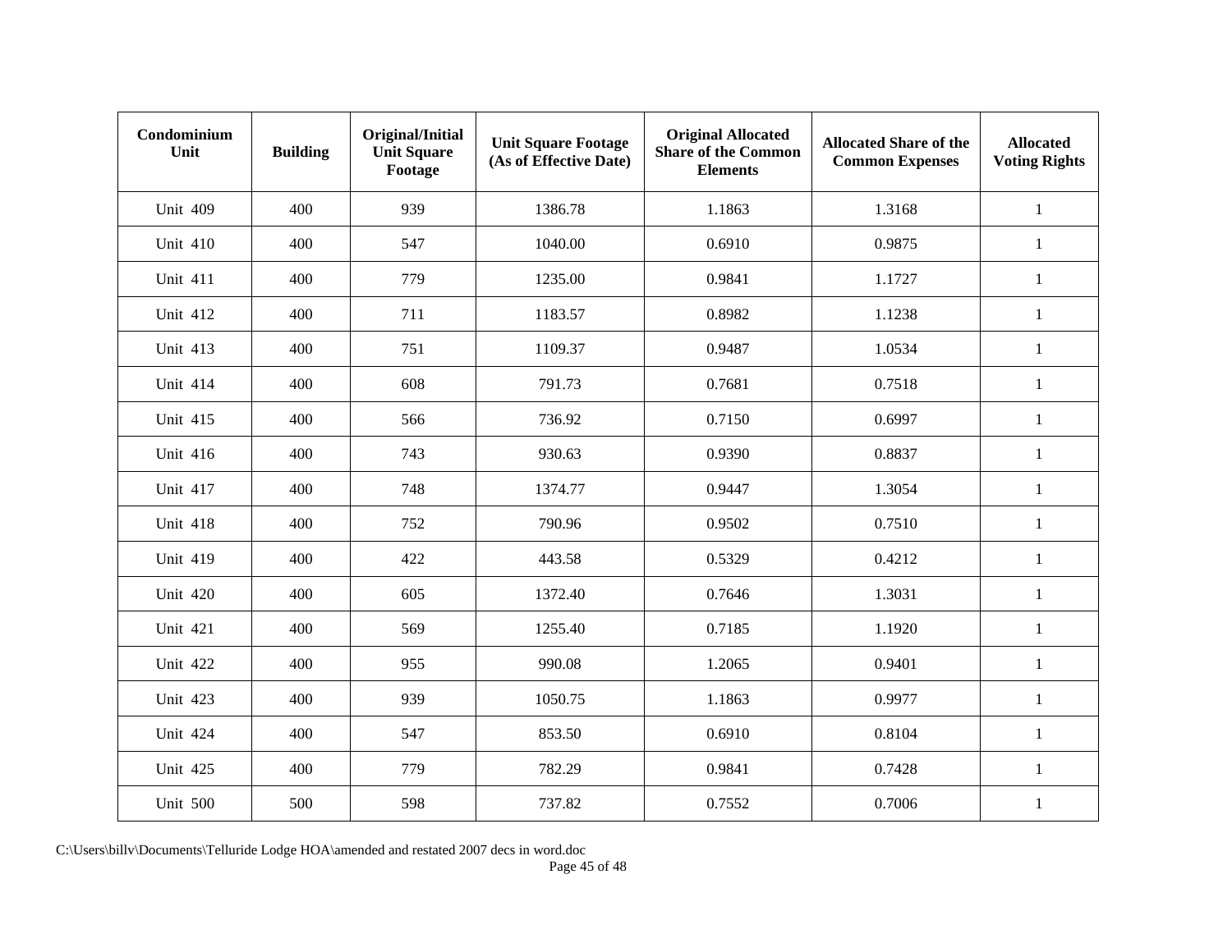| Condominium Unit | Building | Original/Initial Unit Square Footage | Unit Square Footage (As of Effective Date) | Original Allocated Share of the Common Elements | Allocated Share of the Common Expenses | Allocated Voting Rights |
|---|---|---|---|---|---|---|
| Unit 409 | 400 | 939 | 1386.78 | 1.1863 | 1.3168 | 1 |
| Unit 410 | 400 | 547 | 1040.00 | 0.6910 | 0.9875 | 1 |
| Unit 411 | 400 | 779 | 1235.00 | 0.9841 | 1.1727 | 1 |
| Unit 412 | 400 | 711 | 1183.57 | 0.8982 | 1.1238 | 1 |
| Unit 413 | 400 | 751 | 1109.37 | 0.9487 | 1.0534 | 1 |
| Unit 414 | 400 | 608 | 791.73 | 0.7681 | 0.7518 | 1 |
| Unit 415 | 400 | 566 | 736.92 | 0.7150 | 0.6997 | 1 |
| Unit 416 | 400 | 743 | 930.63 | 0.9390 | 0.8837 | 1 |
| Unit 417 | 400 | 748 | 1374.77 | 0.9447 | 1.3054 | 1 |
| Unit 418 | 400 | 752 | 790.96 | 0.9502 | 0.7510 | 1 |
| Unit 419 | 400 | 422 | 443.58 | 0.5329 | 0.4212 | 1 |
| Unit 420 | 400 | 605 | 1372.40 | 0.7646 | 1.3031 | 1 |
| Unit 421 | 400 | 569 | 1255.40 | 0.7185 | 1.1920 | 1 |
| Unit 422 | 400 | 955 | 990.08 | 1.2065 | 0.9401 | 1 |
| Unit 423 | 400 | 939 | 1050.75 | 1.1863 | 0.9977 | 1 |
| Unit 424 | 400 | 547 | 853.50 | 0.6910 | 0.8104 | 1 |
| Unit 425 | 400 | 779 | 782.29 | 0.9841 | 0.7428 | 1 |
| Unit 500 | 500 | 598 | 737.82 | 0.7552 | 0.7006 | 1 |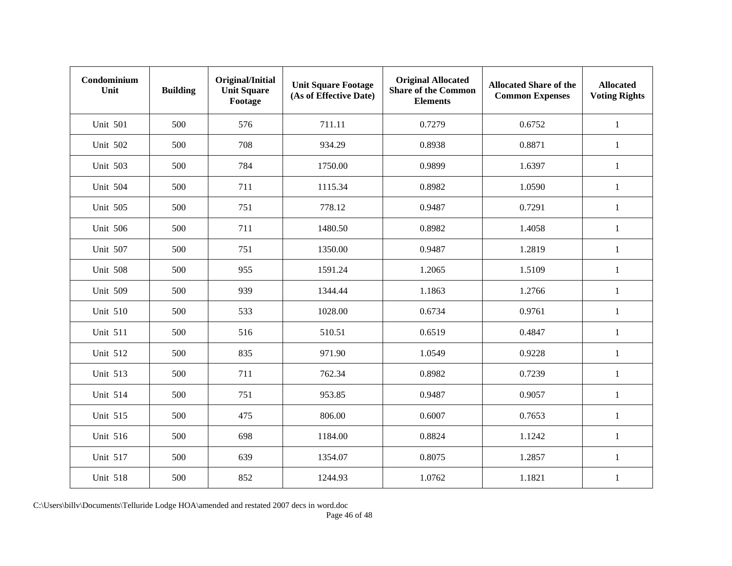| Condominium Unit | Building | Original/Initial Unit Square Footage | Unit Square Footage (As of Effective Date) | Original Allocated Share of the Common Elements | Allocated Share of the Common Expenses | Allocated Voting Rights |
|---|---|---|---|---|---|---|
| Unit 501 | 500 | 576 | 711.11 | 0.7279 | 0.6752 | 1 |
| Unit 502 | 500 | 708 | 934.29 | 0.8938 | 0.8871 | 1 |
| Unit 503 | 500 | 784 | 1750.00 | 0.9899 | 1.6397 | 1 |
| Unit 504 | 500 | 711 | 1115.34 | 0.8982 | 1.0590 | 1 |
| Unit 505 | 500 | 751 | 778.12 | 0.9487 | 0.7291 | 1 |
| Unit 506 | 500 | 711 | 1480.50 | 0.8982 | 1.4058 | 1 |
| Unit 507 | 500 | 751 | 1350.00 | 0.9487 | 1.2819 | 1 |
| Unit 508 | 500 | 955 | 1591.24 | 1.2065 | 1.5109 | 1 |
| Unit 509 | 500 | 939 | 1344.44 | 1.1863 | 1.2766 | 1 |
| Unit 510 | 500 | 533 | 1028.00 | 0.6734 | 0.9761 | 1 |
| Unit 511 | 500 | 516 | 510.51 | 0.6519 | 0.4847 | 1 |
| Unit 512 | 500 | 835 | 971.90 | 1.0549 | 0.9228 | 1 |
| Unit 513 | 500 | 711 | 762.34 | 0.8982 | 0.7239 | 1 |
| Unit 514 | 500 | 751 | 953.85 | 0.9487 | 0.9057 | 1 |
| Unit 515 | 500 | 475 | 806.00 | 0.6007 | 0.7653 | 1 |
| Unit 516 | 500 | 698 | 1184.00 | 0.8824 | 1.1242 | 1 |
| Unit 517 | 500 | 639 | 1354.07 | 0.8075 | 1.2857 | 1 |
| Unit 518 | 500 | 852 | 1244.93 | 1.0762 | 1.1821 | 1 |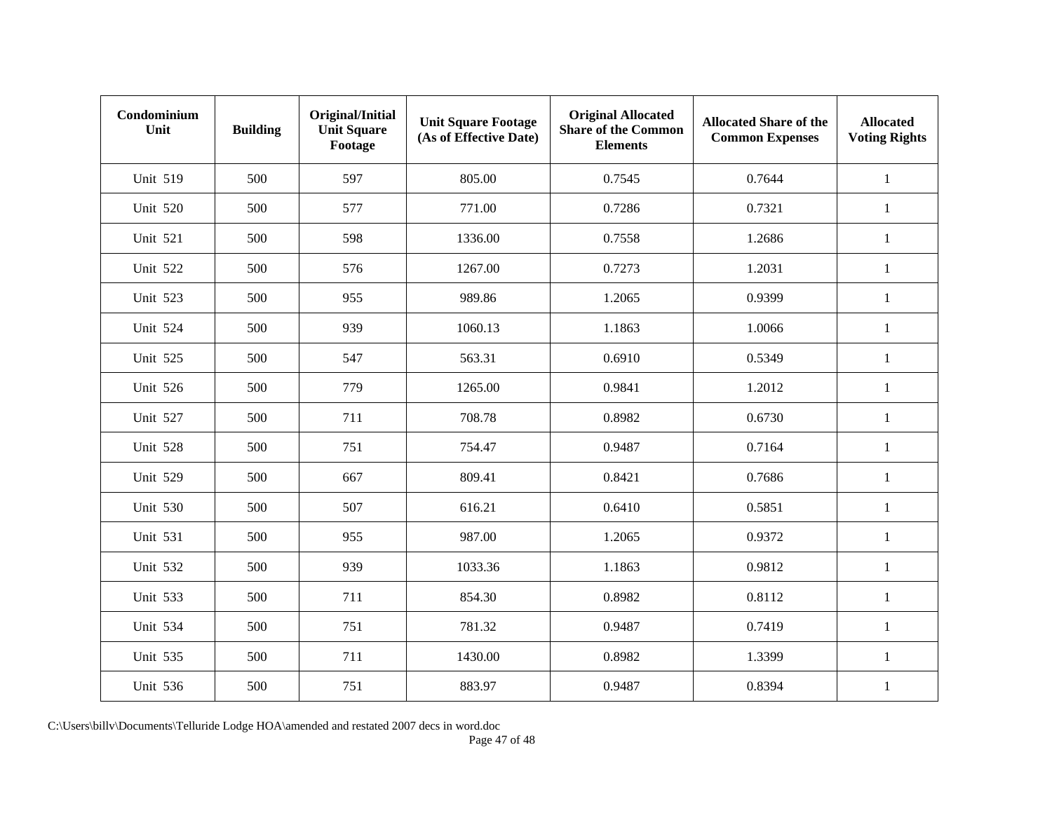| Condominium Unit | Building | Original/Initial Unit Square Footage | Unit Square Footage (As of Effective Date) | Original Allocated Share of the Common Elements | Allocated Share of the Common Expenses | Allocated Voting Rights |
|---|---|---|---|---|---|---|
| Unit 519 | 500 | 597 | 805.00 | 0.7545 | 0.7644 | 1 |
| Unit 520 | 500 | 577 | 771.00 | 0.7286 | 0.7321 | 1 |
| Unit 521 | 500 | 598 | 1336.00 | 0.7558 | 1.2686 | 1 |
| Unit 522 | 500 | 576 | 1267.00 | 0.7273 | 1.2031 | 1 |
| Unit 523 | 500 | 955 | 989.86 | 1.2065 | 0.9399 | 1 |
| Unit 524 | 500 | 939 | 1060.13 | 1.1863 | 1.0066 | 1 |
| Unit 525 | 500 | 547 | 563.31 | 0.6910 | 0.5349 | 1 |
| Unit 526 | 500 | 779 | 1265.00 | 0.9841 | 1.2012 | 1 |
| Unit 527 | 500 | 711 | 708.78 | 0.8982 | 0.6730 | 1 |
| Unit 528 | 500 | 751 | 754.47 | 0.9487 | 0.7164 | 1 |
| Unit 529 | 500 | 667 | 809.41 | 0.8421 | 0.7686 | 1 |
| Unit 530 | 500 | 507 | 616.21 | 0.6410 | 0.5851 | 1 |
| Unit 531 | 500 | 955 | 987.00 | 1.2065 | 0.9372 | 1 |
| Unit 532 | 500 | 939 | 1033.36 | 1.1863 | 0.9812 | 1 |
| Unit 533 | 500 | 711 | 854.30 | 0.8982 | 0.8112 | 1 |
| Unit 534 | 500 | 751 | 781.32 | 0.9487 | 0.7419 | 1 |
| Unit 535 | 500 | 711 | 1430.00 | 0.8982 | 1.3399 | 1 |
| Unit 536 | 500 | 751 | 883.97 | 0.9487 | 0.8394 | 1 |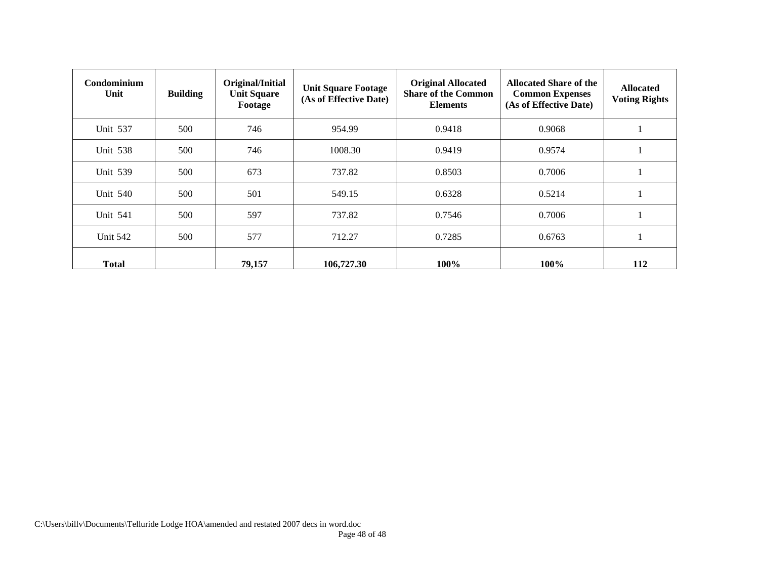| Condominium Unit | Building | Original/Initial Unit Square Footage | Unit Square Footage (As of Effective Date) | Original Allocated Share of the Common Elements | Allocated Share of the Common Expenses (As of Effective Date) | Allocated Voting Rights |
|---|---|---|---|---|---|---|
| Unit 537 | 500 | 746 | 954.99 | 0.9418 | 0.9068 | 1 |
| Unit 538 | 500 | 746 | 1008.30 | 0.9419 | 0.9574 | 1 |
| Unit 539 | 500 | 673 | 737.82 | 0.8503 | 0.7006 | 1 |
| Unit 540 | 500 | 501 | 549.15 | 0.6328 | 0.5214 | 1 |
| Unit 541 | 500 | 597 | 737.82 | 0.7546 | 0.7006 | 1 |
| Unit 542 | 500 | 577 | 712.27 | 0.7285 | 0.6763 | 1 |
| **Total** | | **79,157** | **106,727.30** | **100%** | **100%** | **112** |

C:\Users\billv\Documents\Telluride Lodge HOA\amended and restated 2007 decs in word.doc